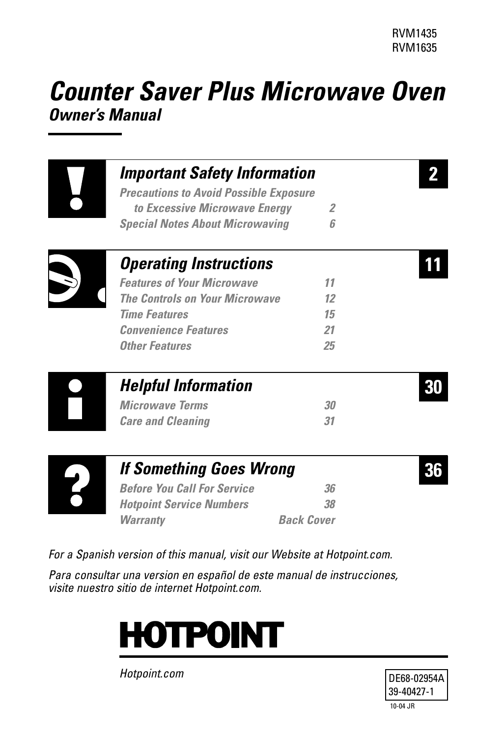RVM1435
RVM1635

# Counter Saver Plus Microwave Oven

## Owner's Manual

## Important Safety Information — 2

*Precautions to Avoid Possible Exposure to Excessive Microwave Energy* — 2
*Special Notes About Microwaving* — 6

## Operating Instructions — 11

*Features of Your Microwave* — 11
*The Controls on Your Microwave* — 12
*Time Features* — 15
*Convenience Features* — 21
*Other Features* — 25

## Helpful Information — 30

*Microwave Terms* — 30
*Care and Cleaning* — 31

## If Something Goes Wrong — 36

*Before You Call For Service* — 36
*Hotpoint Service Numbers* — 38
*Warranty* — Back Cover

*For a Spanish version of this manual, visit our Website at Hotpoint.com.*

*Para consultar una version en español de este manual de instrucciones, visite nuestro sitio de internet Hotpoint.com.*

**HOTPOINT**

*Hotpoint.com*

DE68-02954A
39-40427-1
10-04 JR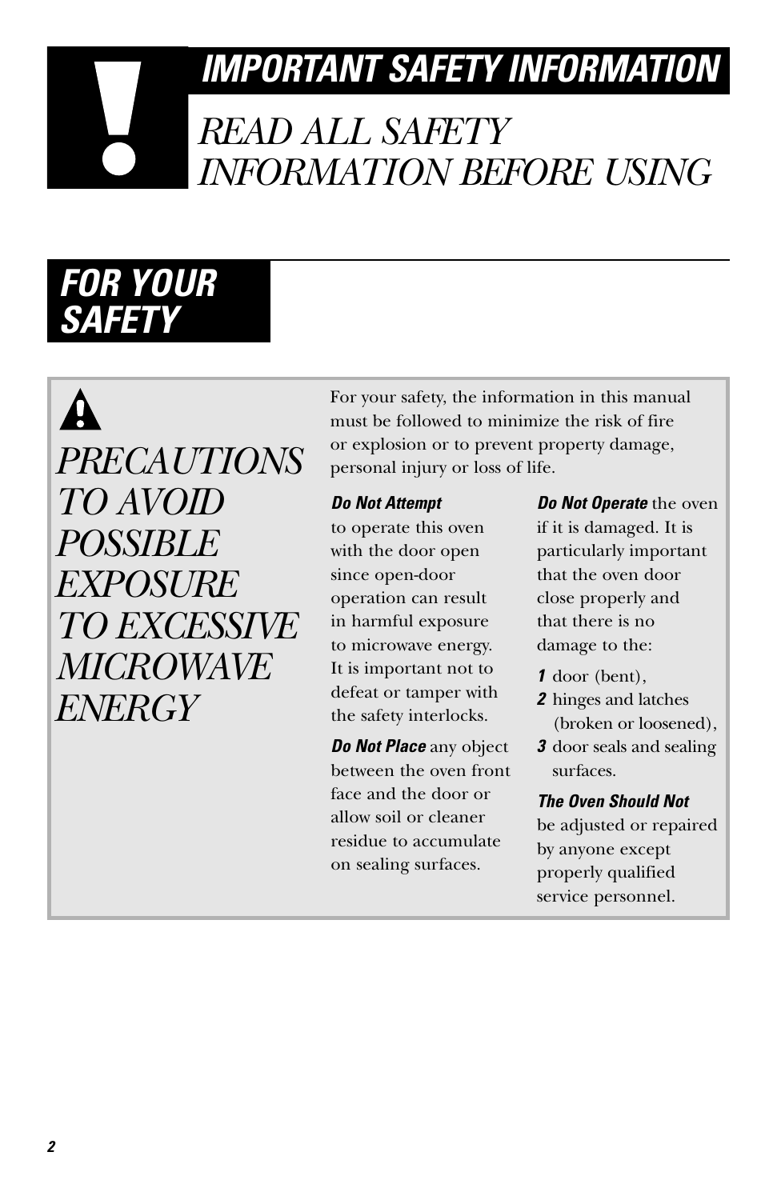# IMPORTANT SAFETY INFORMATION

## *READ ALL SAFETY INFORMATION BEFORE USING*

## FOR YOUR SAFETY

### *PRECAUTIONS TO AVOID POSSIBLE EXPOSURE TO EXCESSIVE MICROWAVE ENERGY*

For your safety, the information in this manual must be followed to minimize the risk of fire or explosion or to prevent property damage, personal injury or loss of life.

***Do Not Attempt*** to operate this oven with the door open since open-door operation can result in harmful exposure to microwave energy. It is important not to defeat or tamper with the safety interlocks.

***Do Not Place*** any object between the oven front face and the door or allow soil or cleaner residue to accumulate on sealing surfaces.

***Do Not Operate*** the oven if it is damaged. It is particularly important that the oven door close properly and that there is no damage to the:

1. door (bent),
2. hinges and latches (broken or loosened),
3. door seals and sealing surfaces.

***The Oven Should Not*** be adjusted or repaired by anyone except properly qualified service personnel.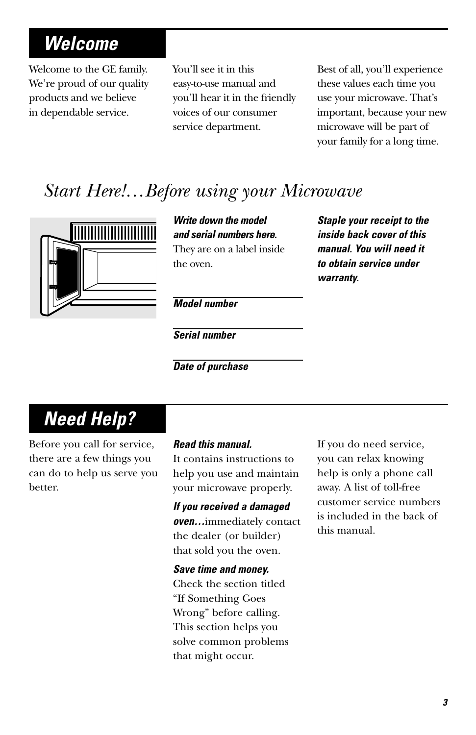# Welcome

Welcome to the GE family. We're proud of our quality products and we believe in dependable service.

You'll see it in this easy-to-use manual and you'll hear it in the friendly voices of our consumer service department.

Best of all, you'll experience these values each time you use your microwave. That's important, because your new microwave will be part of your family for a long time.

## *Start Here!…Before using your Microwave*

***Write down the model and serial numbers here.*** They are on a label inside the oven.

***Model number***

***Serial number***

***Date of purchase***

***Staple your receipt to the inside back cover of this manual. You will need it to obtain service under warranty.***

# Need Help?

Before you call for service, there are a few things you can do to help us serve you better.

***Read this manual.*** It contains instructions to help you use and maintain your microwave properly.

***If you received a damaged oven…*** immediately contact the dealer (or builder) that sold you the oven.

***Save time and money.*** Check the section titled "If Something Goes Wrong" before calling. This section helps you solve common problems that might occur.

If you do need service, you can relax knowing help is only a phone call away. A list of toll-free customer service numbers is included in the back of this manual.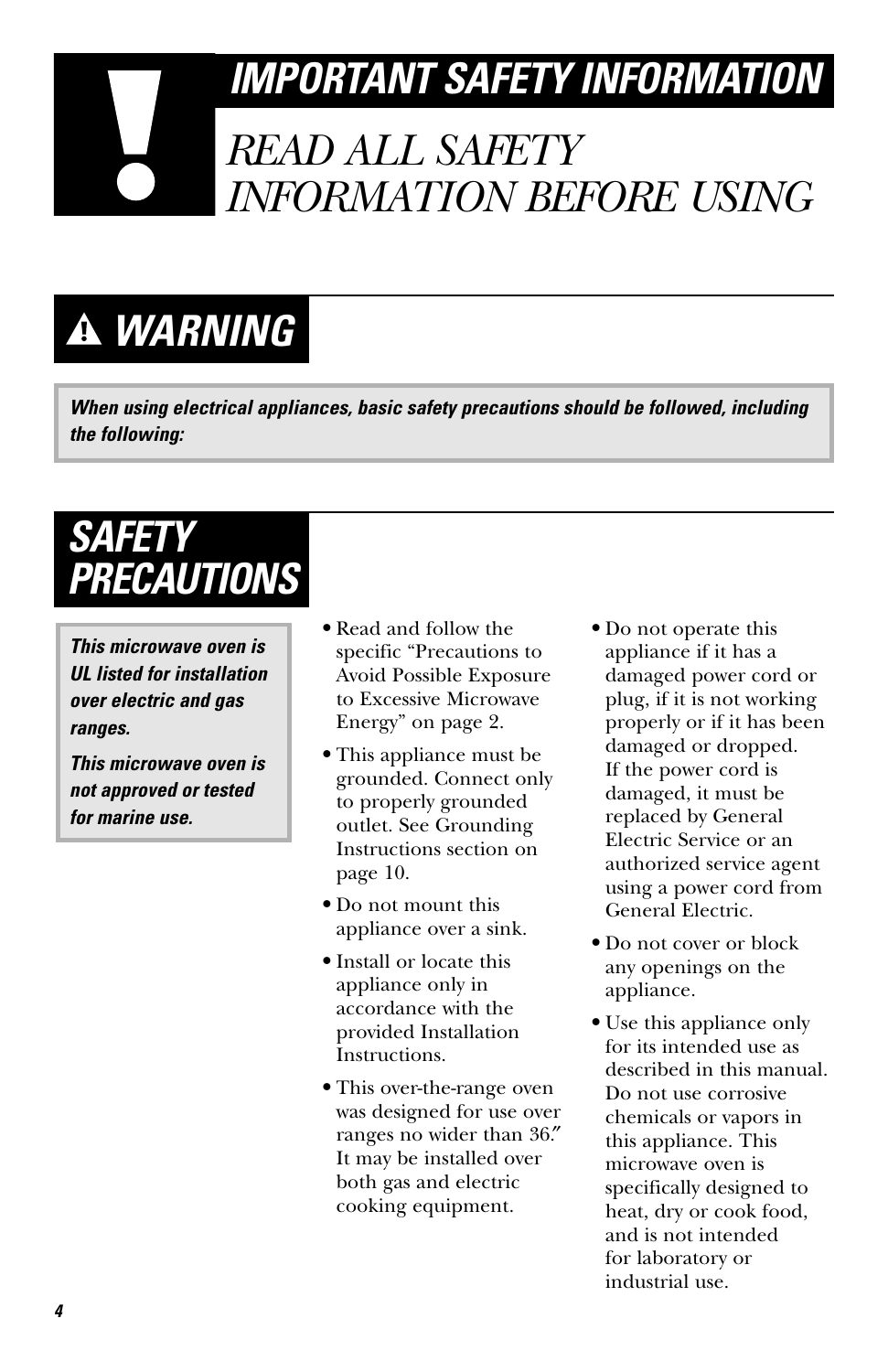# IMPORTANT SAFETY INFORMATION

## *READ ALL SAFETY INFORMATION BEFORE USING*

## WARNING

***When using electrical appliances, basic safety precautions should be followed, including the following:***

## SAFETY PRECAUTIONS

***This microwave oven is UL listed for installation over electric and gas ranges.***

***This microwave oven is not approved or tested for marine use.***

- Read and follow the specific "Precautions to Avoid Possible Exposure to Excessive Microwave Energy" on page 2.
- This appliance must be grounded. Connect only to properly grounded outlet. See Grounding Instructions section on page 10.
- Do not mount this appliance over a sink.
- Install or locate this appliance only in accordance with the provided Installation Instructions.
- This over-the-range oven was designed for use over ranges no wider than 36″. It may be installed over both gas and electric cooking equipment.
- Do not operate this appliance if it has a damaged power cord or plug, if it is not working properly or if it has been damaged or dropped. If the power cord is damaged, it must be replaced by General Electric Service or an authorized service agent using a power cord from General Electric.
- Do not cover or block any openings on the appliance.
- Use this appliance only for its intended use as described in this manual. Do not use corrosive chemicals or vapors in this appliance. This microwave oven is specifically designed to heat, dry or cook food, and is not intended for laboratory or industrial use.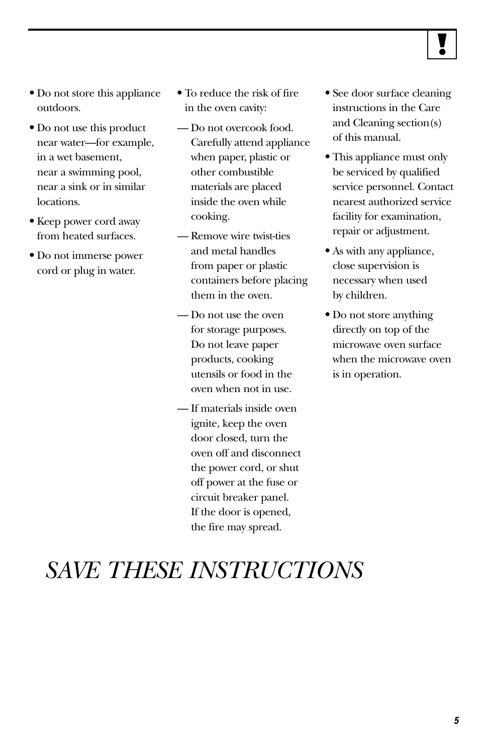- Do not store this appliance outdoors.
- Do not use this product near water—for example, in a wet basement, near a swimming pool, near a sink or in similar locations.
- Keep power cord away from heated surfaces.
- Do not immerse power cord or plug in water.
- To reduce the risk of fire in the oven cavity:
  - — Do not overcook food. Carefully attend appliance when paper, plastic or other combustible materials are placed inside the oven while cooking.
  - — Remove wire twist-ties and metal handles from paper or plastic containers before placing them in the oven.
  - — Do not use the oven for storage purposes. Do not leave paper products, cooking utensils or food in the oven when not in use.
  - — If materials inside oven ignite, keep the oven door closed, turn the oven off and disconnect the power cord, or shut off power at the fuse or circuit breaker panel. If the door is opened, the fire may spread.
- See door surface cleaning instructions in the Care and Cleaning section(s) of this manual.
- This appliance must only be serviced by qualified service personnel. Contact nearest authorized service facility for examination, repair or adjustment.
- As with any appliance, close supervision is necessary when used by children.
- Do not store anything directly on top of the microwave oven surface when the microwave oven is in operation.

# *SAVE THESE INSTRUCTIONS*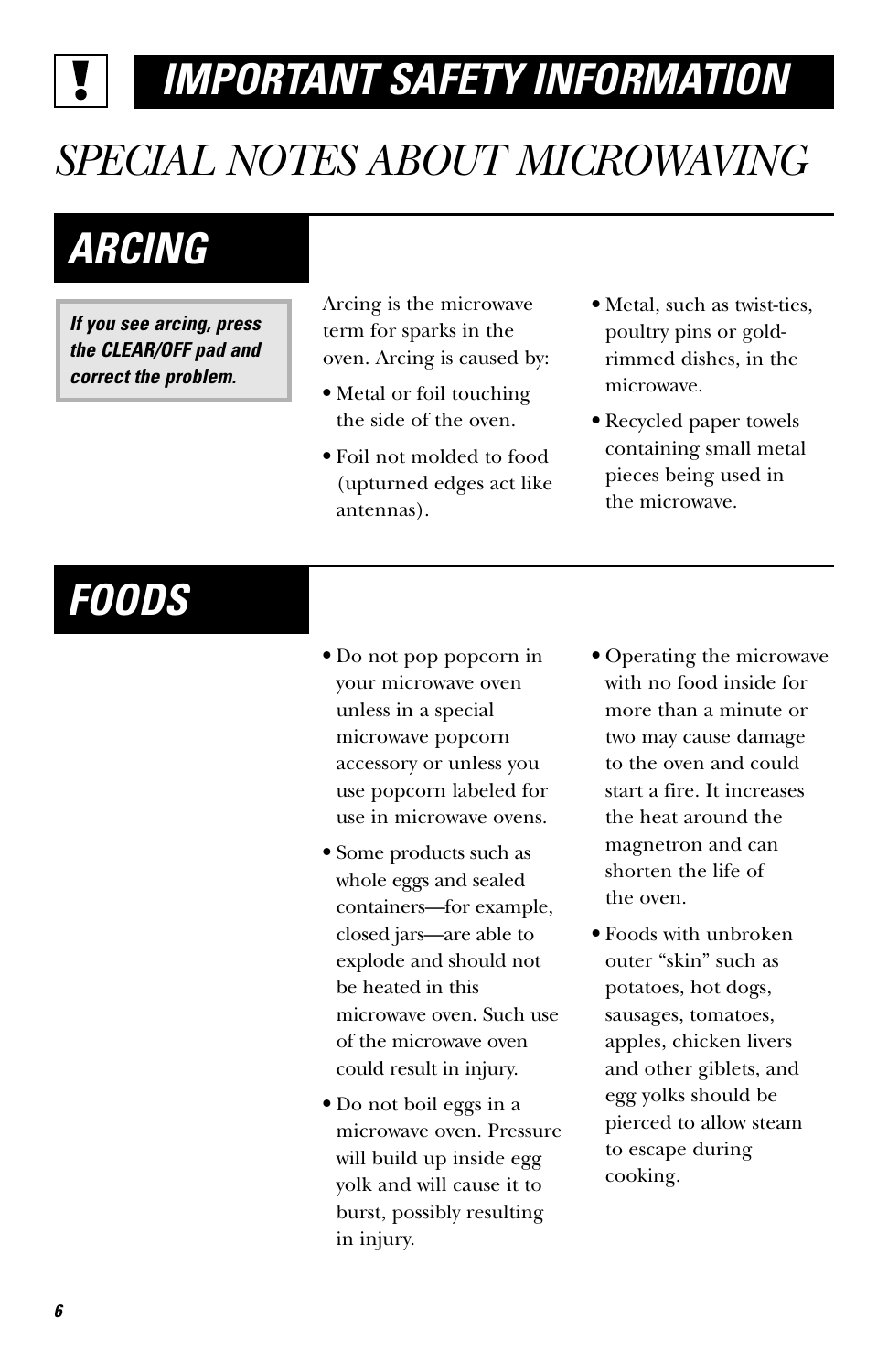# IMPORTANT SAFETY INFORMATION

## SPECIAL NOTES ABOUT MICROWAVING

### ARCING

***If you see arcing, press the CLEAR/OFF pad and correct the problem.***

Arcing is the microwave term for sparks in the oven. Arcing is caused by:

- Metal or foil touching the side of the oven.
- Foil not molded to food (upturned edges act like antennas).
- Metal, such as twist-ties, poultry pins or gold-rimmed dishes, in the microwave.
- Recycled paper towels containing small metal pieces being used in the microwave.

### FOODS

- Do not pop popcorn in your microwave oven unless in a special microwave popcorn accessory or unless you use popcorn labeled for use in microwave ovens.
- Some products such as whole eggs and sealed containers—for example, closed jars—are able to explode and should not be heated in this microwave oven. Such use of the microwave oven could result in injury.
- Do not boil eggs in a microwave oven. Pressure will build up inside egg yolk and will cause it to burst, possibly resulting in injury.
- Operating the microwave with no food inside for more than a minute or two may cause damage to the oven and could start a fire. It increases the heat around the magnetron and can shorten the life of the oven.
- Foods with unbroken outer "skin" such as potatoes, hot dogs, sausages, tomatoes, apples, chicken livers and other giblets, and egg yolks should be pierced to allow steam to escape during cooking.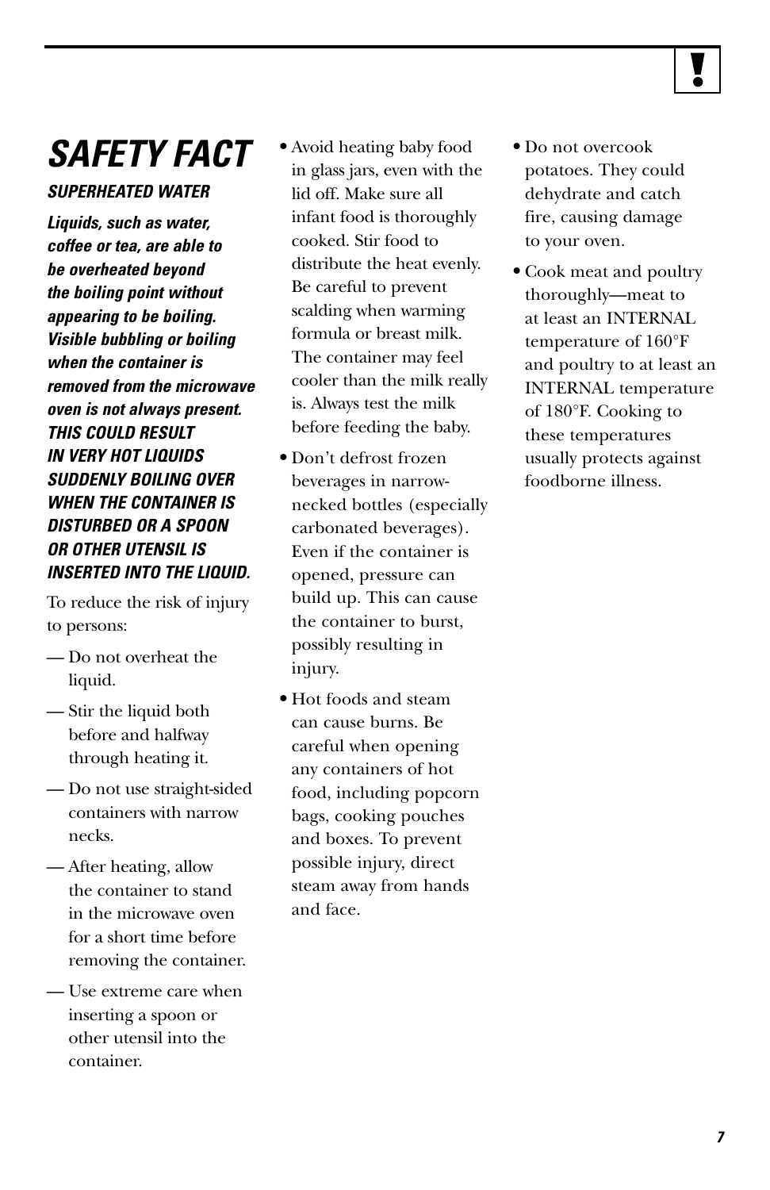# SAFETY FACT

***SUPERHEATED WATER***

***Liquids, such as water, coffee or tea, are able to be overheated beyond the boiling point without appearing to be boiling. Visible bubbling or boiling when the container is removed from the microwave oven is not always present. THIS COULD RESULT IN VERY HOT LIQUIDS SUDDENLY BOILING OVER WHEN THE CONTAINER IS DISTURBED OR A SPOON OR OTHER UTENSIL IS INSERTED INTO THE LIQUID.***

To reduce the risk of injury to persons:

— Do not overheat the liquid.

— Stir the liquid both before and halfway through heating it.

— Do not use straight-sided containers with narrow necks.

— After heating, allow the container to stand in the microwave oven for a short time before removing the container.

— Use extreme care when inserting a spoon or other utensil into the container.

- Avoid heating baby food in glass jars, even with the lid off. Make sure all infant food is thoroughly cooked. Stir food to distribute the heat evenly. Be careful to prevent scalding when warming formula or breast milk. The container may feel cooler than the milk really is. Always test the milk before feeding the baby.
- Don't defrost frozen beverages in narrow-necked bottles (especially carbonated beverages). Even if the container is opened, pressure can build up. This can cause the container to burst, possibly resulting in injury.
- Hot foods and steam can cause burns. Be careful when opening any containers of hot food, including popcorn bags, cooking pouches and boxes. To prevent possible injury, direct steam away from hands and face.
- Do not overcook potatoes. They could dehydrate and catch fire, causing damage to your oven.
- Cook meat and poultry thoroughly—meat to at least an INTERNAL temperature of 160°F and poultry to at least an INTERNAL temperature of 180°F. Cooking to these temperatures usually protects against foodborne illness.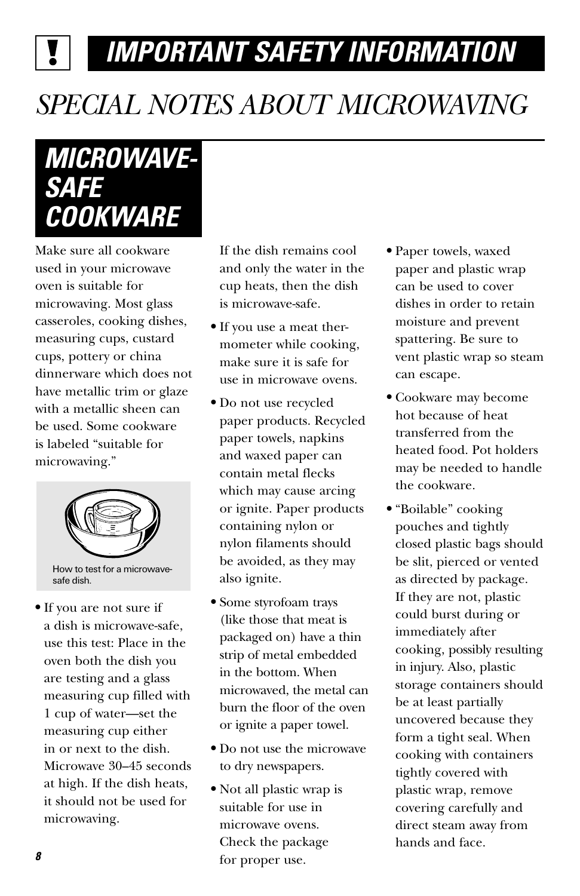# IMPORTANT SAFETY INFORMATION

## SPECIAL NOTES ABOUT MICROWAVING

### MICROWAVE-SAFE COOKWARE

Make sure all cookware used in your microwave oven is suitable for microwaving. Most glass casseroles, cooking dishes, measuring cups, custard cups, pottery or china dinnerware which does not have metallic trim or glaze with a metallic sheen can be used. Some cookware is labeled "suitable for microwaving."

How to test for a microwave-safe dish.

- If you are not sure if a dish is microwave-safe, use this test: Place in the oven both the dish you are testing and a glass measuring cup filled with 1 cup of water—set the measuring cup either in or next to the dish. Microwave 30–45 seconds at high. If the dish heats, it should not be used for microwaving. If the dish remains cool and only the water in the cup heats, then the dish is microwave-safe.
- If you use a meat thermometer while cooking, make sure it is safe for use in microwave ovens.
- Do not use recycled paper products. Recycled paper towels, napkins and waxed paper can contain metal flecks which may cause arcing or ignite. Paper products containing nylon or nylon filaments should be avoided, as they may also ignite.
- Some styrofoam trays (like those that meat is packaged on) have a thin strip of metal embedded in the bottom. When microwaved, the metal can burn the floor of the oven or ignite a paper towel.
- Do not use the microwave to dry newspapers.
- Not all plastic wrap is suitable for use in microwave ovens. Check the package for proper use.
- Paper towels, waxed paper and plastic wrap can be used to cover dishes in order to retain moisture and prevent spattering. Be sure to vent plastic wrap so steam can escape.
- Cookware may become hot because of heat transferred from the heated food. Pot holders may be needed to handle the cookware.
- "Boilable" cooking pouches and tightly closed plastic bags should be slit, pierced or vented as directed by package. If they are not, plastic could burst during or immediately after cooking, possibly resulting in injury. Also, plastic storage containers should be at least partially uncovered because they form a tight seal. When cooking with containers tightly covered with plastic wrap, remove covering carefully and direct steam away from hands and face.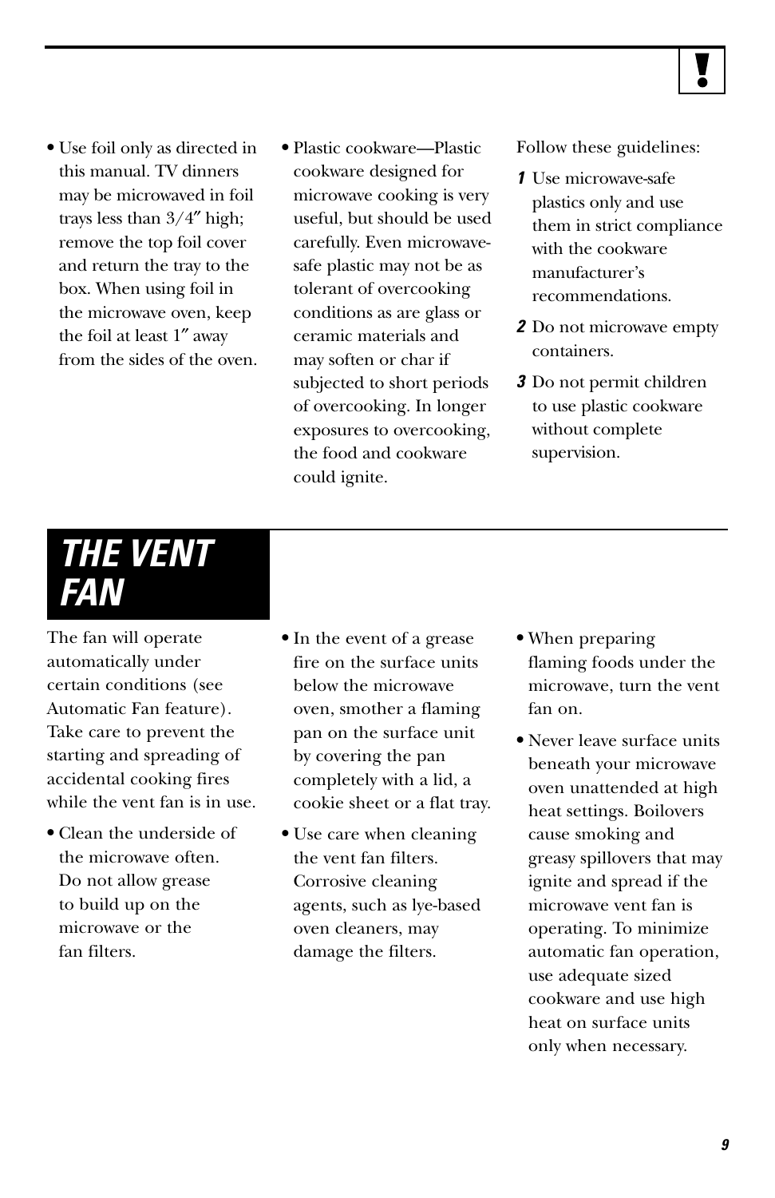- Use foil only as directed in this manual. TV dinners may be microwaved in foil trays less than 3/4″ high; remove the top foil cover and return the tray to the box. When using foil in the microwave oven, keep the foil at least 1″ away from the sides of the oven.
- Plastic cookware—Plastic cookware designed for microwave cooking is very useful, but should be used carefully. Even microwave-safe plastic may not be as tolerant of overcooking conditions as are glass or ceramic materials and may soften or char if subjected to short periods of overcooking. In longer exposures to overcooking, the food and cookware could ignite.

Follow these guidelines:

1. Use microwave-safe plastics only and use them in strict compliance with the cookware manufacturer's recommendations.
2. Do not microwave empty containers.
3. Do not permit children to use plastic cookware without complete supervision.

# THE VENT FAN

The fan will operate automatically under certain conditions (see Automatic Fan feature). Take care to prevent the starting and spreading of accidental cooking fires while the vent fan is in use.

- Clean the underside of the microwave often. Do not allow grease to build up on the microwave or the fan filters.
- In the event of a grease fire on the surface units below the microwave oven, smother a flaming pan on the surface unit by covering the pan completely with a lid, a cookie sheet or a flat tray.
- Use care when cleaning the vent fan filters. Corrosive cleaning agents, such as lye-based oven cleaners, may damage the filters.
- When preparing flaming foods under the microwave, turn the vent fan on.
- Never leave surface units beneath your microwave oven unattended at high heat settings. Boilovers cause smoking and greasy spillovers that may ignite and spread if the microwave vent fan is operating. To minimize automatic fan operation, use adequate sized cookware and use high heat on surface units only when necessary.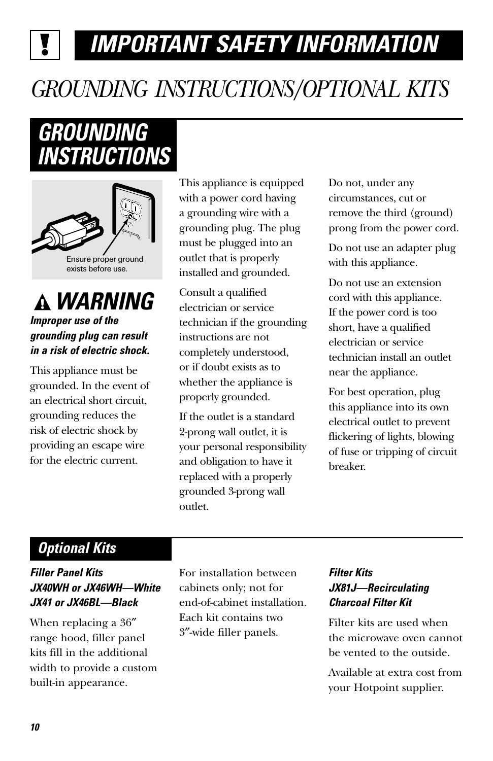# IMPORTANT SAFETY INFORMATION

# *GROUNDING INSTRUCTIONS/OPTIONAL KITS*

## GROUNDING INSTRUCTIONS

Ensure proper ground exists before use.

### ⚠ WARNING

***Improper use of the grounding plug can result in a risk of electric shock.***

This appliance must be grounded. In the event of an electrical short circuit, grounding reduces the risk of electric shock by providing an escape wire for the electric current.

This appliance is equipped with a power cord having a grounding wire with a grounding plug. The plug must be plugged into an outlet that is properly installed and grounded.

Consult a qualified electrician or service technician if the grounding instructions are not completely understood, or if doubt exists as to whether the appliance is properly grounded.

If the outlet is a standard 2-prong wall outlet, it is your personal responsibility and obligation to have it replaced with a properly grounded 3-prong wall outlet.

Do not, under any circumstances, cut or remove the third (ground) prong from the power cord.

Do not use an adapter plug with this appliance.

Do not use an extension cord with this appliance. If the power cord is too short, have a qualified electrician or service technician install an outlet near the appliance.

For best operation, plug this appliance into its own electrical outlet to prevent flickering of lights, blowing of fuse or tripping of circuit breaker.

## Optional Kits

***Filler Panel Kits***
***JX40WH or JX46WH—White***
***JX41 or JX46BL—Black***

When replacing a 36″ range hood, filler panel kits fill in the additional width to provide a custom built-in appearance.

For installation between cabinets only; not for end-of-cabinet installation. Each kit contains two 3″-wide filler panels.

***Filter Kits***
***JX81J—Recirculating Charcoal Filter Kit***

Filter kits are used when the microwave oven cannot be vented to the outside.

Available at extra cost from your Hotpoint supplier.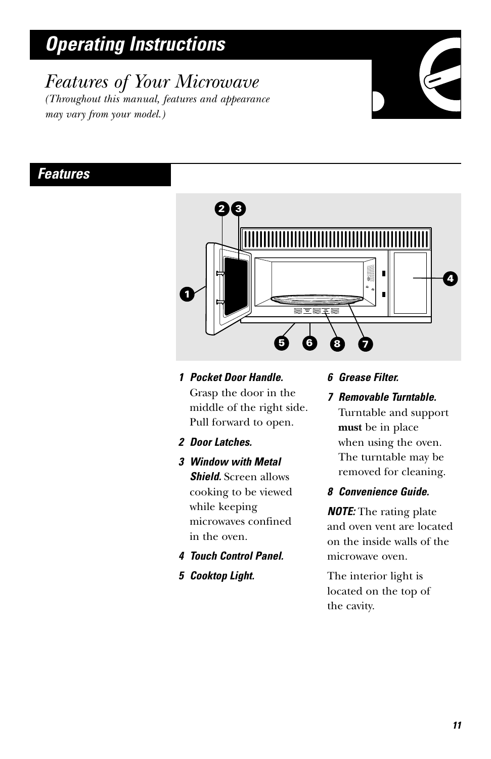# Operating Instructions

## Features of Your Microwave

*(Throughout this manual, features and appearance may vary from your model.)*

### Features

1. ***Pocket Door Handle.*** Grasp the door in the middle of the right side. Pull forward to open.
2. ***Door Latches.***
3. ***Window with Metal Shield.*** Screen allows cooking to be viewed while keeping microwaves confined in the oven.
4. ***Touch Control Panel.***
5. ***Cooktop Light.***
6. ***Grease Filter.***
7. ***Removable Turntable.*** Turntable and support **must** be in place when using the oven. The turntable may be removed for cleaning.
8. ***Convenience Guide.***

***NOTE:*** The rating plate and oven vent are located on the inside walls of the microwave oven.

The interior light is located on the top of the cavity.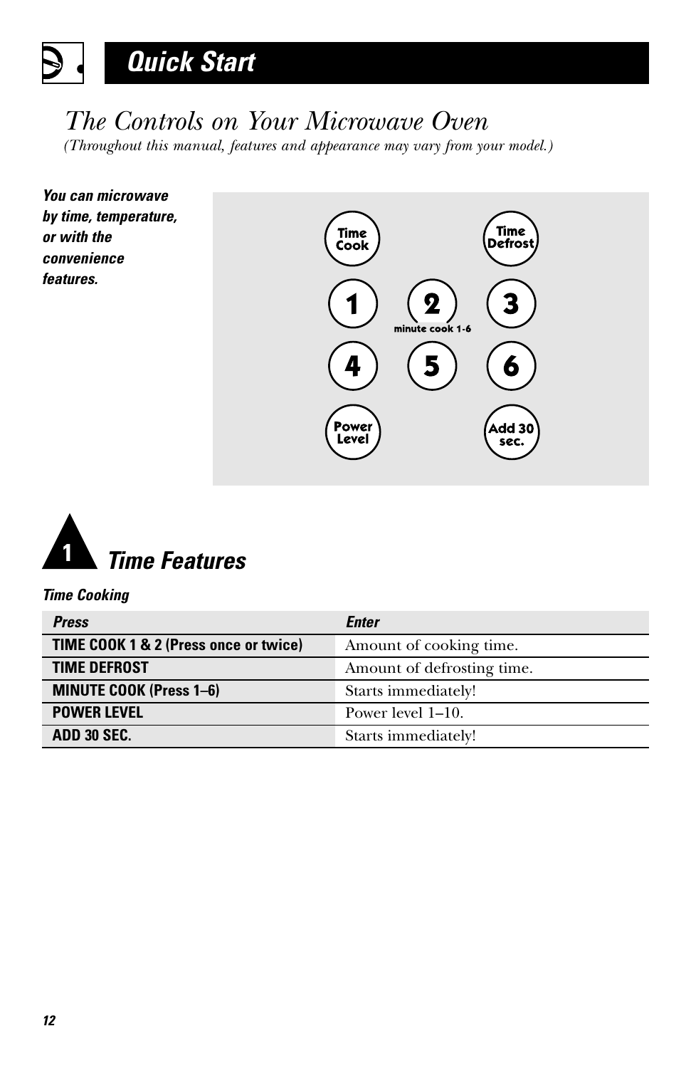# Quick Start

## The Controls on Your Microwave Oven

*(Throughout this manual, features and appearance may vary from your model.)*

***You can microwave by time, temperature, or with the convenience features.***

Time Cook

Time Defrost

1 2 3

minute cook 1-6

4 5 6

Power Level

Add 30 sec.

## 1 Time Features

***Time Cooking***

| *Press* | *Enter* |
|---|---|
| **TIME COOK 1 & 2 (Press once or twice)** | Amount of cooking time. |
| **TIME DEFROST** | Amount of defrosting time. |
| **MINUTE COOK (Press 1–6)** | Starts immediately! |
| **POWER LEVEL** | Power level 1–10. |
| **ADD 30 SEC.** | Starts immediately! |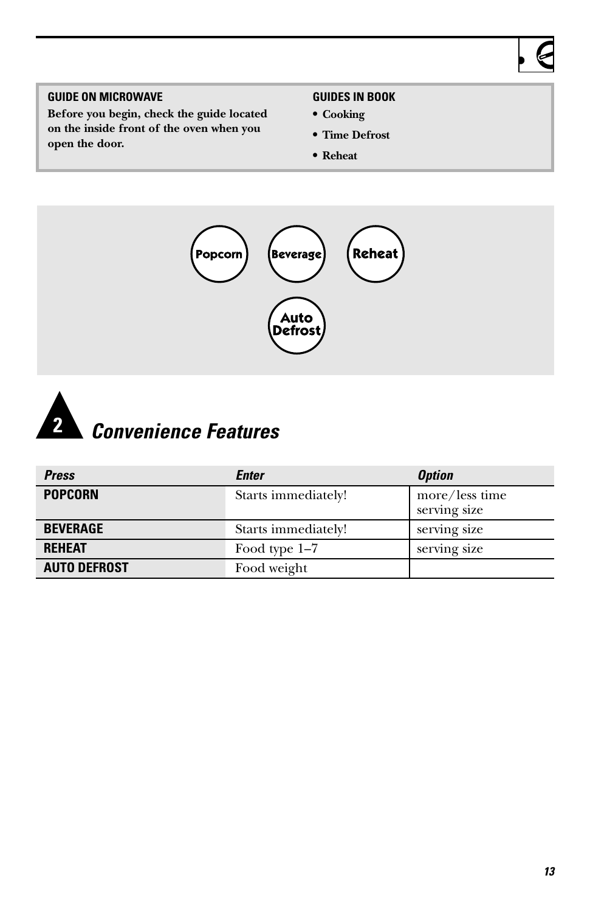**GUIDE ON MICROWAVE**

**Before you begin, check the guide located on the inside front of the oven when you open the door.**

**GUIDES IN BOOK**

- **Cooking**
- **Time Defrost**
- **Reheat**

Popcorn Beverage Reheat

Auto Defrost

## 2 *Convenience Features*

| *Press* | *Enter* | *Option* |
|---|---|---|
| **POPCORN** | Starts immediately! | more/less time serving size |
| **BEVERAGE** | Starts immediately! | serving size |
| **REHEAT** | Food type 1–7 | serving size |
| **AUTO DEFROST** | Food weight | |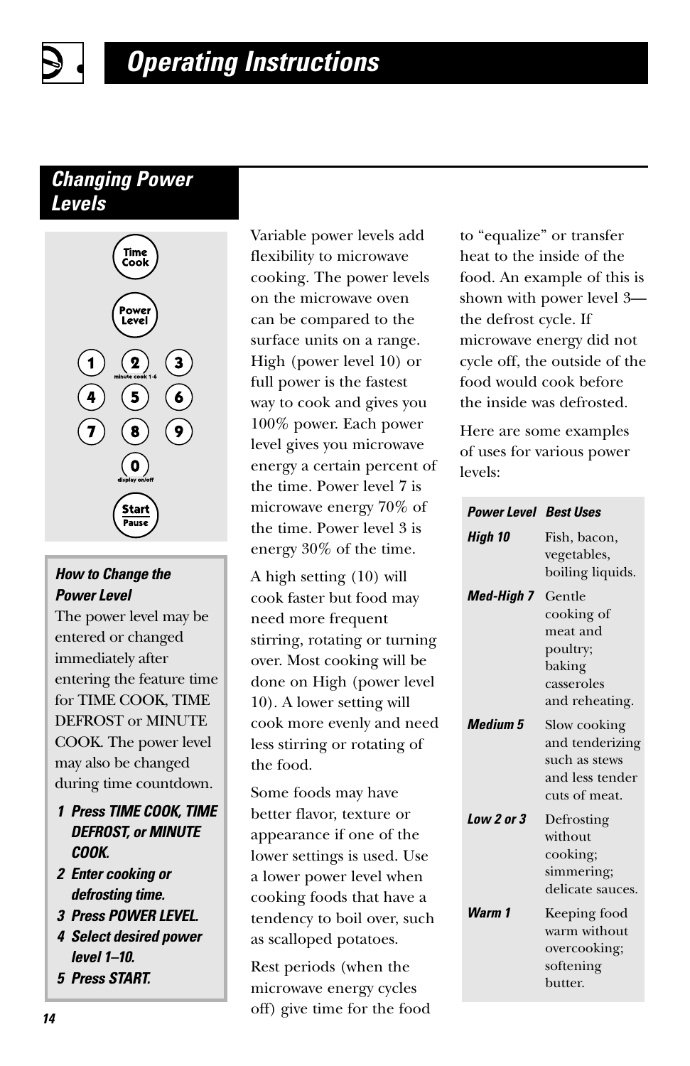# Operating Instructions

## Changing Power Levels

Time Cook

Power Level

1 2 3
4 5 6
7 8 9
0

Start Pause

***How to Change the Power Level***

The power level may be entered or changed immediately after entering the feature time for TIME COOK, TIME DEFROST or MINUTE COOK. The power level may also be changed during time countdown.

1. ***Press TIME COOK, TIME DEFROST, or MINUTE COOK.***
2. ***Enter cooking or defrosting time.***
3. ***Press POWER LEVEL.***
4. ***Select desired power level 1–10.***
5. ***Press START.***

Variable power levels add flexibility to microwave cooking. The power levels on the microwave oven can be compared to the surface units on a range. High (power level 10) or full power is the fastest way to cook and gives you 100% power. Each power level gives you microwave energy a certain percent of the time. Power level 7 is microwave energy 70% of the time. Power level 3 is energy 30% of the time.

A high setting (10) will cook faster but food may need more frequent stirring, rotating or turning over. Most cooking will be done on High (power level 10). A lower setting will cook more evenly and need less stirring or rotating of the food.

Some foods may have better flavor, texture or appearance if one of the lower settings is used. Use a lower power level when cooking foods that have a tendency to boil over, such as scalloped potatoes.

Rest periods (when the microwave energy cycles off) give time for the food to "equalize" or transfer heat to the inside of the food. An example of this is shown with power level 3—the defrost cycle. If microwave energy did not cycle off, the outside of the food would cook before the inside was defrosted.

Here are some examples of uses for various power levels:

| ***Power Level*** | ***Best Uses*** |
| --- | --- |
| ***High 10*** | Fish, bacon, vegetables, boiling liquids. |
| ***Med-High 7*** | Gentle cooking of meat and poultry; baking casseroles and reheating. |
| ***Medium 5*** | Slow cooking and tenderizing such as stews and less tender cuts of meat. |
| ***Low 2 or 3*** | Defrosting without cooking; simmering; delicate sauces. |
| ***Warm 1*** | Keeping food warm without overcooking; softening butter. |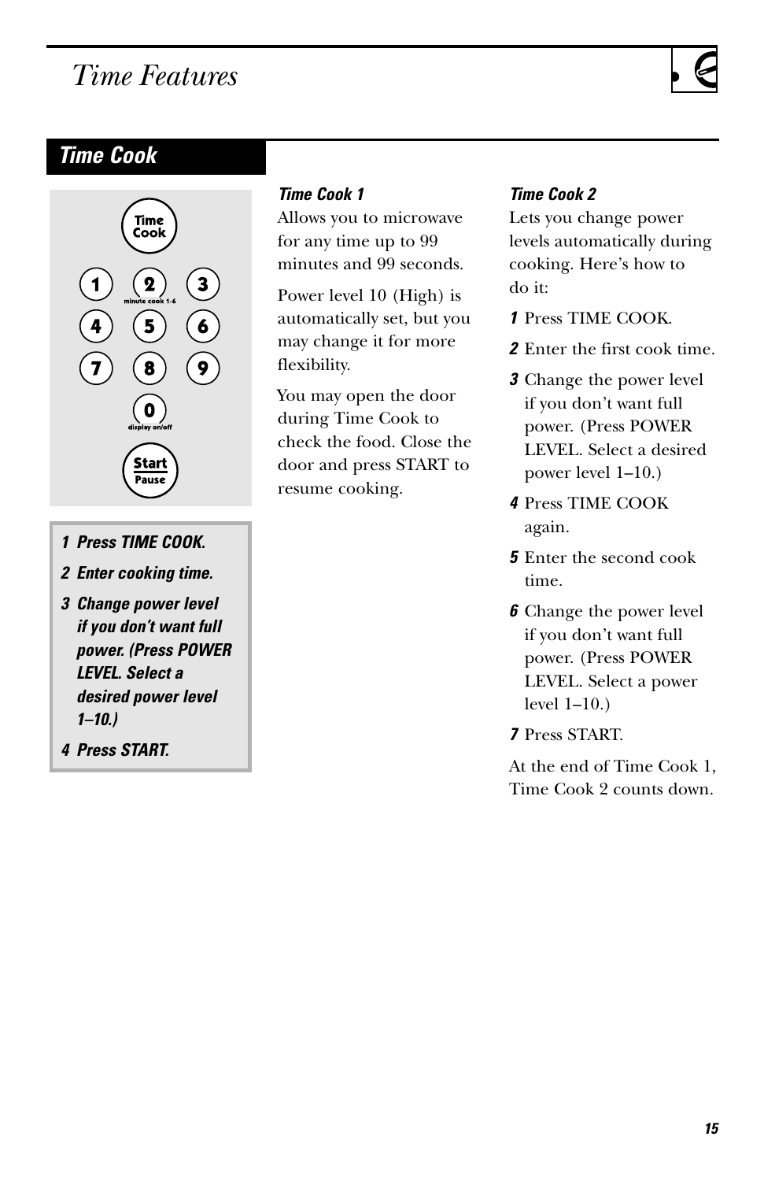# Time Features

## Time Cook

**1 Press TIME COOK.**

**2 Enter cooking time.**

**3 Change power level if you don't want full power. (Press POWER LEVEL. Select a desired power level 1–10.)**

**4 Press START.**

### Time Cook 1

Allows you to microwave for any time up to 99 minutes and 99 seconds.

Power level 10 (High) is automatically set, but you may change it for more flexibility.

You may open the door during Time Cook to check the food. Close the door and press START to resume cooking.

### Time Cook 2

Lets you change power levels automatically during cooking. Here's how to do it:

**1** Press TIME COOK.

**2** Enter the first cook time.

**3** Change the power level if you don't want full power. (Press POWER LEVEL. Select a desired power level 1–10.)

**4** Press TIME COOK again.

**5** Enter the second cook time.

**6** Change the power level if you don't want full power. (Press POWER LEVEL. Select a power level 1–10.)

**7** Press START.

At the end of Time Cook 1, Time Cook 2 counts down.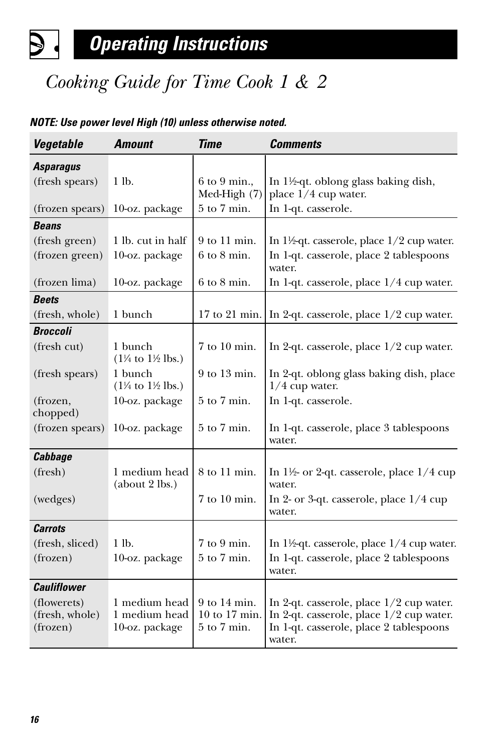# Operating Instructions

## Cooking Guide for Time Cook 1 & 2

***NOTE: Use power level High (10) unless otherwise noted.***

| Vegetable | Amount | Time | Comments |
|---|---|---|---|
| ***Asparagus*** | | | |
| (fresh spears) | 1 lb. | 6 to 9 min., Med-High (7) | In 1½-qt. oblong glass baking dish, place 1/4 cup water. |
| (frozen spears) | 10-oz. package | 5 to 7 min. | In 1-qt. casserole. |
| ***Beans*** | | | |
| (fresh green) | 1 lb. cut in half | 9 to 11 min. | In 1½-qt. casserole, place 1/2 cup water. |
| (frozen green) | 10-oz. package | 6 to 8 min. | In 1-qt. casserole, place 2 tablespoons water. |
| (frozen lima) | 10-oz. package | 6 to 8 min. | In 1-qt. casserole, place 1/4 cup water. |
| ***Beets*** | | | |
| (fresh, whole) | 1 bunch | 17 to 21 min. | In 2-qt. casserole, place 1/2 cup water. |
| ***Broccoli*** | | | |
| (fresh cut) | 1 bunch (1¼ to 1½ lbs.) | 7 to 10 min. | In 2-qt. casserole, place 1/2 cup water. |
| (fresh spears) | 1 bunch (1¼ to 1½ lbs.) | 9 to 13 min. | In 2-qt. oblong glass baking dish, place 1/4 cup water. |
| (frozen, chopped) | 10-oz. package | 5 to 7 min. | In 1-qt. casserole. |
| (frozen spears) | 10-oz. package | 5 to 7 min. | In 1-qt. casserole, place 3 tablespoons water. |
| ***Cabbage*** | | | |
| (fresh) | 1 medium head (about 2 lbs.) | 8 to 11 min. | In 1½- or 2-qt. casserole, place 1/4 cup water. |
| (wedges) | | 7 to 10 min. | In 2- or 3-qt. casserole, place 1/4 cup water. |
| ***Carrots*** | | | |
| (fresh, sliced) | 1 lb. | 7 to 9 min. | In 1½-qt. casserole, place 1/4 cup water. |
| (frozen) | 10-oz. package | 5 to 7 min. | In 1-qt. casserole, place 2 tablespoons water. |
| ***Cauliflower*** | | | |
| (flowerets) | 1 medium head | 9 to 14 min. | In 2-qt. casserole, place 1/2 cup water. |
| (fresh, whole) | 1 medium head | 10 to 17 min. | In 2-qt. casserole, place 1/2 cup water. |
| (frozen) | 10-oz. package | 5 to 7 min. | In 1-qt. casserole, place 2 tablespoons water. |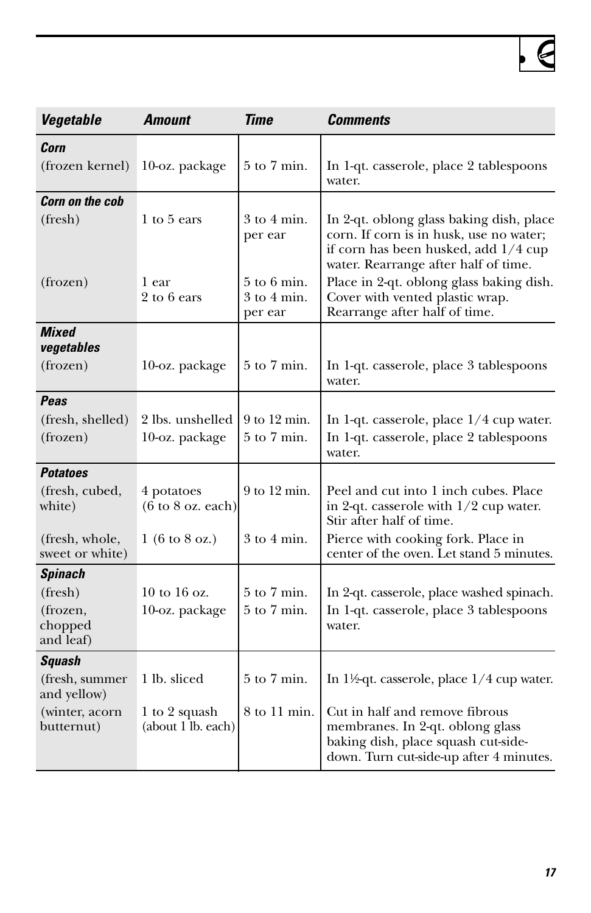| *Vegetable* | *Amount* | *Time* | *Comments* |
|---|---|---|---|
| ***Corn*** | | | |
| (frozen kernel) | 10-oz. package | 5 to 7 min. | In 1-qt. casserole, place 2 tablespoons water. |
| ***Corn on the cob*** | | | |
| (fresh) | 1 to 5 ears | 3 to 4 min. per ear | In 2-qt. oblong glass baking dish, place corn. If corn is in husk, use no water; if corn has been husked, add 1/4 cup water. Rearrange after half of time. |
| (frozen) | 1 ear<br>2 to 6 ears | 5 to 6 min.<br>3 to 4 min. per ear | Place in 2-qt. oblong glass baking dish. Cover with vented plastic wrap. Rearrange after half of time. |
| ***Mixed vegetables*** | | | |
| (frozen) | 10-oz. package | 5 to 7 min. | In 1-qt. casserole, place 3 tablespoons water. |
| ***Peas*** | | | |
| (fresh, shelled) | 2 lbs. unshelled | 9 to 12 min. | In 1-qt. casserole, place 1/4 cup water. |
| (frozen) | 10-oz. package | 5 to 7 min. | In 1-qt. casserole, place 2 tablespoons water. |
| ***Potatoes*** | | | |
| (fresh, cubed, white) | 4 potatoes (6 to 8 oz. each) | 9 to 12 min. | Peel and cut into 1 inch cubes. Place in 2-qt. casserole with 1/2 cup water. Stir after half of time. |
| (fresh, whole, sweet or white) | 1 (6 to 8 oz.) | 3 to 4 min. | Pierce with cooking fork. Place in center of the oven. Let stand 5 minutes. |
| ***Spinach*** | | | |
| (fresh) | 10 to 16 oz. | 5 to 7 min. | In 2-qt. casserole, place washed spinach. |
| (frozen, chopped and leaf) | 10-oz. package | 5 to 7 min. | In 1-qt. casserole, place 3 tablespoons water. |
| ***Squash*** | | | |
| (fresh, summer and yellow) | 1 lb. sliced | 5 to 7 min. | In 1½-qt. casserole, place 1/4 cup water. |
| (winter, acorn butternut) | 1 to 2 squash (about 1 lb. each) | 8 to 11 min. | Cut in half and remove fibrous membranes. In 2-qt. oblong glass baking dish, place squash cut-side-down. Turn cut-side-up after 4 minutes. |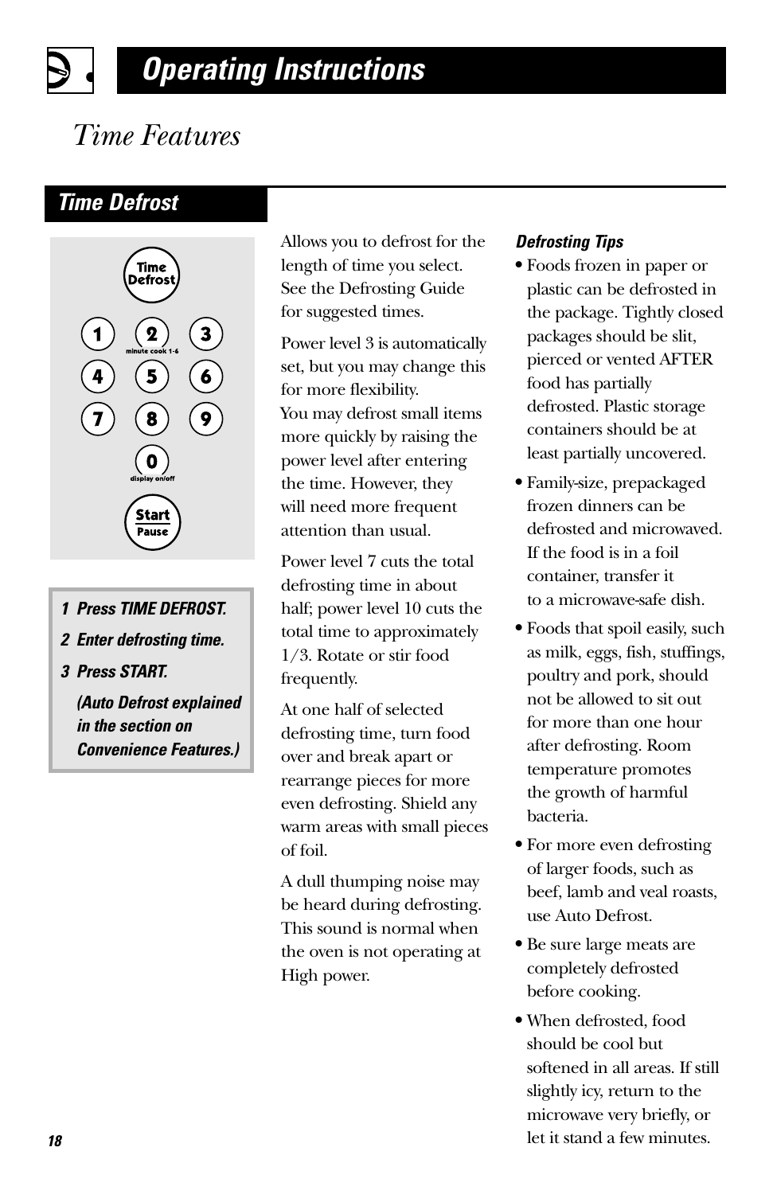# Operating Instructions

## Time Features

### Time Defrost

*1 Press TIME DEFROST.*

*2 Enter defrosting time.*

*3 Press START.*

*(Auto Defrost explained in the section on Convenience Features.)*

Allows you to defrost for the length of time you select. See the Defrosting Guide for suggested times.

Power level 3 is automatically set, but you may change this for more flexibility.

You may defrost small items more quickly by raising the power level after entering the time. However, they will need more frequent attention than usual.

Power level 7 cuts the total defrosting time in about half; power level 10 cuts the total time to approximately 1/3. Rotate or stir food frequently.

At one half of selected defrosting time, turn food over and break apart or rearrange pieces for more even defrosting. Shield any warm areas with small pieces of foil.

A dull thumping noise may be heard during defrosting. This sound is normal when the oven is not operating at High power.

#### Defrosting Tips

- Foods frozen in paper or plastic can be defrosted in the package. Tightly closed packages should be slit, pierced or vented AFTER food has partially defrosted. Plastic storage containers should be at least partially uncovered.
- Family-size, prepackaged frozen dinners can be defrosted and microwaved. If the food is in a foil container, transfer it to a microwave-safe dish.
- Foods that spoil easily, such as milk, eggs, fish, stuffings, poultry and pork, should not be allowed to sit out for more than one hour after defrosting. Room temperature promotes the growth of harmful bacteria.
- For more even defrosting of larger foods, such as beef, lamb and veal roasts, use Auto Defrost.
- Be sure large meats are completely defrosted before cooking.
- When defrosted, food should be cool but softened in all areas. If still slightly icy, return to the microwave very briefly, or let it stand a few minutes.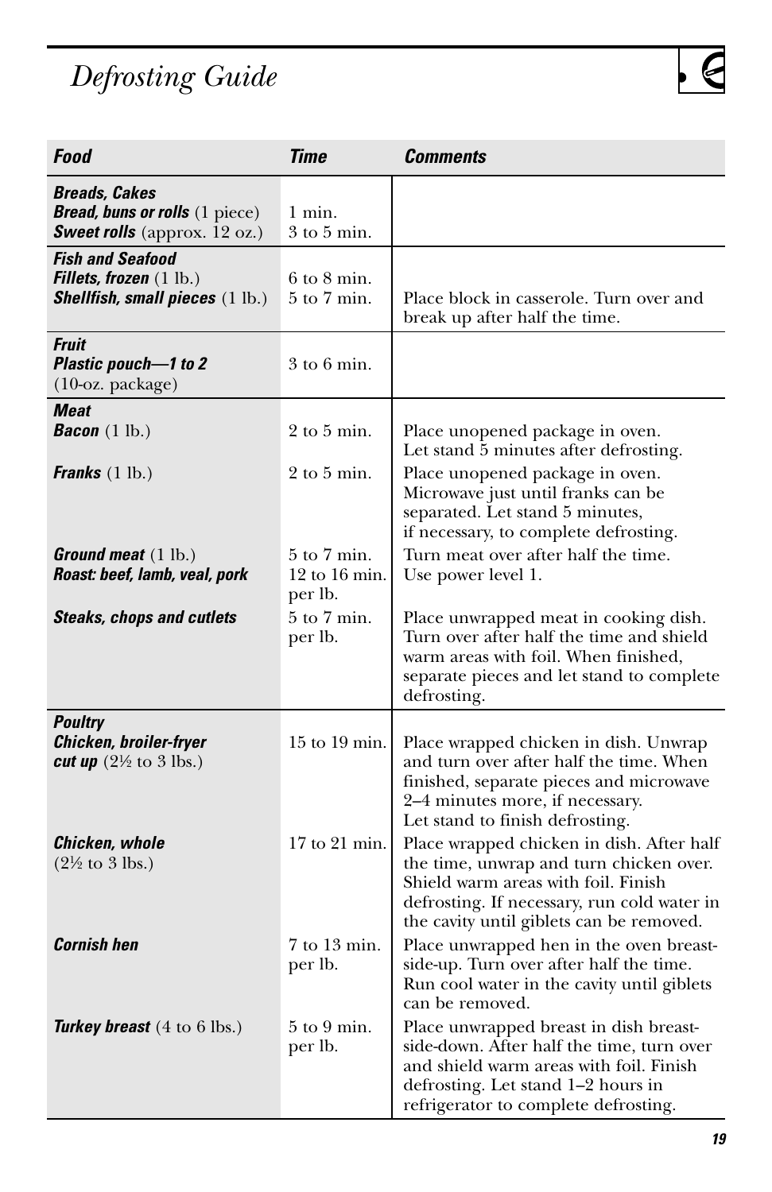# Defrosting Guide

| Food | Time | Comments |
|---|---|---|
| ***Breads, Cakes*** | | |
| ***Bread, buns or rolls*** (1 piece) | 1 min. | |
| ***Sweet rolls*** (approx. 12 oz.) | 3 to 5 min. | |
| ***Fish and Seafood*** | | |
| ***Fillets, frozen*** (1 lb.) | 6 to 8 min. | |
| ***Shellfish, small pieces*** (1 lb.) | 5 to 7 min. | Place block in casserole. Turn over and break up after half the time. |
| ***Fruit*** | | |
| ***Plastic pouch—1 to 2*** (10-oz. package) | 3 to 6 min. | |
| ***Meat*** | | |
| ***Bacon*** (1 lb.) | 2 to 5 min. | Place unopened package in oven. Let stand 5 minutes after defrosting. |
| ***Franks*** (1 lb.) | 2 to 5 min. | Place unopened package in oven. Microwave just until franks can be separated. Let stand 5 minutes, if necessary, to complete defrosting. |
| ***Ground meat*** (1 lb.) | 5 to 7 min. | Turn meat over after half the time. |
| ***Roast: beef, lamb, veal, pork*** | 12 to 16 min. per lb. | Use power level 1. |
| ***Steaks, chops and cutlets*** | 5 to 7 min. per lb. | Place unwrapped meat in cooking dish. Turn over after half the time and shield warm areas with foil. When finished, separate pieces and let stand to complete defrosting. |
| ***Poultry*** | | |
| ***Chicken, broiler-fryer cut up*** (2½ to 3 lbs.) | 15 to 19 min. | Place wrapped chicken in dish. Unwrap and turn over after half the time. When finished, separate pieces and microwave 2–4 minutes more, if necessary. Let stand to finish defrosting. |
| ***Chicken, whole*** (2½ to 3 lbs.) | 17 to 21 min. | Place wrapped chicken in dish. After half the time, unwrap and turn chicken over. Shield warm areas with foil. Finish defrosting. If necessary, run cold water in the cavity until giblets can be removed. |
| ***Cornish hen*** | 7 to 13 min. per lb. | Place unwrapped hen in the oven breast-side-up. Turn over after half the time. Run cool water in the cavity until giblets can be removed. |
| ***Turkey breast*** (4 to 6 lbs.) | 5 to 9 min. per lb. | Place unwrapped breast in dish breast-side-down. After half the time, turn over and shield warm areas with foil. Finish defrosting. Let stand 1–2 hours in refrigerator to complete defrosting. |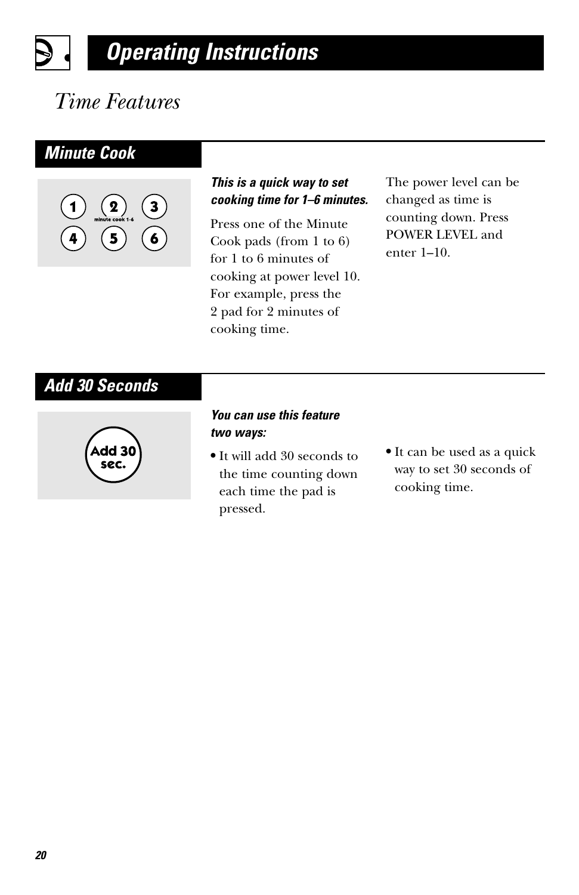# Operating Instructions

## *Time Features*

### Minute Cook

***This is a quick way to set cooking time for 1–6 minutes.***

Press one of the Minute Cook pads (from 1 to 6) for 1 to 6 minutes of cooking at power level 10. For example, press the 2 pad for 2 minutes of cooking time.

The power level can be changed as time is counting down. Press POWER LEVEL and enter 1–10.

### Add 30 Seconds

***You can use this feature two ways:***

- It will add 30 seconds to the time counting down each time the pad is pressed.
- It can be used as a quick way to set 30 seconds of cooking time.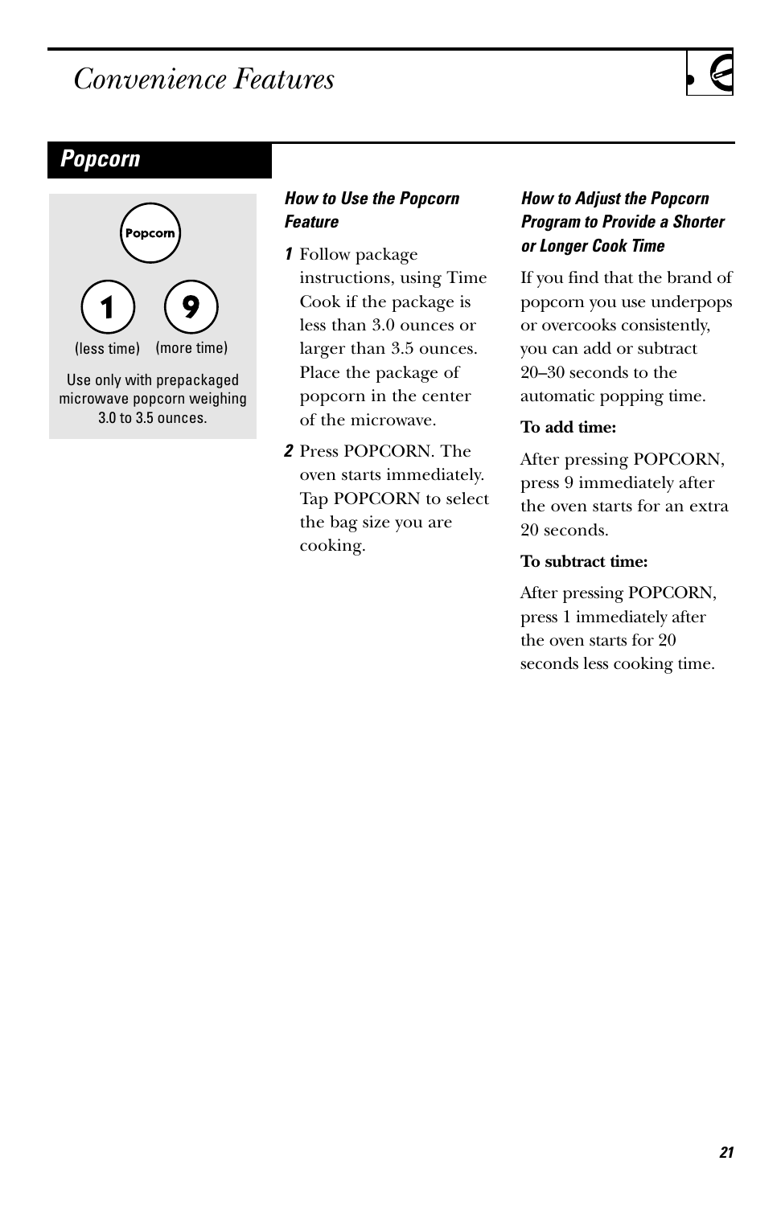# Convenience Features

## Popcorn

Popcorn

1 (less time) 9 (more time)

Use only with prepackaged microwave popcorn weighing 3.0 to 3.5 ounces.

### *How to Use the Popcorn Feature*

1. Follow package instructions, using Time Cook if the package is less than 3.0 ounces or larger than 3.5 ounces. Place the package of popcorn in the center of the microwave.
2. Press POPCORN. The oven starts immediately. Tap POPCORN to select the bag size you are cooking.

### *How to Adjust the Popcorn Program to Provide a Shorter or Longer Cook Time*

If you find that the brand of popcorn you use underpops or overcooks consistently, you can add or subtract 20–30 seconds to the automatic popping time.

**To add time:**

After pressing POPCORN, press 9 immediately after the oven starts for an extra 20 seconds.

**To subtract time:**

After pressing POPCORN, press 1 immediately after the oven starts for 20 seconds less cooking time.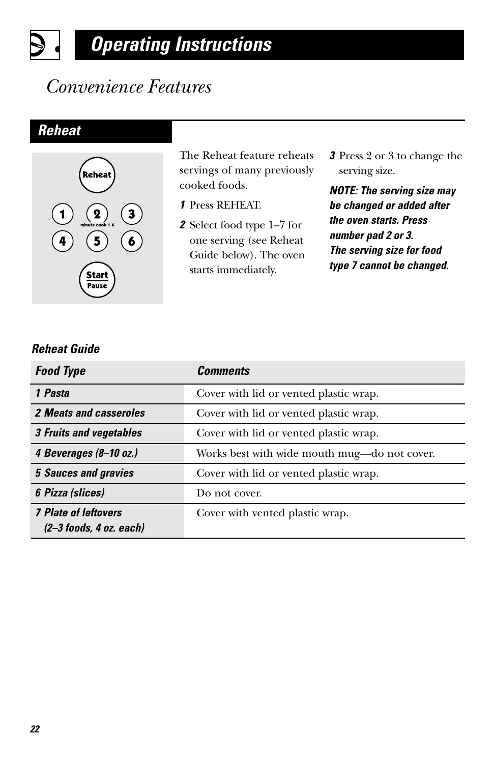# Operating Instructions

## Convenience Features

### Reheat

The Reheat feature reheats servings of many previously cooked foods.

1. Press REHEAT.
2. Select food type 1–7 for one serving (see Reheat Guide below). The oven starts immediately.
3. Press 2 or 3 to change the serving size.

***NOTE: The serving size may be changed or added after the oven starts. Press number pad 2 or 3.***
***The serving size for food type 7 cannot be changed.***

**Reheat Guide**

| Food Type | Comments |
|---|---|
| ***1 Pasta*** | Cover with lid or vented plastic wrap. |
| ***2 Meats and casseroles*** | Cover with lid or vented plastic wrap. |
| ***3 Fruits and vegetables*** | Cover with lid or vented plastic wrap. |
| ***4 Beverages (8–10 oz.)*** | Works best with wide mouth mug—do not cover. |
| ***5 Sauces and gravies*** | Cover with lid or vented plastic wrap. |
| ***6 Pizza (slices)*** | Do not cover. |
| ***7 Plate of leftovers (2–3 foods, 4 oz. each)*** | Cover with vented plastic wrap. |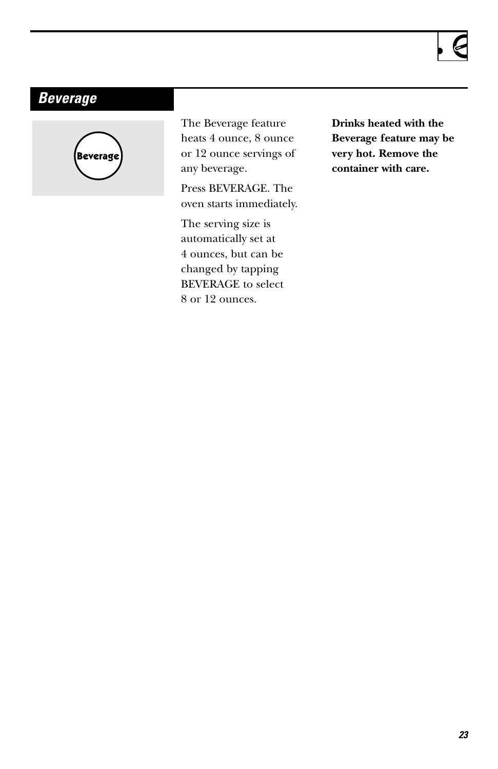## *Beverage*

Beverage

The Beverage feature heats 4 ounce, 8 ounce or 12 ounce servings of any beverage.

Press BEVERAGE. The oven starts immediately.

The serving size is automatically set at 4 ounces, but can be changed by tapping BEVERAGE to select 8 or 12 ounces.

**Drinks heated with the Beverage feature may be very hot. Remove the container with care.**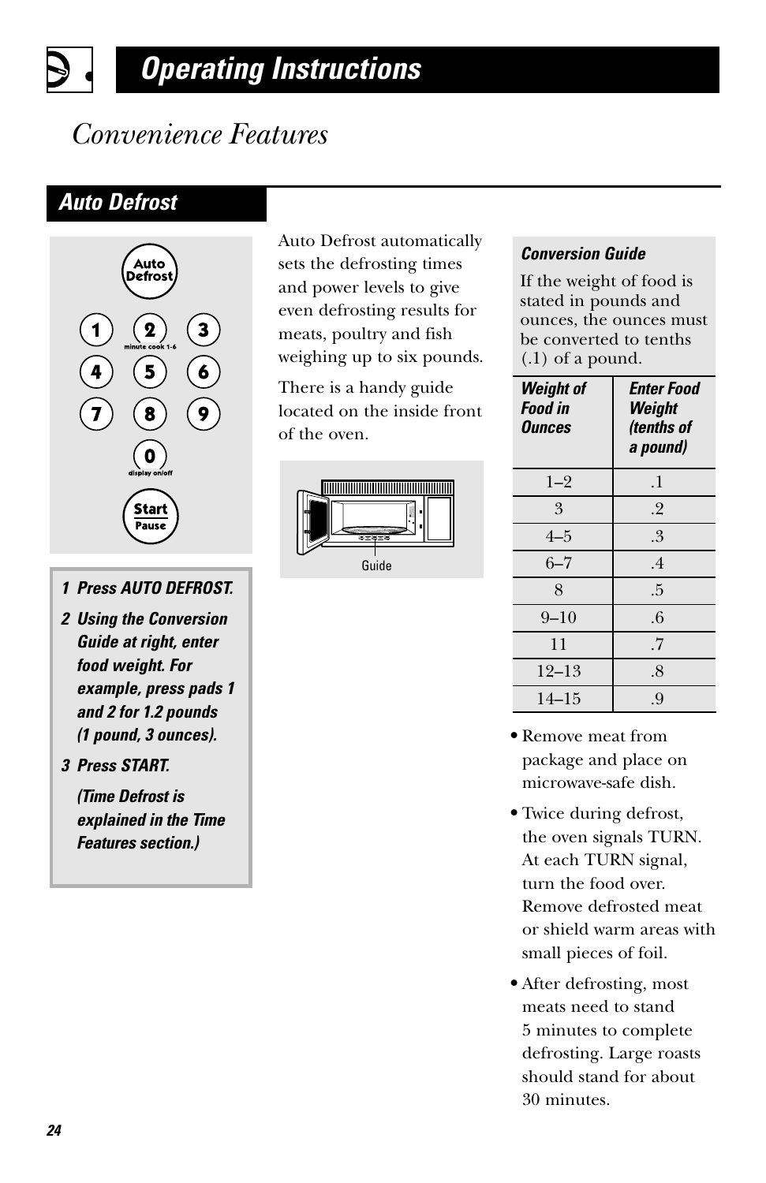# Operating Instructions

## Convenience Features

### Auto Defrost

**1 Press AUTO DEFROST.**

**2 Using the Conversion Guide at right, enter food weight. For example, press pads 1 and 2 for 1.2 pounds (1 pound, 3 ounces).**

**3 Press START.**

***(Time Defrost is explained in the Time Features section.)***

Auto Defrost automatically sets the defrosting times and power levels to give even defrosting results for meats, poultry and fish weighing up to six pounds.

There is a handy guide located on the inside front of the oven.

Guide

***Conversion Guide***

If the weight of food is stated in pounds and ounces, the ounces must be converted to tenths (.1) of a pound.

| *Weight of Food in Ounces* | *Enter Food Weight (tenths of a pound)* |
|---|---|
| 1–2 | .1 |
| 3 | .2 |
| 4–5 | .3 |
| 6–7 | .4 |
| 8 | .5 |
| 9–10 | .6 |
| 11 | .7 |
| 12–13 | .8 |
| 14–15 | .9 |

- Remove meat from package and place on microwave-safe dish.
- Twice during defrost, the oven signals TURN. At each TURN signal, turn the food over. Remove defrosted meat or shield warm areas with small pieces of foil.
- After defrosting, most meats need to stand 5 minutes to complete defrosting. Large roasts should stand for about 30 minutes.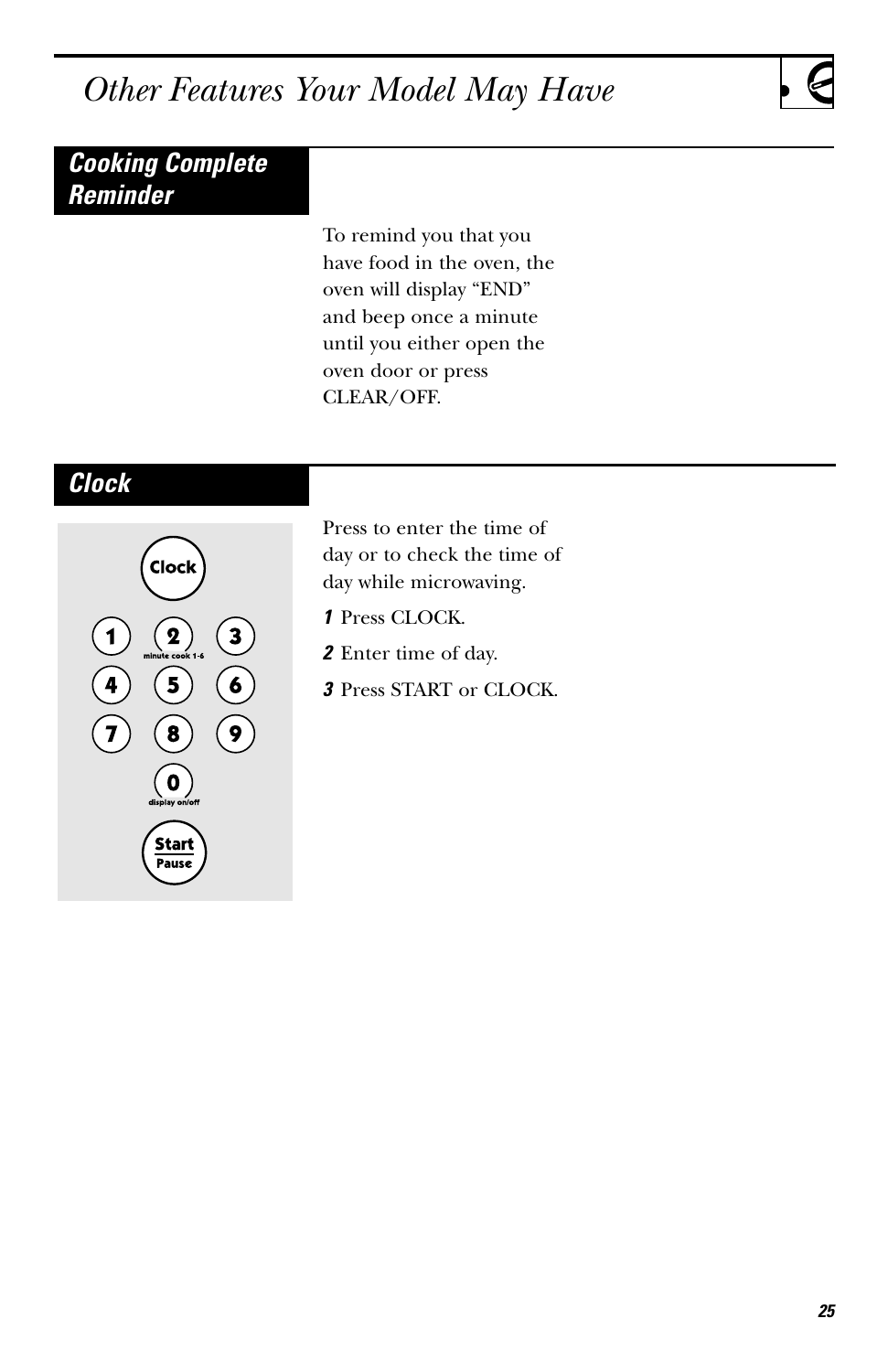# Other Features Your Model May Have

## Cooking Complete Reminder

To remind you that you have food in the oven, the oven will display "END" and beep once a minute until you either open the oven door or press CLEAR/OFF.

## Clock

Press to enter the time of day or to check the time of day while microwaving.

***1*** Press CLOCK.

***2*** Enter time of day.

***3*** Press START or CLOCK.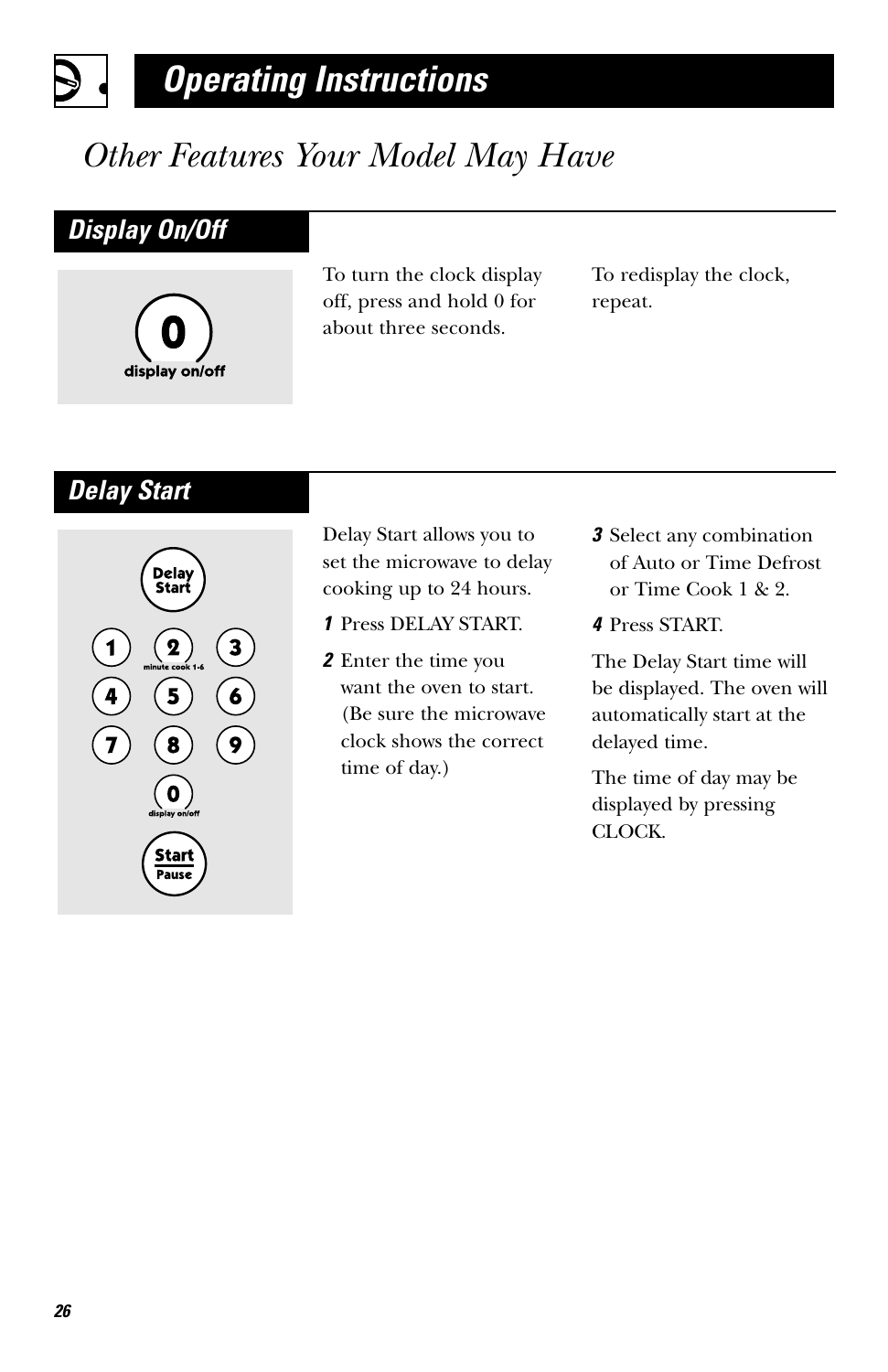# Operating Instructions

## Other Features Your Model May Have

### Display On/Off

To turn the clock display off, press and hold 0 for about three seconds.

To redisplay the clock, repeat.

### Delay Start

Delay Start allows you to set the microwave to delay cooking up to 24 hours.

1. Press DELAY START.
2. Enter the time you want the oven to start. (Be sure the microwave clock shows the correct time of day.)
3. Select any combination of Auto or Time Defrost or Time Cook 1 & 2.
4. Press START.

The Delay Start time will be displayed. The oven will automatically start at the delayed time.

The time of day may be displayed by pressing CLOCK.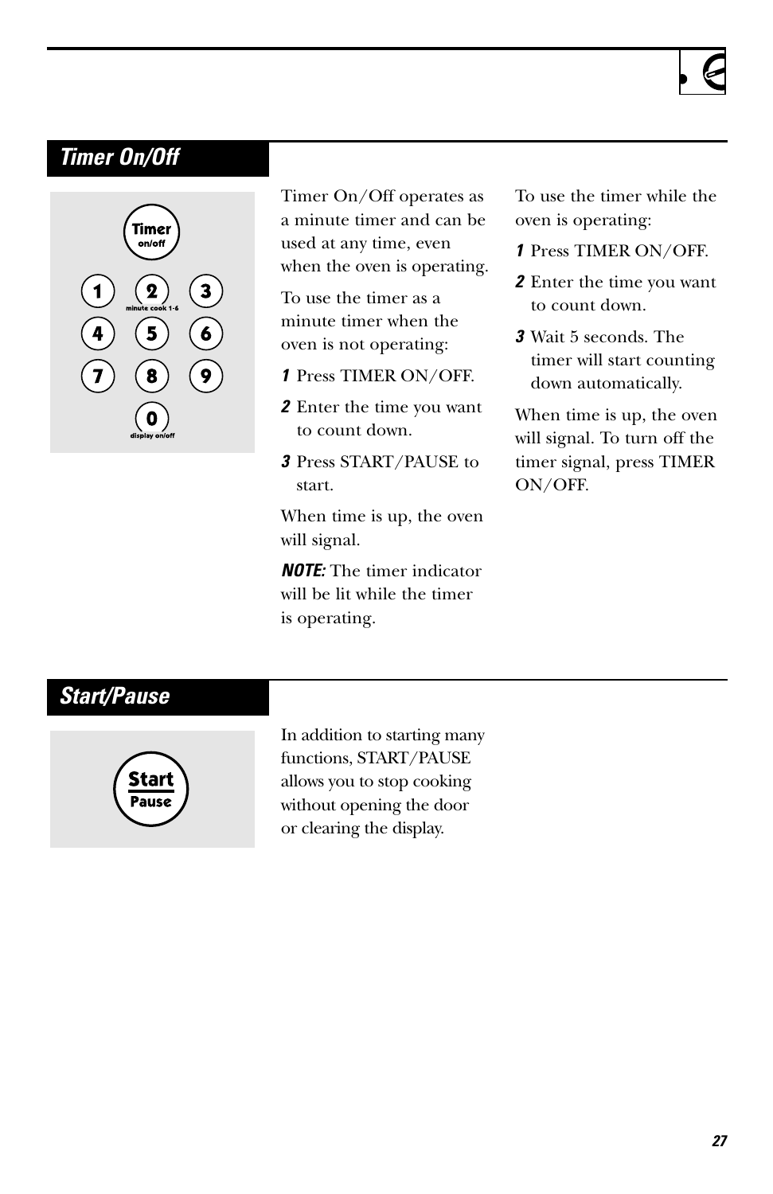## Timer On/Off

Timer On/Off operates as a minute timer and can be used at any time, even when the oven is operating.

To use the timer as a minute timer when the oven is not operating:

1. Press TIMER ON/OFF.
2. Enter the time you want to count down.
3. Press START/PAUSE to start.

When time is up, the oven will signal.

***NOTE:*** The timer indicator will be lit while the timer is operating.

To use the timer while the oven is operating:

1. Press TIMER ON/OFF.
2. Enter the time you want to count down.
3. Wait 5 seconds. The timer will start counting down automatically.

When time is up, the oven will signal. To turn off the timer signal, press TIMER ON/OFF.

## Start/Pause

In addition to starting many functions, START/PAUSE allows you to stop cooking without opening the door or clearing the display.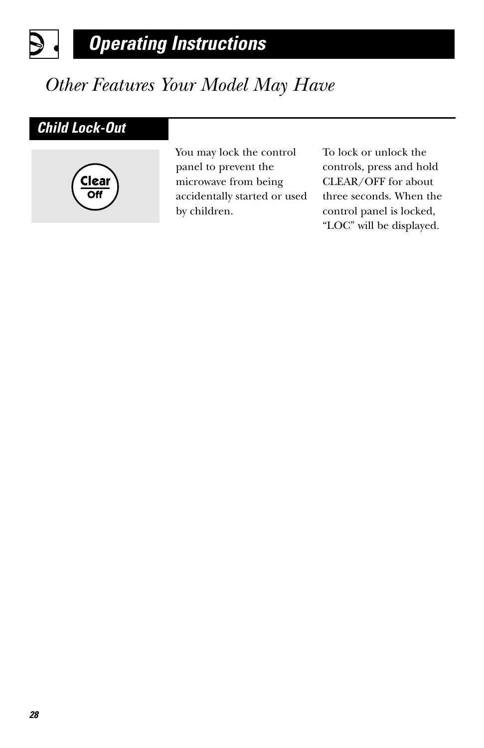# Operating Instructions

## Other Features Your Model May Have

### Child Lock-Out

Clear
Off

You may lock the control panel to prevent the microwave from being accidentally started or used by children.

To lock or unlock the controls, press and hold CLEAR/OFF for about three seconds. When the control panel is locked, “LOC” will be displayed.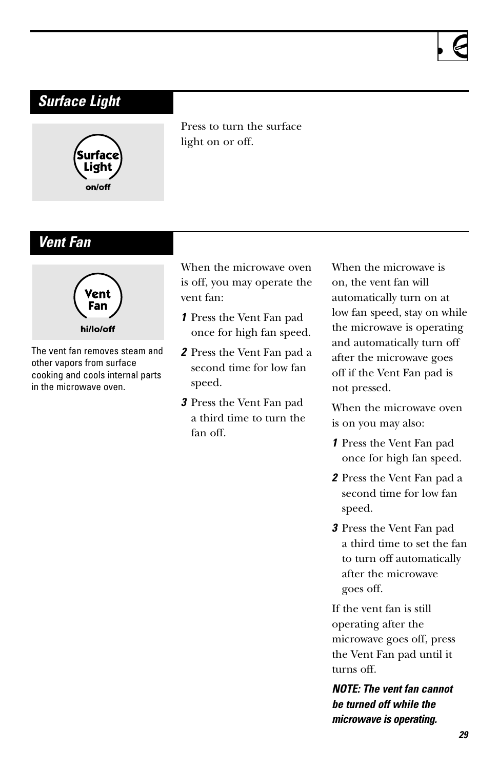## Surface Light

Surface Light on/off

Press to turn the surface light on or off.

## Vent Fan

Vent Fan hi/lo/off

The vent fan removes steam and other vapors from surface cooking and cools internal parts in the microwave oven.

When the microwave oven is off, you may operate the vent fan:

1. Press the Vent Fan pad once for high fan speed.
2. Press the Vent Fan pad a second time for low fan speed.
3. Press the Vent Fan pad a third time to turn the fan off.

When the microwave is on, the vent fan will automatically turn on at low fan speed, stay on while the microwave is operating and automatically turn off after the microwave goes off if the Vent Fan pad is not pressed.

When the microwave oven is on you may also:

1. Press the Vent Fan pad once for high fan speed.
2. Press the Vent Fan pad a second time for low fan speed.
3. Press the Vent Fan pad a third time to set the fan to turn off automatically after the microwave goes off.

If the vent fan is still operating after the microwave goes off, press the Vent Fan pad until it turns off.

***NOTE: The vent fan cannot be turned off while the microwave is operating.***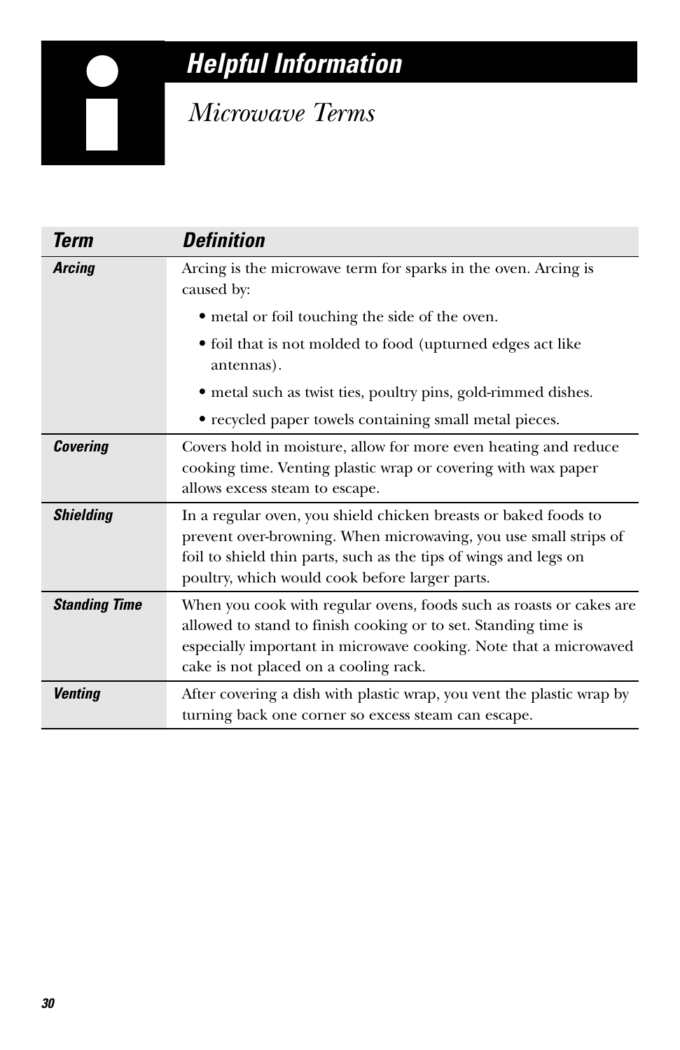# Helpful Information

## Microwave Terms

| Term | Definition |
|---|---|
| ***Arcing*** | Arcing is the microwave term for sparks in the oven. Arcing is caused by: • metal or foil touching the side of the oven. • foil that is not molded to food (upturned edges act like antennas). • metal such as twist ties, poultry pins, gold-rimmed dishes. • recycled paper towels containing small metal pieces. |
| ***Covering*** | Covers hold in moisture, allow for more even heating and reduce cooking time. Venting plastic wrap or covering with wax paper allows excess steam to escape. |
| ***Shielding*** | In a regular oven, you shield chicken breasts or baked foods to prevent over-browning. When microwaving, you use small strips of foil to shield thin parts, such as the tips of wings and legs on poultry, which would cook before larger parts. |
| ***Standing Time*** | When you cook with regular ovens, foods such as roasts or cakes are allowed to stand to finish cooking or to set. Standing time is especially important in microwave cooking. Note that a microwaved cake is not placed on a cooling rack. |
| ***Venting*** | After covering a dish with plastic wrap, you vent the plastic wrap by turning back one corner so excess steam can escape. |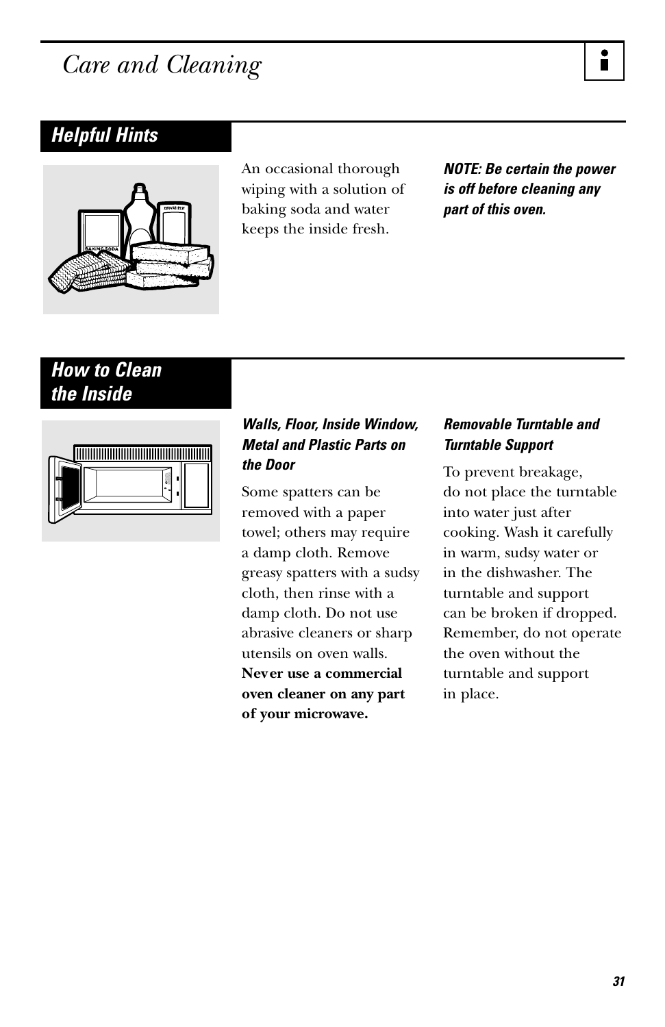# Care and Cleaning

## Helpful Hints

An occasional thorough wiping with a solution of baking soda and water keeps the inside fresh.

***NOTE: Be certain the power is off before cleaning any part of this oven.***

## How to Clean the Inside

### *Walls, Floor, Inside Window, Metal and Plastic Parts on the Door*

Some spatters can be removed with a paper towel; others may require a damp cloth. Remove greasy spatters with a sudsy cloth, then rinse with a damp cloth. Do not use abrasive cleaners or sharp utensils on oven walls. **Never use a commercial oven cleaner on any part of your microwave.**

### *Removable Turntable and Turntable Support*

To prevent breakage, do not place the turntable into water just after cooking. Wash it carefully in warm, sudsy water or in the dishwasher. The turntable and support can be broken if dropped. Remember, do not operate the oven without the turntable and support in place.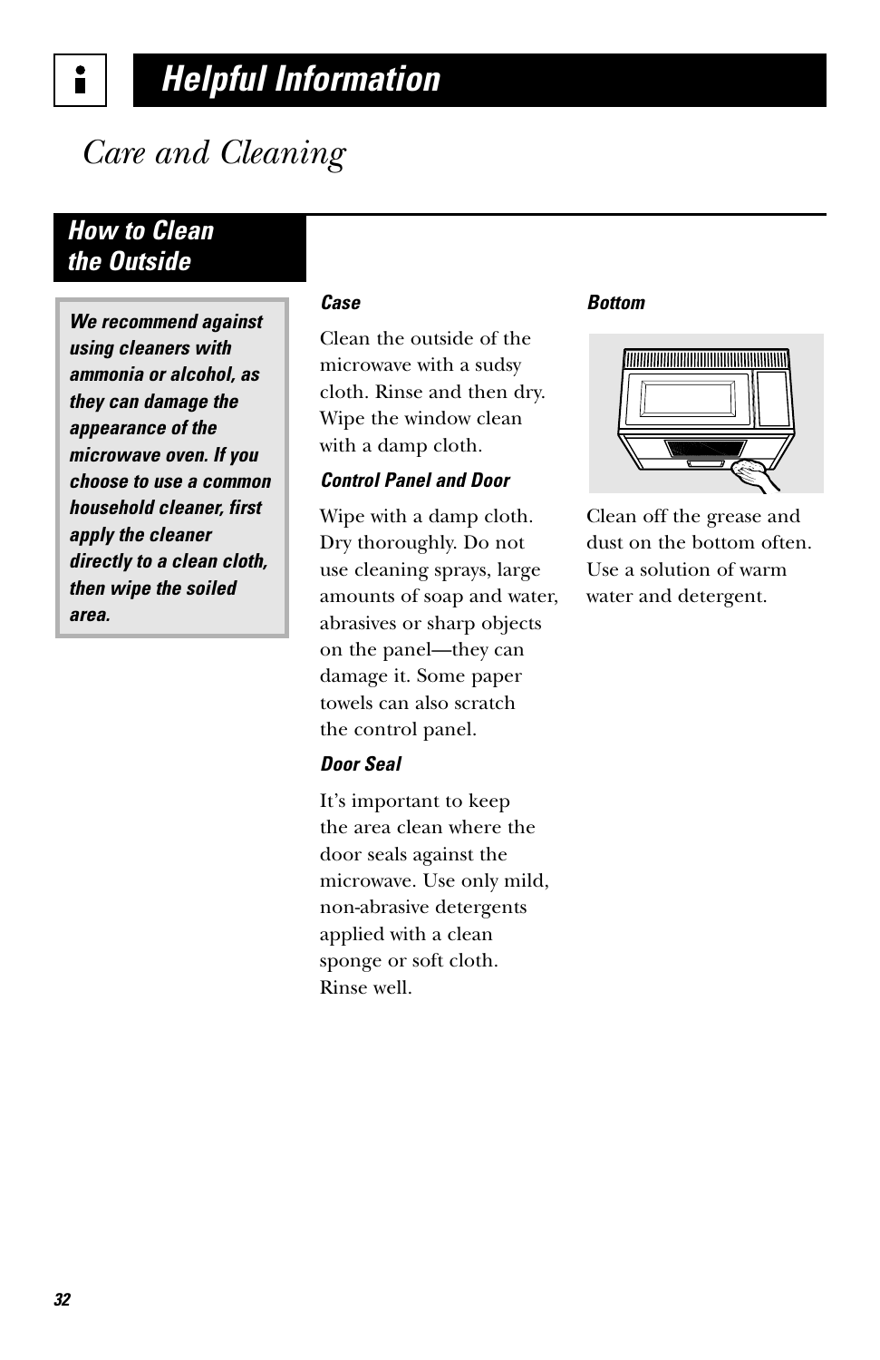# Helpful Information

## Care and Cleaning

### How to Clean the Outside

**We recommend against using cleaners with ammonia or alcohol, as they can damage the appearance of the microwave oven. If you choose to use a common household cleaner, first apply the cleaner directly to a clean cloth, then wipe the soiled area.**

***Case***

Clean the outside of the microwave with a sudsy cloth. Rinse and then dry. Wipe the window clean with a damp cloth.

***Control Panel and Door***

Wipe with a damp cloth. Dry thoroughly. Do not use cleaning sprays, large amounts of soap and water, abrasives or sharp objects on the panel—they can damage it. Some paper towels can also scratch the control panel.

***Door Seal***

It's important to keep the area clean where the door seals against the microwave. Use only mild, non-abrasive detergents applied with a clean sponge or soft cloth. Rinse well.

***Bottom***

Clean off the grease and dust on the bottom often. Use a solution of warm water and detergent.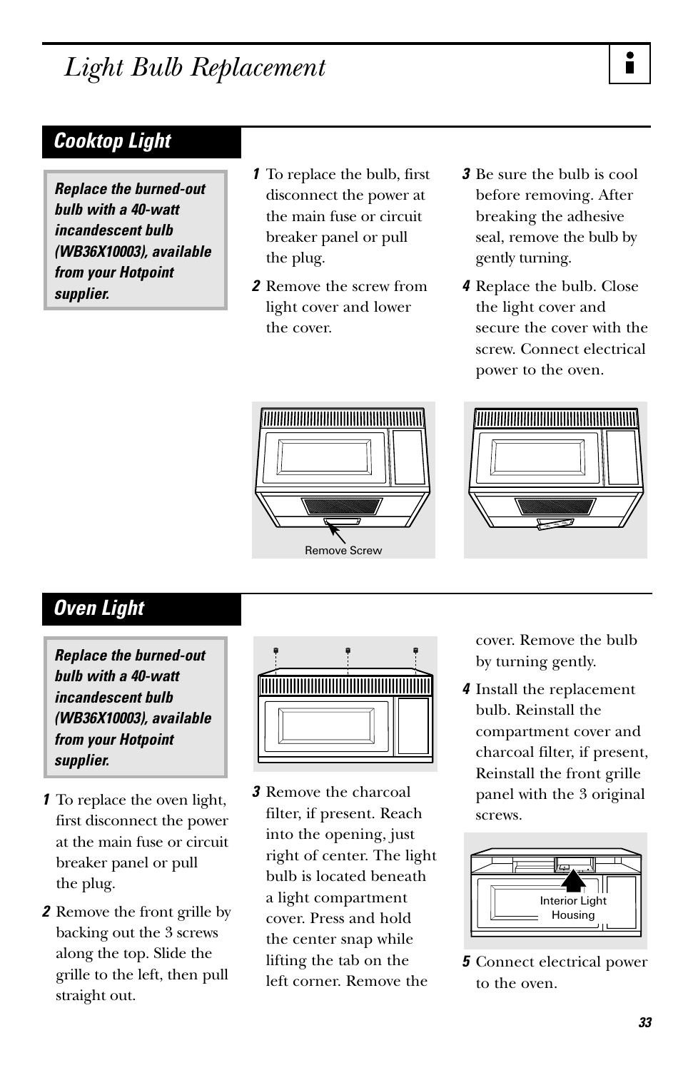# Light Bulb Replacement

## Cooktop Light

***Replace the burned-out bulb with a 40-watt incandescent bulb (WB36X10003), available from your Hotpoint supplier.***

1. To replace the bulb, first disconnect the power at the main fuse or circuit breaker panel or pull the plug.
2. Remove the screw from light cover and lower the cover.
3. Be sure the bulb is cool before removing. After breaking the adhesive seal, remove the bulb by gently turning.
4. Replace the bulb. Close the light cover and secure the cover with the screw. Connect electrical power to the oven.

Remove Screw

## Oven Light

***Replace the burned-out bulb with a 40-watt incandescent bulb (WB36X10003), available from your Hotpoint supplier.***

1. To replace the oven light, first disconnect the power at the main fuse or circuit breaker panel or pull the plug.
2. Remove the front grille by backing out the 3 screws along the top. Slide the grille to the left, then pull straight out.
3. Remove the charcoal filter, if present. Reach into the opening, just right of center. The light bulb is located beneath a light compartment cover. Press and hold the center snap while lifting the tab on the left corner. Remove the cover. Remove the bulb by turning gently.
4. Install the replacement bulb. Reinstall the compartment cover and charcoal filter, if present, Reinstall the front grille panel with the 3 original screws.

Interior Light Housing

5. Connect electrical power to the oven.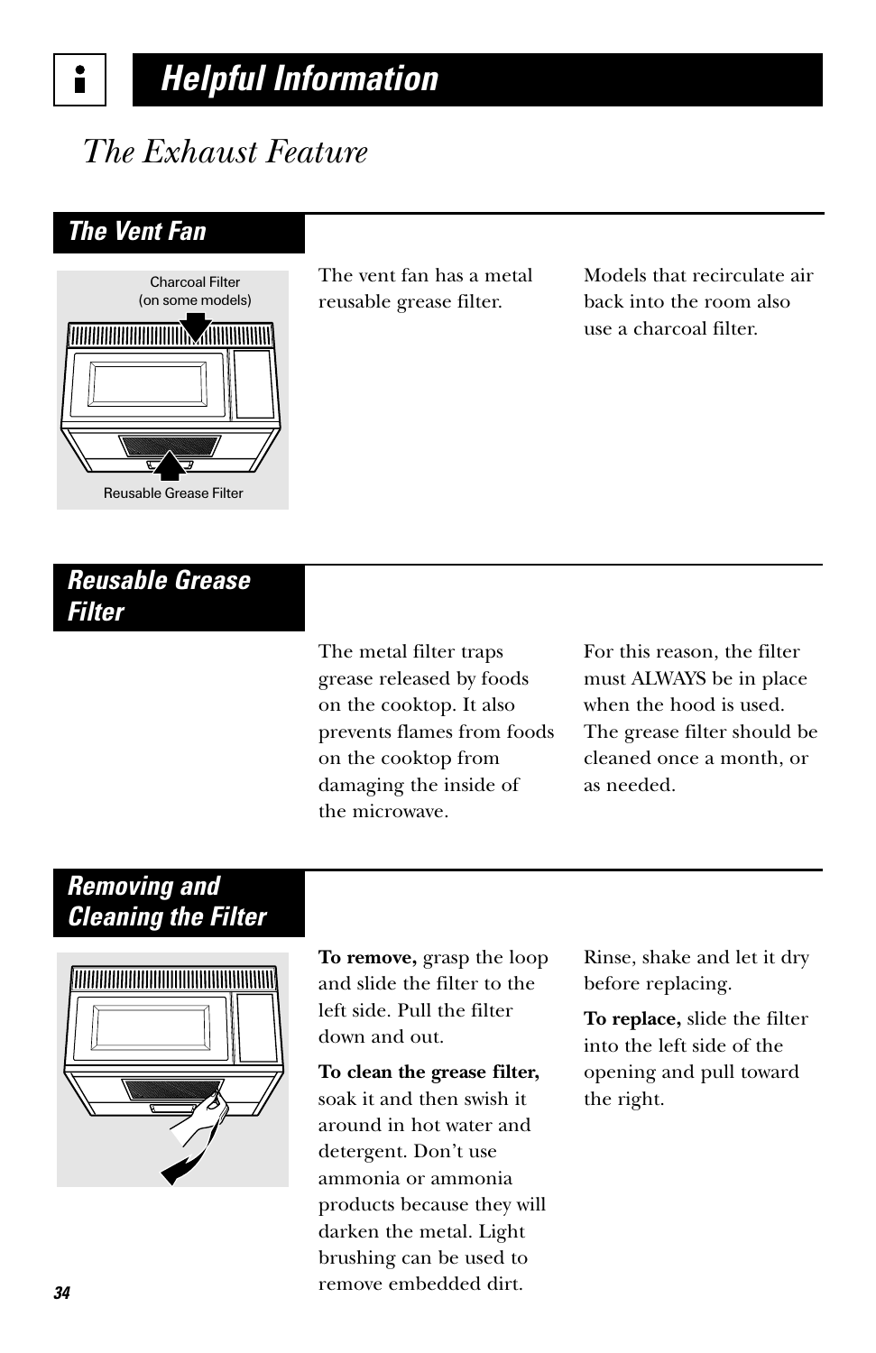# Helpful Information

## The Exhaust Feature

### The Vent Fan

Charcoal Filter (on some models)

Reusable Grease Filter

The vent fan has a metal reusable grease filter.

Models that recirculate air back into the room also use a charcoal filter.

### Reusable Grease Filter

The metal filter traps grease released by foods on the cooktop. It also prevents flames from foods on the cooktop from damaging the inside of the microwave.

For this reason, the filter must ALWAYS be in place when the hood is used. The grease filter should be cleaned once a month, or as needed.

### Removing and Cleaning the Filter

**To remove,** grasp the loop and slide the filter to the left side. Pull the filter down and out.

**To clean the grease filter,** soak it and then swish it around in hot water and detergent. Don't use ammonia or ammonia products because they will darken the metal. Light brushing can be used to remove embedded dirt.

Rinse, shake and let it dry before replacing.

**To replace,** slide the filter into the left side of the opening and pull toward the right.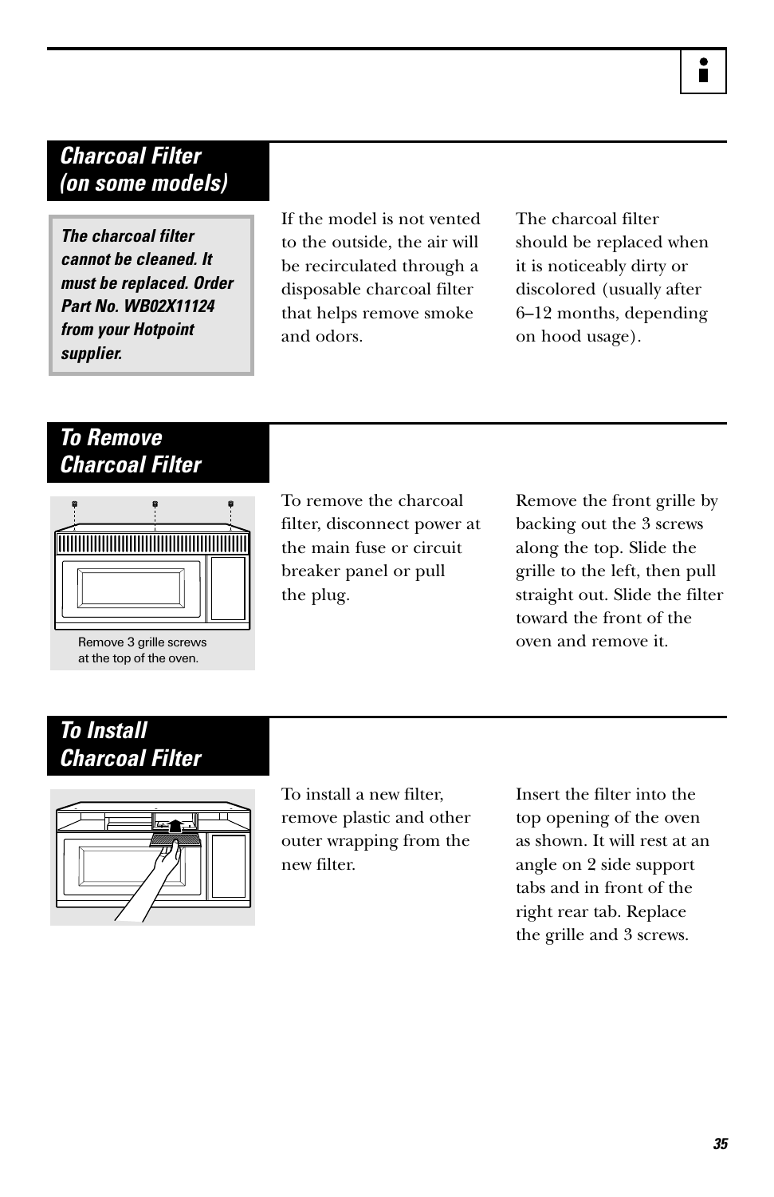## Charcoal Filter (on some models)

***The charcoal filter cannot be cleaned. It must be replaced. Order Part No. WB02X11124 from your Hotpoint supplier.***

If the model is not vented to the outside, the air will be recirculated through a disposable charcoal filter that helps remove smoke and odors.

The charcoal filter should be replaced when it is noticeably dirty or discolored (usually after 6–12 months, depending on hood usage).

## To Remove Charcoal Filter

Remove 3 grille screws at the top of the oven.

To remove the charcoal filter, disconnect power at the main fuse or circuit breaker panel or pull the plug.

Remove the front grille by backing out the 3 screws along the top. Slide the grille to the left, then pull straight out. Slide the filter toward the front of the oven and remove it.

## To Install Charcoal Filter

To install a new filter, remove plastic and other outer wrapping from the new filter.

Insert the filter into the top opening of the oven as shown. It will rest at an angle on 2 side support tabs and in front of the right rear tab. Replace the grille and 3 screws.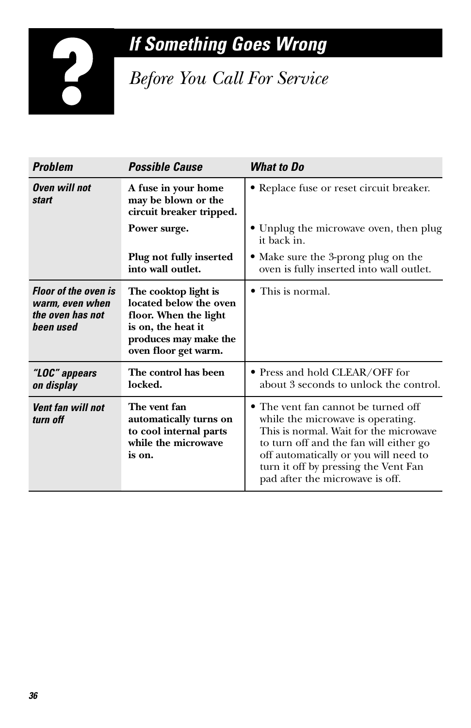# If Something Goes Wrong

## Before You Call For Service

| *Problem* | *Possible Cause* | *What to Do* |
|---|---|---|
| ***Oven will not start*** | **A fuse in your home may be blown or the circuit breaker tripped.** | • Replace fuse or reset circuit breaker. |
| | **Power surge.** | • Unplug the microwave oven, then plug it back in. |
| | **Plug not fully inserted into wall outlet.** | • Make sure the 3-prong plug on the oven is fully inserted into wall outlet. |
| ***Floor of the oven is warm, even when the oven has not been used*** | **The cooktop light is located below the oven floor. When the light is on, the heat it produces may make the oven floor get warm.** | • This is normal. |
| ***"LOC" appears on display*** | **The control has been locked.** | • Press and hold CLEAR/OFF for about 3 seconds to unlock the control. |
| ***Vent fan will not turn off*** | **The vent fan automatically turns on to cool internal parts while the microwave is on.** | • The vent fan cannot be turned off while the microwave is operating. This is normal. Wait for the microwave to turn off and the fan will either go off automatically or you will need to turn it off by pressing the Vent Fan pad after the microwave is off. |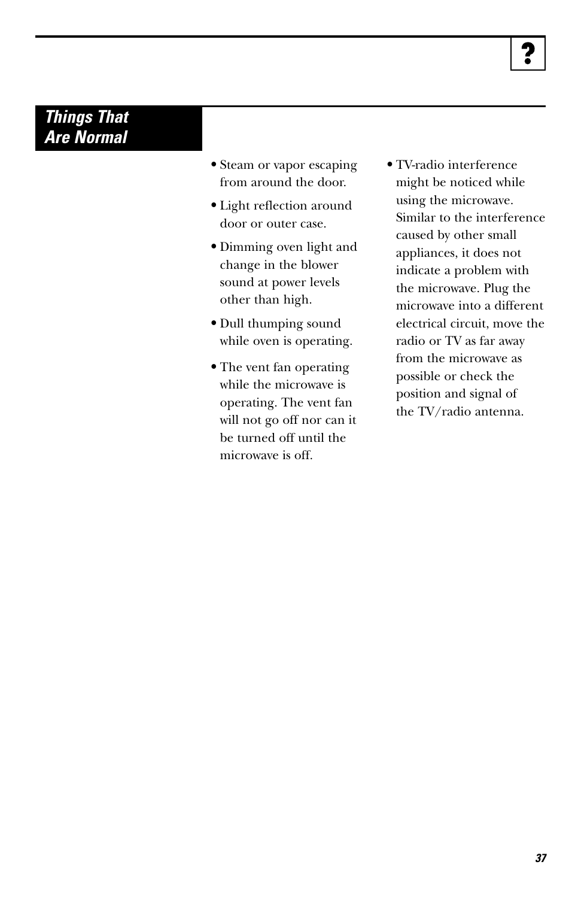## Things That Are Normal

- Steam or vapor escaping from around the door.
- Light reflection around door or outer case.
- Dimming oven light and change in the blower sound at power levels other than high.
- Dull thumping sound while oven is operating.
- The vent fan operating while the microwave is operating. The vent fan will not go off nor can it be turned off until the microwave is off.
- TV-radio interference might be noticed while using the microwave. Similar to the interference caused by other small appliances, it does not indicate a problem with the microwave. Plug the microwave into a different electrical circuit, move the radio or TV as far away from the microwave as possible or check the position and signal of the TV/radio antenna.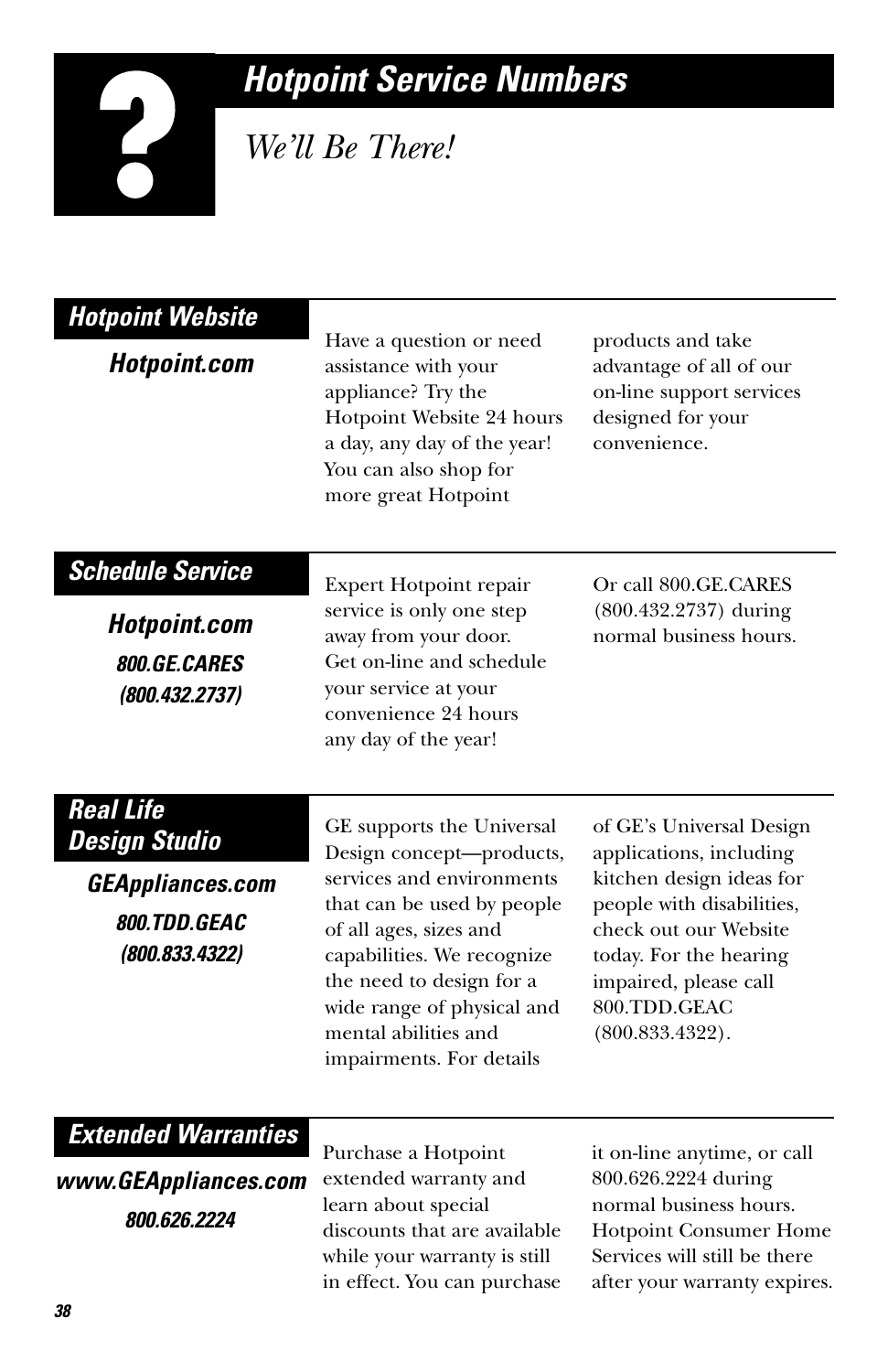# Hotpoint Service Numbers

*We'll Be There!*

## Hotpoint Website

***Hotpoint.com***

Have a question or need assistance with your appliance? Try the Hotpoint Website 24 hours a day, any day of the year! You can also shop for more great Hotpoint products and take advantage of all of our on-line support services designed for your convenience.

## Schedule Service

***Hotpoint.com***

***800.GE.CARES (800.432.2737)***

Expert Hotpoint repair service is only one step away from your door. Get on-line and schedule your service at your convenience 24 hours any day of the year! Or call 800.GE.CARES (800.432.2737) during normal business hours.

## Real Life Design Studio

***GEAppliances.com***

***800.TDD.GEAC (800.833.4322)***

GE supports the Universal Design concept—products, services and environments that can be used by people of all ages, sizes and capabilities. We recognize the need to design for a wide range of physical and mental abilities and impairments. For details of GE's Universal Design applications, including kitchen design ideas for people with disabilities, check out our Website today. For the hearing impaired, please call 800.TDD.GEAC (800.833.4322).

## Extended Warranties

***www.GEAppliances.com***

***800.626.2224***

Purchase a Hotpoint extended warranty and learn about special discounts that are available while your warranty is still in effect. You can purchase it on-line anytime, or call 800.626.2224 during normal business hours. Hotpoint Consumer Home Services will still be there after your warranty expires.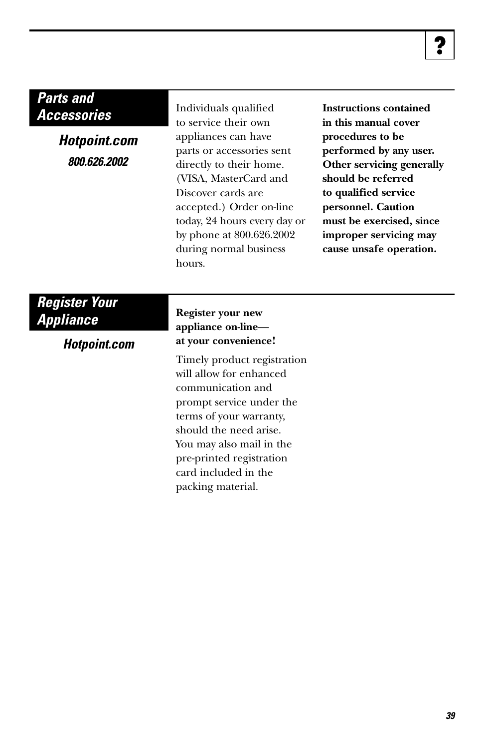## Parts and Accessories

***Hotpoint.com***

***800.626.2002***

Individuals qualified to service their own appliances can have parts or accessories sent directly to their home. (VISA, MasterCard and Discover cards are accepted.) Order on-line today, 24 hours every day or by phone at 800.626.2002 during normal business hours.

**Instructions contained in this manual cover procedures to be performed by any user. Other servicing generally should be referred to qualified service personnel. Caution must be exercised, since improper servicing may cause unsafe operation.**

## Register Your Appliance

***Hotpoint.com***

**Register your new appliance on-line— at your convenience!**

Timely product registration will allow for enhanced communication and prompt service under the terms of your warranty, should the need arise. You may also mail in the pre-printed registration card included in the packing material.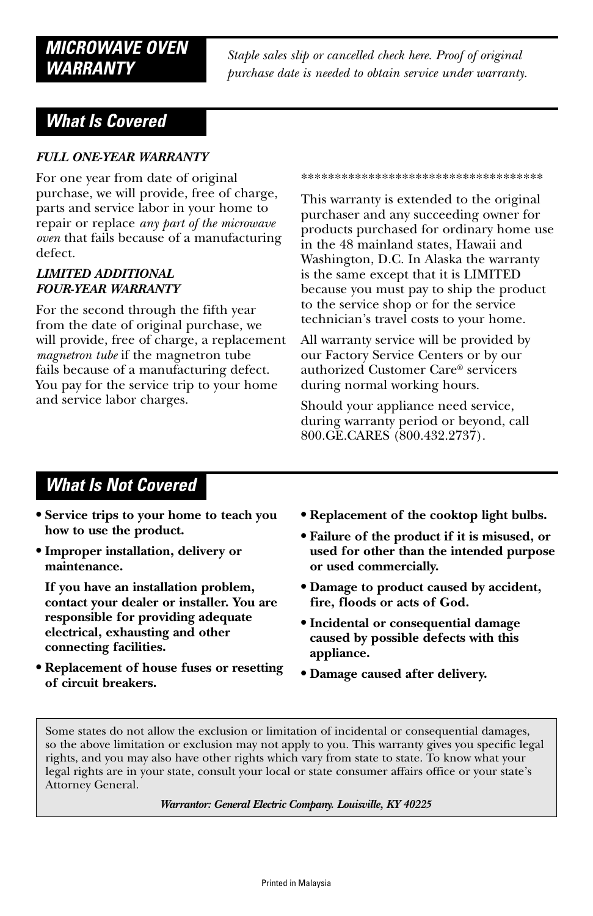## MICROWAVE OVEN WARRANTY

*Staple sales slip or cancelled check here. Proof of original purchase date is needed to obtain service under warranty.*

## What Is Covered

***FULL ONE-YEAR WARRANTY***

For one year from date of original purchase, we will provide, free of charge, parts and service labor in your home to repair or replace *any part of the microwave oven* that fails because of a manufacturing defect.

***LIMITED ADDITIONAL FOUR-YEAR WARRANTY***

For the second through the fifth year from the date of original purchase, we will provide, free of charge, a replacement *magnetron tube* if the magnetron tube fails because of a manufacturing defect. You pay for the service trip to your home and service labor charges.

**************************************

This warranty is extended to the original purchaser and any succeeding owner for products purchased for ordinary home use in the 48 mainland states, Hawaii and Washington, D.C. In Alaska the warranty is the same except that it is LIMITED because you must pay to ship the product to the service shop or for the service technician's travel costs to your home.

All warranty service will be provided by our Factory Service Centers or by our authorized Customer Care® servicers during normal working hours.

Should your appliance need service, during warranty period or beyond, call 800.GE.CARES (800.432.2737).

## What Is Not Covered

- **Service trips to your home to teach you how to use the product.**
- **Improper installation, delivery or maintenance.**

  **If you have an installation problem, contact your dealer or installer. You are responsible for providing adequate electrical, exhausting and other connecting facilities.**
- **Replacement of house fuses or resetting of circuit breakers.**
- **Replacement of the cooktop light bulbs.**
- **Failure of the product if it is misused, or used for other than the intended purpose or used commercially.**
- **Damage to product caused by accident, fire, floods or acts of God.**
- **Incidental or consequential damage caused by possible defects with this appliance.**
- **Damage caused after delivery.**

Some states do not allow the exclusion or limitation of incidental or consequential damages, so the above limitation or exclusion may not apply to you. This warranty gives you specific legal rights, and you may also have other rights which vary from state to state. To know what your legal rights are in your state, consult your local or state consumer affairs office or your state's Attorney General.

***Warrantor: General Electric Company. Louisville, KY 40225***

Printed in Malaysia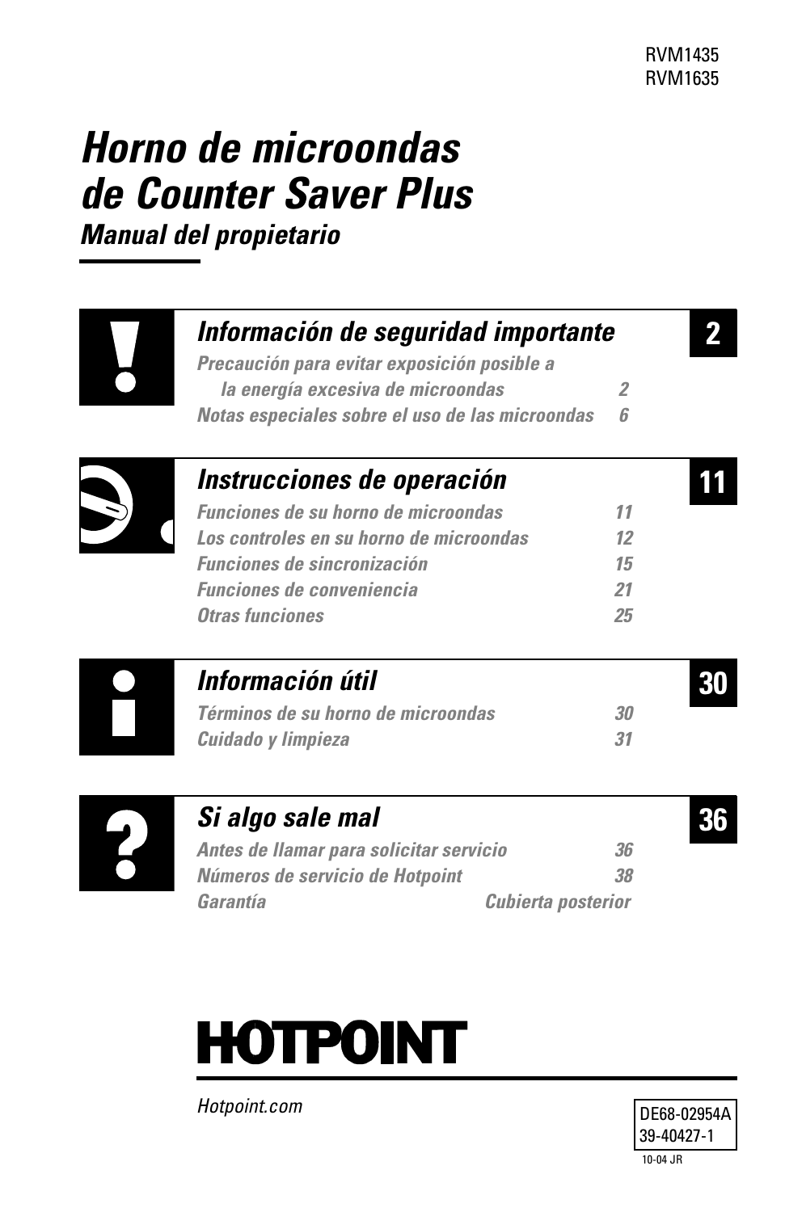RVM1435
RVM1635

# Horno de microondas de Counter Saver Plus

## Manual del propietario

---

## Información de seguridad importante — 2

*Precaución para evitar exposición posible a la energía excesiva de microondas* — 2

*Notas especiales sobre el uso de las microondas* — 6

## Instrucciones de operación — 11

*Funciones de su horno de microondas* — 11

*Los controles en su horno de microondas* — 12

*Funciones de sincronización* — 15

*Funciones de conveniencia* — 21

*Otras funciones* — 25

## Información útil — 30

*Términos de su horno de microondas* — 30

*Cuidado y limpieza* — 31

## Si algo sale mal — 36

*Antes de llamar para solicitar servicio* — 36

*Números de servicio de Hotpoint* — 38

*Garantía* — Cubierta posterior

---

**HOTPOINT**

*Hotpoint.com*

DE68-02954A
39-40427-1

10-04 JR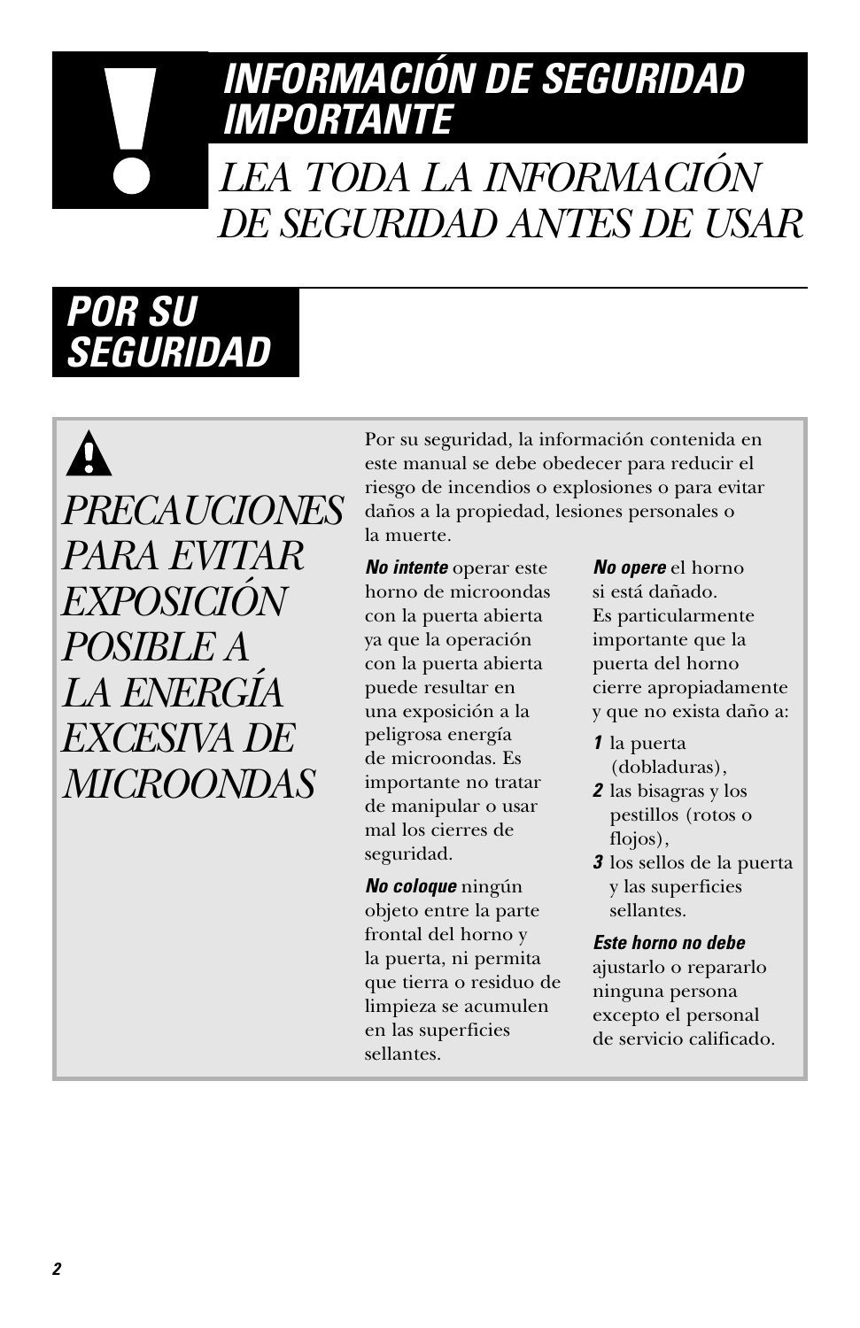# INFORMACIÓN DE SEGURIDAD IMPORTANTE

## *LEA TODA LA INFORMACIÓN DE SEGURIDAD ANTES DE USAR*

## POR SU SEGURIDAD

### *PRECAUCIONES PARA EVITAR EXPOSICIÓN POSIBLE A LA ENERGÍA EXCESIVA DE MICROONDAS*

Por su seguridad, la información contenida en este manual se debe obedecer para reducir el riesgo de incendios o explosiones o para evitar daños a la propiedad, lesiones personales o la muerte.

***No intente*** operar este horno de microondas con la puerta abierta ya que la operación con la puerta abierta puede resultar en una exposición a la peligrosa energía de microondas. Es importante no tratar de manipular o usar mal los cierres de seguridad.

***No coloque*** ningún objeto entre la parte frontal del horno y la puerta, ni permita que tierra o residuo de limpieza se acumulen en las superficies sellantes.

***No opere*** el horno si está dañado. Es particularmente importante que la puerta del horno cierre apropiadamente y que no exista daño a:

***1*** la puerta (dobladuras),

***2*** las bisagras y los pestillos (rotos o flojos),

***3*** los sellos de la puerta y las superficies sellantes.

***Este horno no debe*** ajustarlo o repararlo ninguna persona excepto el personal de servicio calificado.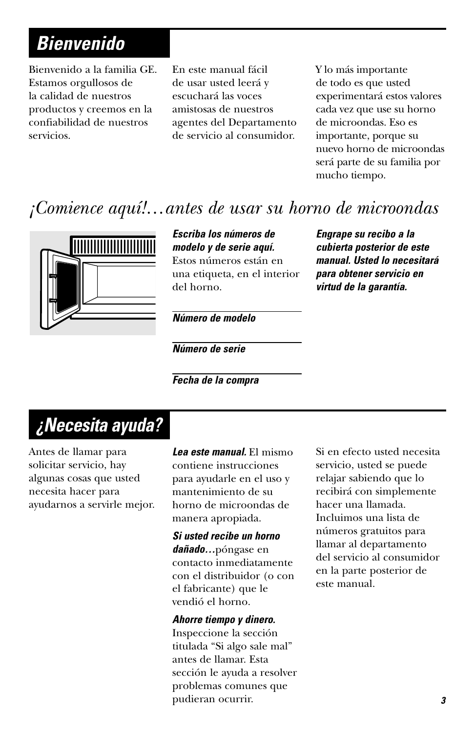# Bienvenido

Bienvenido a la familia GE. Estamos orgullosos de la calidad de nuestros productos y creemos en la confiabilidad de nuestros servicios.

En este manual fácil de usar usted leerá y escuchará las voces amistosas de nuestros agentes del Departamento de servicio al consumidor.

Y lo más importante de todo es que usted experimentará estos valores cada vez que use su horno de microondas. Eso es importante, porque su nuevo horno de microondas será parte de su familia por mucho tiempo.

## *¡Comience aquí!…antes de usar su horno de microondas*

***Escriba los números de modelo y de serie aquí.*** Estos números están en una etiqueta, en el interior del horno.

______________________
***Número de modelo***

______________________
***Número de serie***

______________________
***Fecha de la compra***

***Engrape su recibo a la cubierta posterior de este manual. Usted lo necesitará para obtener servicio en virtud de la garantía.***

# ¿Necesita ayuda?

Antes de llamar para solicitar servicio, hay algunas cosas que usted necesita hacer para ayudarnos a servirle mejor.

***Lea este manual.*** El mismo contiene instrucciones para ayudarle en el uso y mantenimiento de su horno de microondas de manera apropiada.

***Si usted recibe un horno dañado…*** póngase en contacto inmediatamente con el distribuidor (o con el fabricante) que le vendió el horno.

***Ahorre tiempo y dinero.*** Inspeccione la sección titulada "Si algo sale mal" antes de llamar. Esta sección le ayuda a resolver problemas comunes que pudieran ocurrir.

Si en efecto usted necesita servicio, usted se puede relajar sabiendo que lo recibirá con simplemente hacer una llamada. Incluimos una lista de números gratuitos para llamar al departamento del servicio al consumidor en la parte posterior de este manual.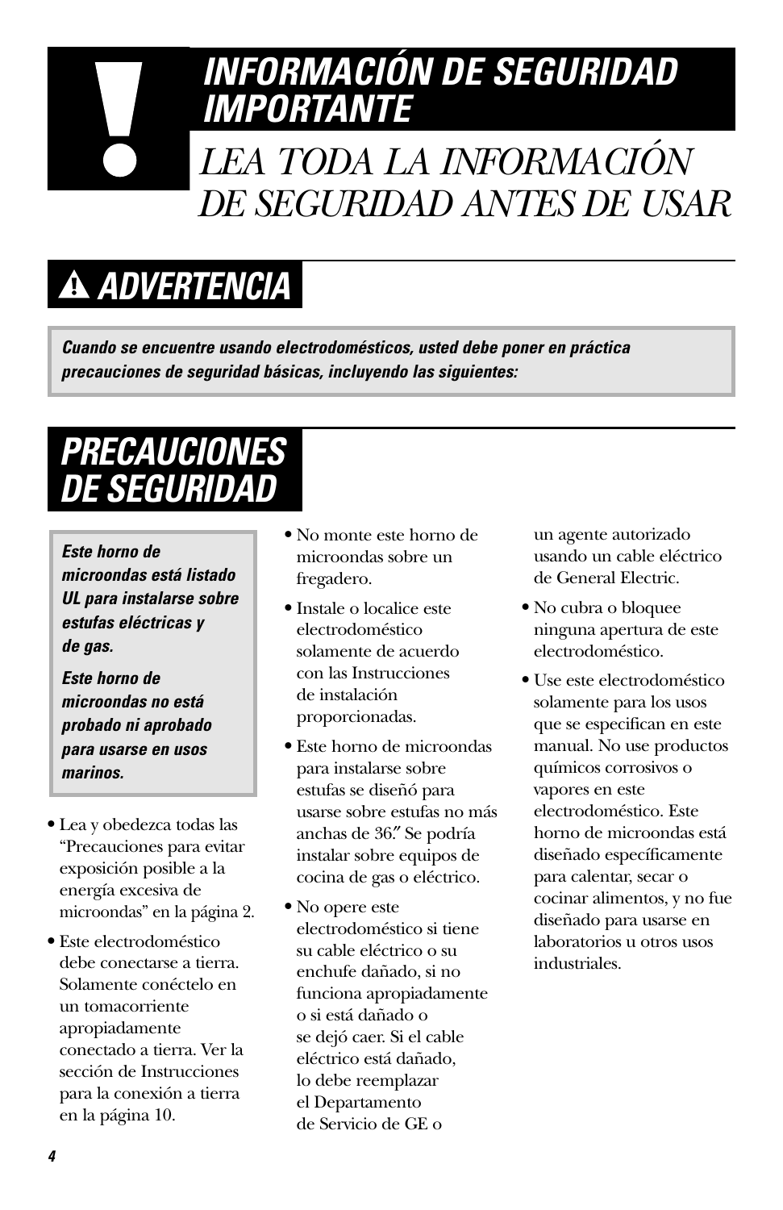# INFORMACIÓN DE SEGURIDAD IMPORTANTE

# *LEA TODA LA INFORMACIÓN DE SEGURIDAD ANTES DE USAR*

## ⚠ ADVERTENCIA

***Cuando se encuentre usando electrodomésticos, usted debe poner en práctica precauciones de seguridad básicas, incluyendo las siguientes:***

## PRECAUCIONES DE SEGURIDAD

***Este horno de microondas está listado UL para instalarse sobre estufas eléctricas y de gas.***

***Este horno de microondas no está probado ni aprobado para usarse en usos marinos.***

- Lea y obedezca todas las "Precauciones para evitar exposición posible a la energía excesiva de microondas" en la página 2.
- Este electrodoméstico debe conectarse a tierra. Solamente conéctelo en un tomacorriente apropiadamente conectado a tierra. Ver la sección de Instrucciones para la conexión a tierra en la página 10.
- No monte este horno de microondas sobre un fregadero.
- Instale o localice este electrodoméstico solamente de acuerdo con las Instrucciones de instalación proporcionadas.
- Este horno de microondas para instalarse sobre estufas se diseñó para usarse sobre estufas no más anchas de 36." Se podría instalar sobre equipos de cocina de gas o eléctrico.
- No opere este electrodoméstico si tiene su cable eléctrico o su enchufe dañado, si no funciona apropiadamente o si está dañado o se dejó caer. Si el cable eléctrico está dañado, lo debe reemplazar el Departamento de Servicio de GE o un agente autorizado usando un cable eléctrico de General Electric.
- No cubra o bloquee ninguna apertura de este electrodoméstico.
- Use este electrodoméstico solamente para los usos que se especifican en este manual. No use productos químicos corrosivos o vapores en este electrodoméstico. Este horno de microondas está diseñado específicamente para calentar, secar o cocinar alimentos, y no fue diseñado para usarse en laboratorios u otros usos industriales.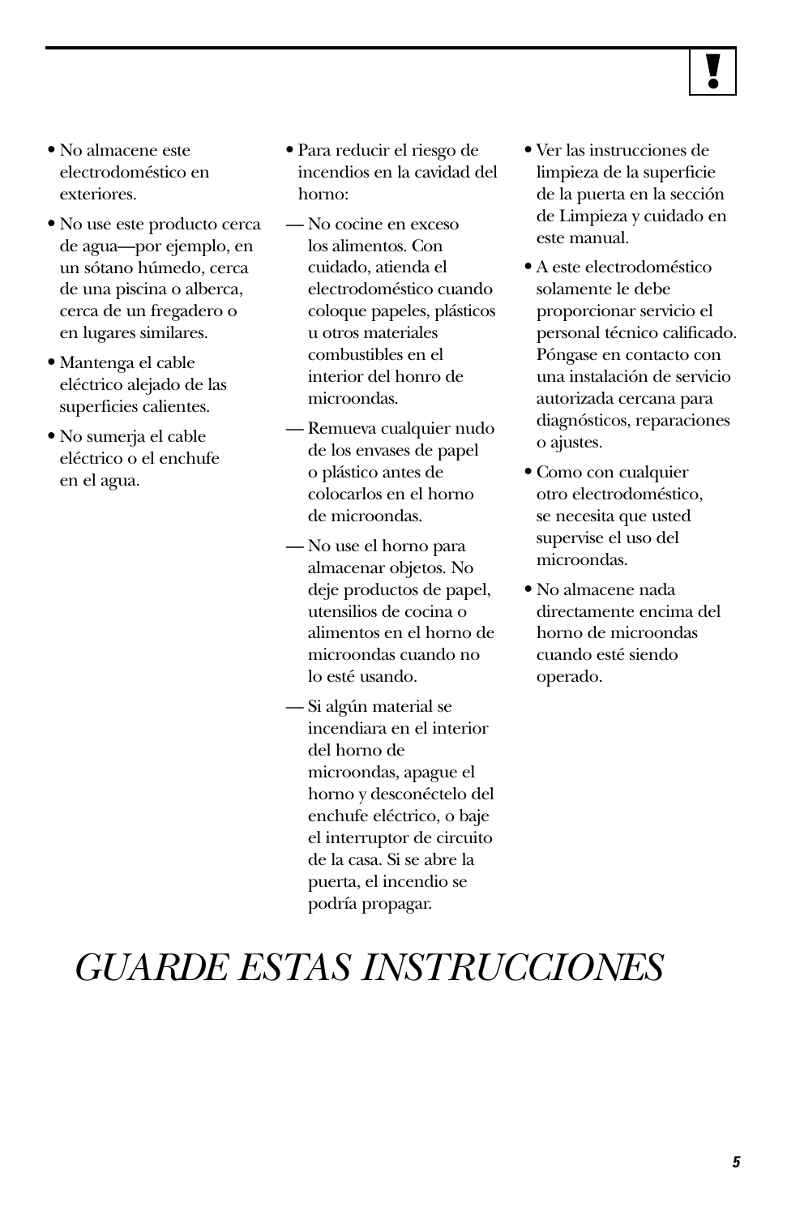- No almacene este electrodoméstico en exteriores.
- No use este producto cerca de agua—por ejemplo, en un sótano húmedo, cerca de una piscina o alberca, cerca de un fregadero o en lugares similares.
- Mantenga el cable eléctrico alejado de las superficies calientes.
- No sumerja el cable eléctrico o el enchufe en el agua.
- Para reducir el riesgo de incendios en la cavidad del horno:

  — No cocine en exceso los alimentos. Con cuidado, atienda el electrodoméstico cuando coloque papeles, plásticos u otros materiales combustibles en el interior del honro de microondas.

  — Remueva cualquier nudo de los envases de papel o plástico antes de colocarlos en el horno de microondas.

  — No use el horno para almacenar objetos. No deje productos de papel, utensilios de cocina o alimentos en el horno de microondas cuando no lo esté usando.

  — Si algún material se incendiara en el interior del horno de microondas, apague el horno y desconéctelo del enchufe eléctrico, o baje el interruptor de circuito de la casa. Si se abre la puerta, el incendio se podría propagar.
- Ver las instrucciones de limpieza de la superficie de la puerta en la sección de Limpieza y cuidado en este manual.
- A este electrodoméstico solamente le debe proporcionar servicio el personal técnico calificado. Póngase en contacto con una instalación de servicio autorizada cercana para diagnósticos, reparaciones o ajustes.
- Como con cualquier otro electrodoméstico, se necesita que usted supervise el uso del microondas.
- No almacene nada directamente encima del horno de microondas cuando esté siendo operado.

# *GUARDE ESTAS INSTRUCCIONES*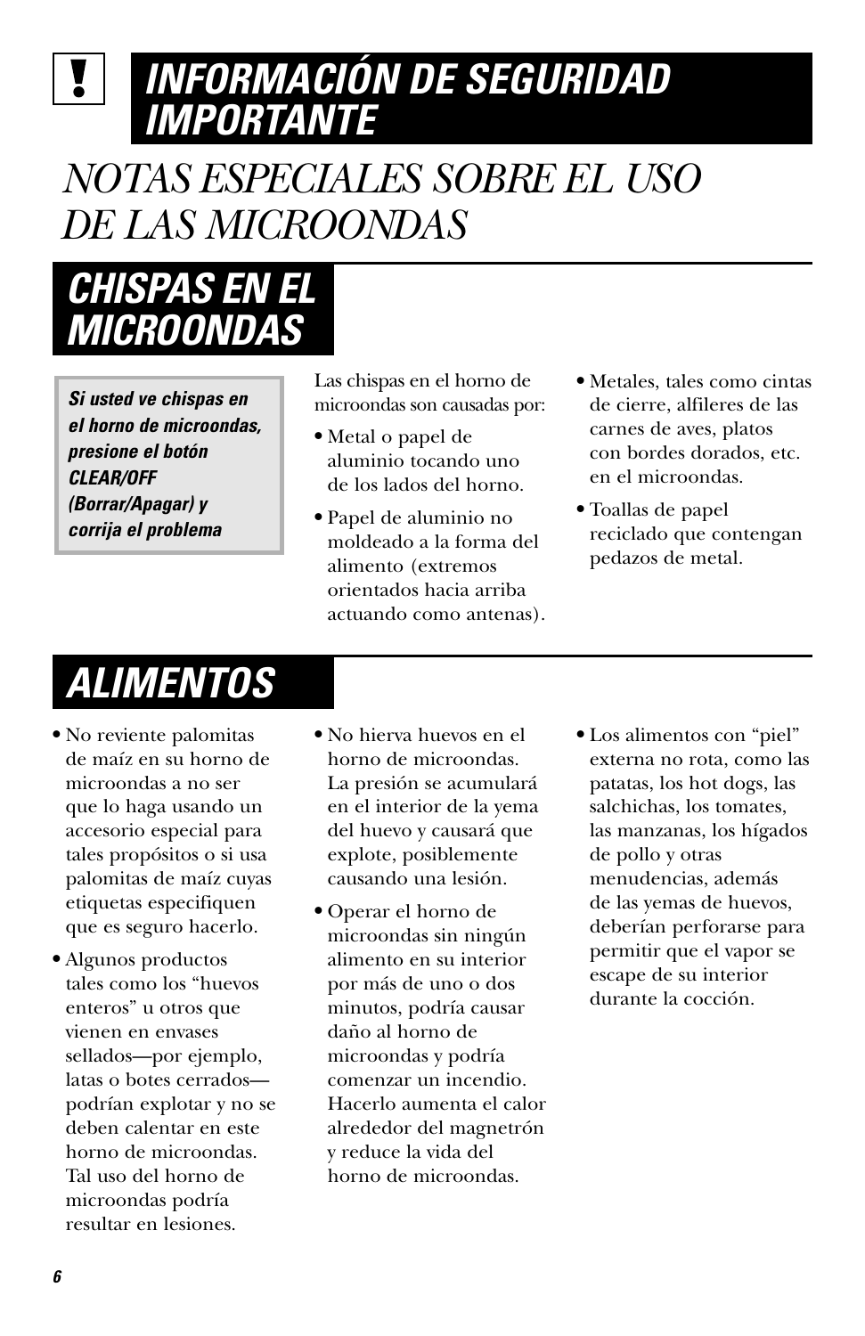# INFORMACIÓN DE SEGURIDAD IMPORTANTE

## NOTAS ESPECIALES SOBRE EL USO DE LAS MICROONDAS

### CHISPAS EN EL MICROONDAS

***Si usted ve chispas en el horno de microondas, presione el botón CLEAR/OFF (Borrar/Apagar) y corrija el problema***

Las chispas en el horno de microondas son causadas por:

- Metal o papel de aluminio tocando uno de los lados del horno.
- Papel de aluminio no moldeado a la forma del alimento (extremos orientados hacia arriba actuando como antenas).
- Metales, tales como cintas de cierre, alfileres de las carnes de aves, platos con bordes dorados, etc. en el microondas.
- Toallas de papel reciclado que contengan pedazos de metal.

### ALIMENTOS

- No reviente palomitas de maíz en su horno de microondas a no ser que lo haga usando un accesorio especial para tales propósitos o si usa palomitas de maíz cuyas etiquetas especifiquen que es seguro hacerlo.
- Algunos productos tales como los "huevos enteros" u otros que vienen en envases sellados—por ejemplo, latas o botes cerrados—podrían explotar y no se deben calentar en este horno de microondas. Tal uso del horno de microondas podría resultar en lesiones.
- No hierva huevos en el horno de microondas. La presión se acumulará en el interior de la yema del huevo y causará que explote, posiblemente causando una lesión.
- Operar el horno de microondas sin ningún alimento en su interior por más de uno o dos minutos, podría causar daño al horno de microondas y podría comenzar un incendio. Hacerlo aumenta el calor alrededor del magnetrón y reduce la vida del horno de microondas.
- Los alimentos con "piel" externa no rota, como las patatas, los hot dogs, las salchichas, los tomates, las manzanas, los hígados de pollo y otras menudencias, además de las yemas de huevos, deberían perforarse para permitir que el vapor se escape de su interior durante la cocción.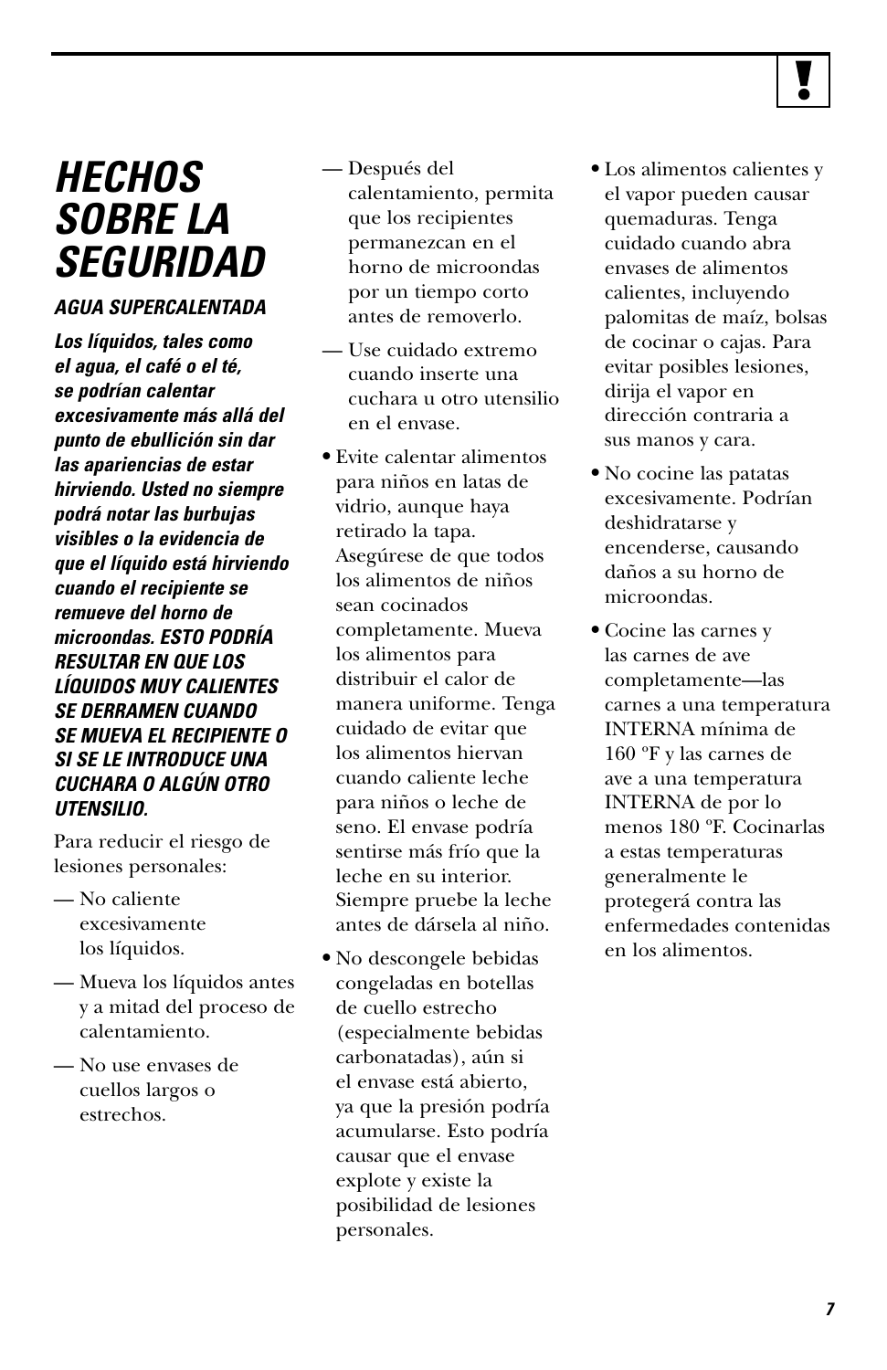# HECHOS SOBRE LA SEGURIDAD

***AGUA SUPERCALENTADA***

***Los líquidos, tales como el agua, el café o el té, se podrían calentar excesivamente más allá del punto de ebullición sin dar las apariencias de estar hirviendo. Usted no siempre podrá notar las burbujas visibles o la evidencia de que el líquido está hirviendo cuando el recipiente se remueve del horno de microondas. ESTO PODRÍA RESULTAR EN QUE LOS LÍQUIDOS MUY CALIENTES SE DERRAMEN CUANDO SE MUEVA EL RECIPIENTE O SI SE LE INTRODUCE UNA CUCHARA O ALGÚN OTRO UTENSILIO.***

Para reducir el riesgo de lesiones personales:

- — No caliente excesivamente los líquidos.
- — Mueva los líquidos antes y a mitad del proceso de calentamiento.
- — No use envases de cuellos largos o estrechos.
- — Después del calentamiento, permita que los recipientes permanezcan en el horno de microondas por un tiempo corto antes de removerlo.
- — Use cuidado extremo cuando inserte una cuchara u otro utensilio en el envase.

- Evite calentar alimentos para niños en latas de vidrio, aunque haya retirado la tapa. Asegúrese de que todos los alimentos de niños sean cocinados completamente. Mueva los alimentos para distribuir el calor de manera uniforme. Tenga cuidado de evitar que los alimentos hiervan cuando caliente leche para niños o leche de seno. El envase podría sentirse más frío que la leche en su interior. Siempre pruebe la leche antes de dársela al niño.
- No descongele bebidas congeladas en botellas de cuello estrecho (especialmente bebidas carbonatadas), aún si el envase está abierto, ya que la presión podría acumularse. Esto podría causar que el envase explote y existe la posibilidad de lesiones personales.
- Los alimentos calientes y el vapor pueden causar quemaduras. Tenga cuidado cuando abra envases de alimentos calientes, incluyendo palomitas de maíz, bolsas de cocinar o cajas. Para evitar posibles lesiones, dirija el vapor en dirección contraria a sus manos y cara.
- No cocine las patatas excesivamente. Podrían deshidratarse y encenderse, causando daños a su horno de microondas.
- Cocine las carnes y las carnes de ave completamente—las carnes a una temperatura INTERNA mínima de 160 ºF y las carnes de ave a una temperatura INTERNA de por lo menos 180 ºF. Cocinarlas a estas temperaturas generalmente le protegerá contra las enfermedades contenidas en los alimentos.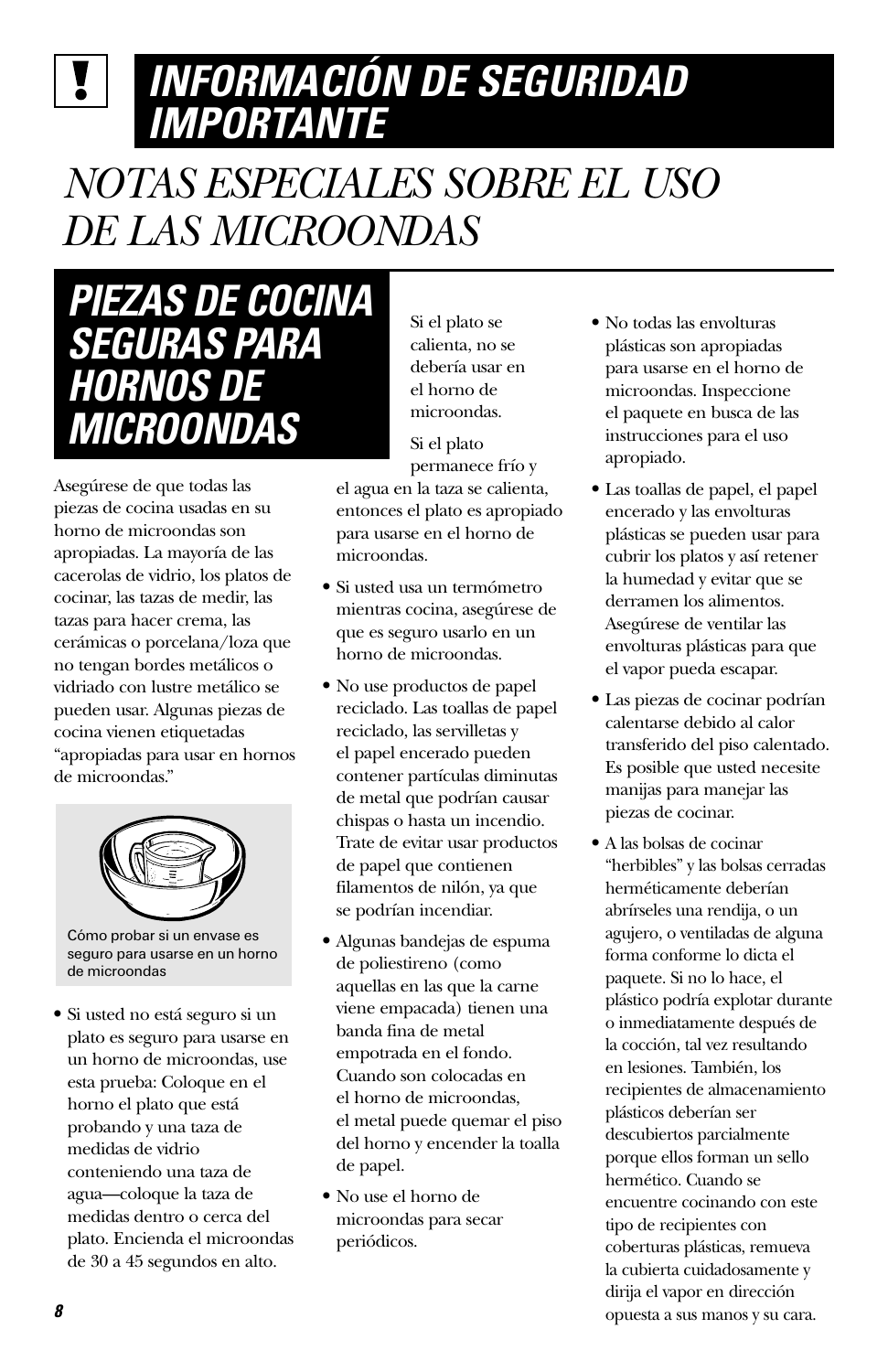# INFORMACIÓN DE SEGURIDAD IMPORTANTE

## NOTAS ESPECIALES SOBRE EL USO DE LAS MICROONDAS

### Piezas de cocina seguras para hornos de microondas

Asegúrese de que todas las piezas de cocina usadas en su horno de microondas son apropiadas. La mayoría de las cacerolas de vidrio, los platos de cocinar, las tazas de medir, las tazas para hacer crema, las cerámicas o porcelana/loza que no tengan bordes metálicos o vidriado con lustre metálico se pueden usar. Algunas piezas de cocina vienen etiquetadas "apropiadas para usar en hornos de microondas."

Cómo probar si un envase es seguro para usarse en un horno de microondas

- Si usted no está seguro si un plato es seguro para usarse en un horno de microondas, use esta prueba: Coloque en el horno el plato que está probando y una taza de medidas de vidrio conteniendo una taza de agua—coloque la taza de medidas dentro o cerca del plato. Encienda el microondas de 30 a 45 segundos en alto.

  Si el plato se calienta, no se debería usar en el horno de microondas.

  Si el plato permanece frío y el agua en la taza se calienta, entonces el plato es apropiado para usarse en el horno de microondas.
- Si usted usa un termómetro mientras cocina, asegúrese de que es seguro usarlo en un horno de microondas.
- No use productos de papel reciclado. Las toallas de papel reciclado, las servilletas y el papel encerado pueden contener partículas diminutas de metal que podrían causar chispas o hasta un incendio. Trate de evitar usar productos de papel que contienen filamentos de nilón, ya que se podrían incendiar.
- Algunas bandejas de espuma de poliestireno (como aquellas en las que la carne viene empacada) tienen una banda fina de metal empotrada en el fondo. Cuando son colocadas en el horno de microondas, el metal puede quemar el piso del horno y encender la toalla de papel.
- No use el horno de microondas para secar periódicos.
- No todas las envolturas plásticas son apropiadas para usarse en el horno de microondas. Inspeccione el paquete en busca de las instrucciones para el uso apropiado.
- Las toallas de papel, el papel encerado y las envolturas plásticas se pueden usar para cubrir los platos y así retener la humedad y evitar que se derramen los alimentos. Asegúrese de ventilar las envolturas plásticas para que el vapor pueda escapar.
- Las piezas de cocinar podrían calentarse debido al calor transferido del piso calentado. Es posible que usted necesite manijas para manejar las piezas de cocinar.
- A las bolsas de cocinar "herbibles" y las bolsas cerradas herméticamente deberían abrírseles una rendija, o un agujero, o ventiladas de alguna forma conforme lo dicta el paquete. Si no lo hace, el plástico podría explotar durante o inmediatamente después de la cocción, tal vez resultando en lesiones. También, los recipientes de almacenamiento plásticos deberían ser descubiertos parcialmente porque ellos forman un sello hermético. Cuando se encuentre cocinando con este tipo de recipientes con coberturas plásticas, remueva la cubierta cuidadosamente y dirija el vapor en dirección opuesta a sus manos y su cara.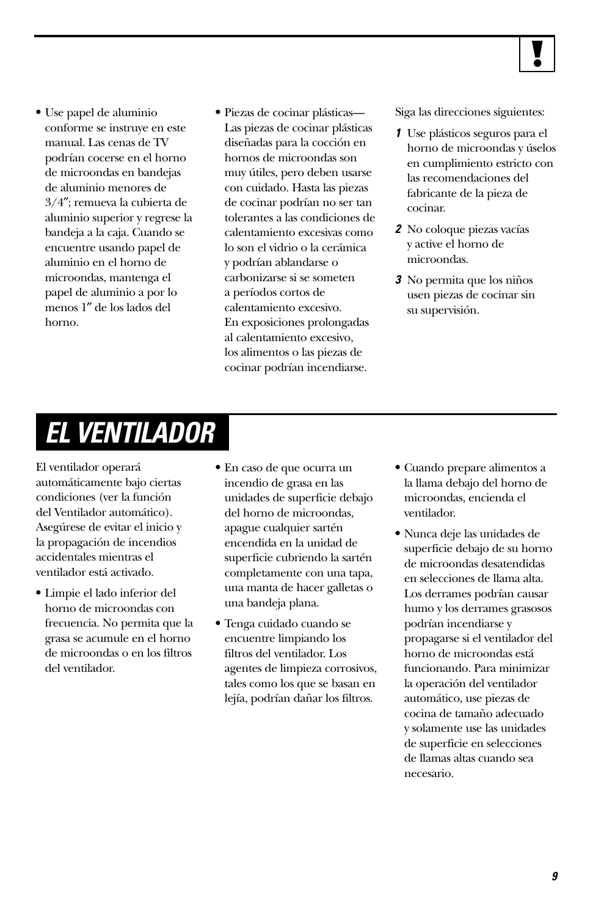- Use papel de aluminio conforme se instruye en este manual. Las cenas de TV podrían cocerse en el horno de microondas en bandejas de aluminio menores de 3/4″; remueva la cubierta de aluminio superior y regrese la bandeja a la caja. Cuando se encuentre usando papel de aluminio en el horno de microondas, mantenga el papel de aluminio a por lo menos 1″ de los lados del horno.

- Piezas de cocinar plásticas—Las piezas de cocinar plásticas diseñadas para la cocción en hornos de microondas son muy útiles, pero deben usarse con cuidado. Hasta las piezas de cocinar podrían no ser tan tolerantes a las condiciones de calentamiento excesivas como lo son el vidrio o la cerámica y podrían ablandarse o carbonizarse si se someten a períodos cortos de calentamiento excesivo. En exposiciones prolongadas al calentamiento excesivo, los alimentos o las piezas de cocinar podrían incendiarse.

Siga las direcciones siguientes:

1. Use plásticos seguros para el horno de microondas y úselos en cumplimiento estricto con las recomendaciones del fabricante de la pieza de cocinar.
2. No coloque piezas vacías y active el horno de microondas.
3. No permita que los niños usen piezas de cocinar sin su supervisión.

# EL VENTILADOR

El ventilador operará automáticamente bajo ciertas condiciones (ver la función del Ventilador automático). Asegúrese de evitar el inicio y la propagación de incendios accidentales mientras el ventilador está activado.

- Limpie el lado inferior del horno de microondas con frecuencia. No permita que la grasa se acumule en el horno de microondas o en los filtros del ventilador.

- En caso de que ocurra un incendio de grasa en las unidades de superficie debajo del horno de microondas, apague cualquier sartén encendida en la unidad de superficie cubriendo la sartén completamente con una tapa, una manta de hacer galletas o una bandeja plana.

- Tenga cuidado cuando se encuentre limpiando los filtros del ventilador. Los agentes de limpieza corrosivos, tales como los que se basan en lejía, podrían dañar los filtros.

- Cuando prepare alimentos a la llama debajo del horno de microondas, encienda el ventilador.

- Nunca deje las unidades de superficie debajo de su horno de microondas desatendidas en selecciones de llama alta. Los derrames podrían causar humo y los derrames grasosos podrían incendiarse y propagarse si el ventilador del horno de microondas está funcionando. Para minimizar la operación del ventilador automático, use piezas de cocina de tamaño adecuado y solamente use las unidades de superficie en selecciones de llamas altas cuando sea necesario.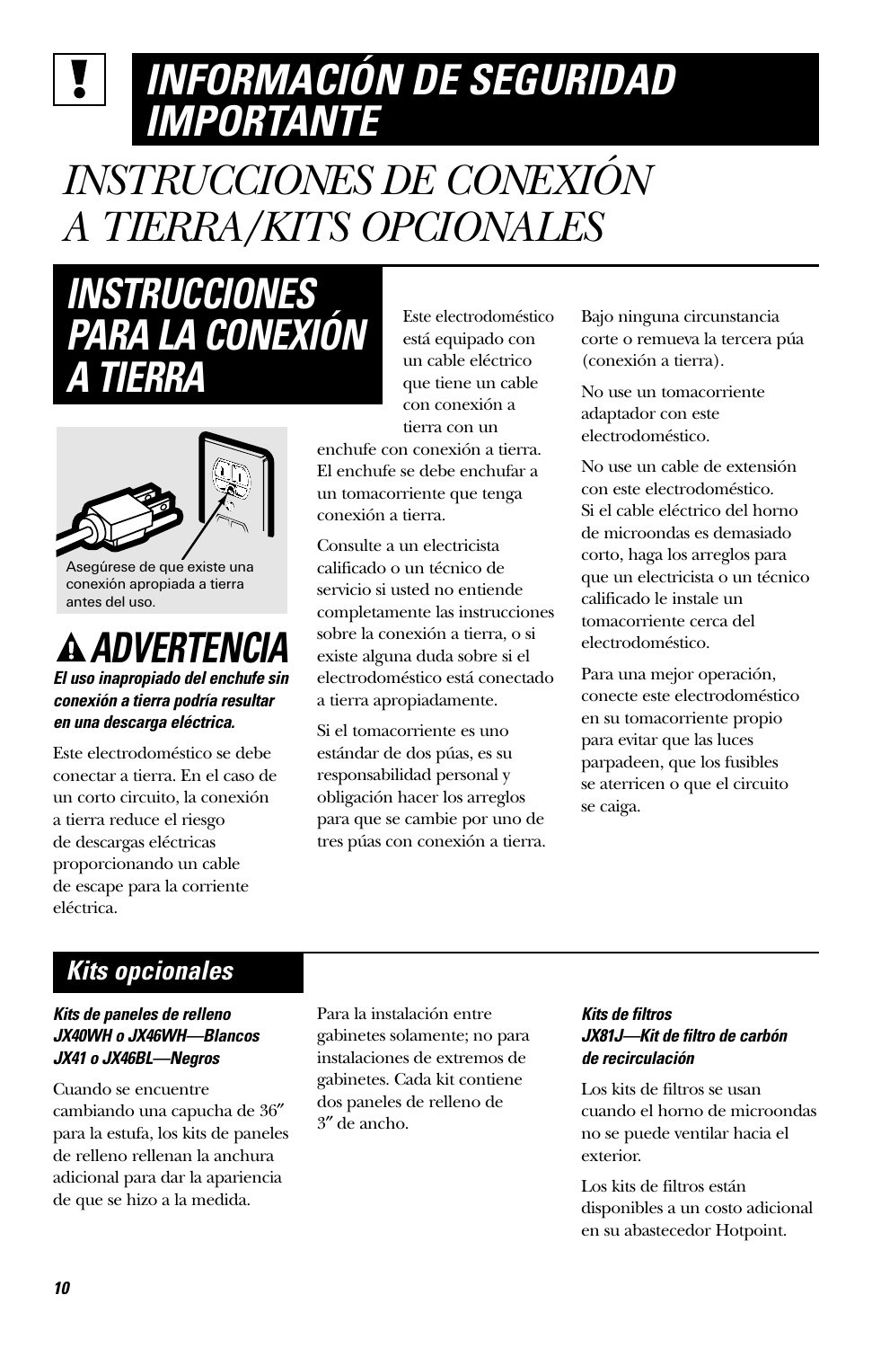# INFORMACIÓN DE SEGURIDAD IMPORTANTE

# INSTRUCCIONES DE CONEXIÓN A TIERRA/KITS OPCIONALES

## INSTRUCCIONES PARA LA CONEXIÓN A TIERRA

Asegúrese de que existe una conexión apropiada a tierra antes del uso.

### ADVERTENCIA

***El uso inapropiado del enchufe sin conexión a tierra podría resultar en una descarga eléctrica.***

Este electrodoméstico se debe conectar a tierra. En el caso de un corto circuito, la conexión a tierra reduce el riesgo de descargas eléctricas proporcionando un cable de escape para la corriente eléctrica.

Este electrodoméstico está equipado con un cable eléctrico que tiene un cable con conexión a tierra con un enchufe con conexión a tierra. El enchufe se debe enchufar a un tomacorriente que tenga conexión a tierra.

Consulte a un electricista calificado o un técnico de servicio si usted no entiende completamente las instrucciones sobre la conexión a tierra, o si existe alguna duda sobre si el electrodoméstico está conectado a tierra apropiadamente.

Si el tomacorriente es uno estándar de dos púas, es su responsabilidad personal y obligación hacer los arreglos para que se cambie por uno de tres púas con conexión a tierra.

Bajo ninguna circunstancia corte o remueva la tercera púa (conexión a tierra).

No use un tomacorriente adaptador con este electrodoméstico.

No use un cable de extensión con este electrodoméstico. Si el cable eléctrico del horno de microondas es demasiado corto, haga los arreglos para que un electricista o un técnico calificado le instale un tomacorriente cerca del electrodoméstico.

Para una mejor operación, conecte este electrodoméstico en su tomacorriente propio para evitar que las luces parpadeen, que los fusibles se aterricen o que el circuito se caiga.

## Kits opcionales

***Kits de paneles de relleno***
***JX40WH o JX46WH—Blancos***
***JX41 o JX46BL—Negros***

Cuando se encuentre cambiando una capucha de 36″ para la estufa, los kits de paneles de relleno rellenan la anchura adicional para dar la apariencia de que se hizo a la medida.

Para la instalación entre gabinetes solamente; no para instalaciones de extremos de gabinetes. Cada kit contiene dos paneles de relleno de 3″ de ancho.

***Kits de filtros***
***JX81J—Kit de filtro de carbón de recirculación***

Los kits de filtros se usan cuando el horno de microondas no se puede ventilar hacia el exterior.

Los kits de filtros están disponibles a un costo adicional en su abastecedor Hotpoint.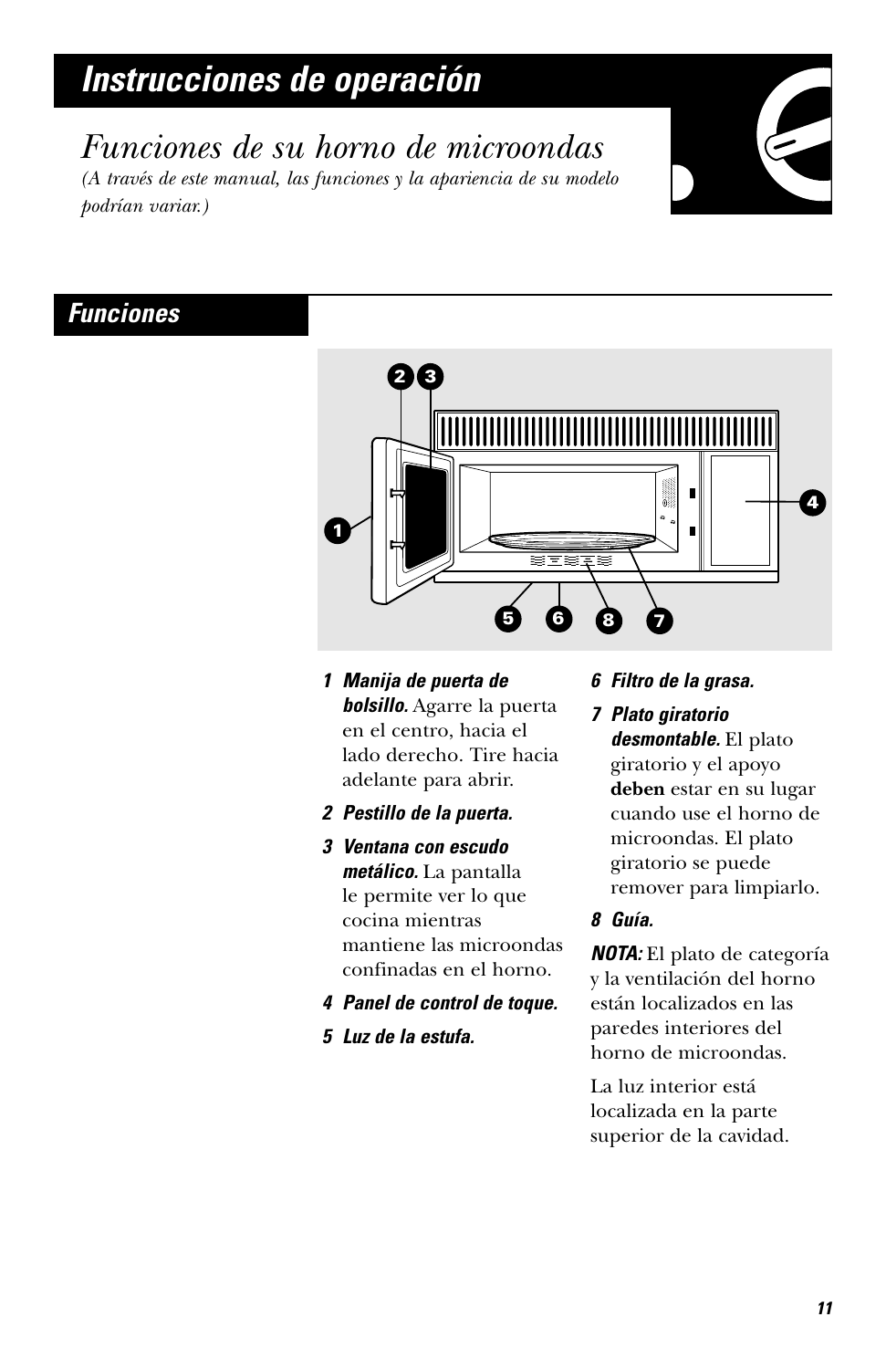# Instrucciones de operación

## Funciones de su horno de microondas

*(A través de este manual, las funciones y la apariencia de su modelo podrían variar.)*

### Funciones

1. ***Manija de puerta de bolsillo.*** Agarre la puerta en el centro, hacia el lado derecho. Tire hacia adelante para abrir.
2. ***Pestillo de la puerta.***
3. ***Ventana con escudo metálico.*** La pantalla le permite ver lo que cocina mientras mantiene las microondas confinadas en el horno.
4. ***Panel de control de toque.***
5. ***Luz de la estufa.***
6. ***Filtro de la grasa.***
7. ***Plato giratorio desmontable.*** El plato giratorio y el apoyo **deben** estar en su lugar cuando use el horno de microondas. El plato giratorio se puede remover para limpiarlo.
8. ***Guía.***

***NOTA:*** El plato de categoría y la ventilación del horno están localizados en las paredes interiores del horno de microondas.

La luz interior está localizada en la parte superior de la cavidad.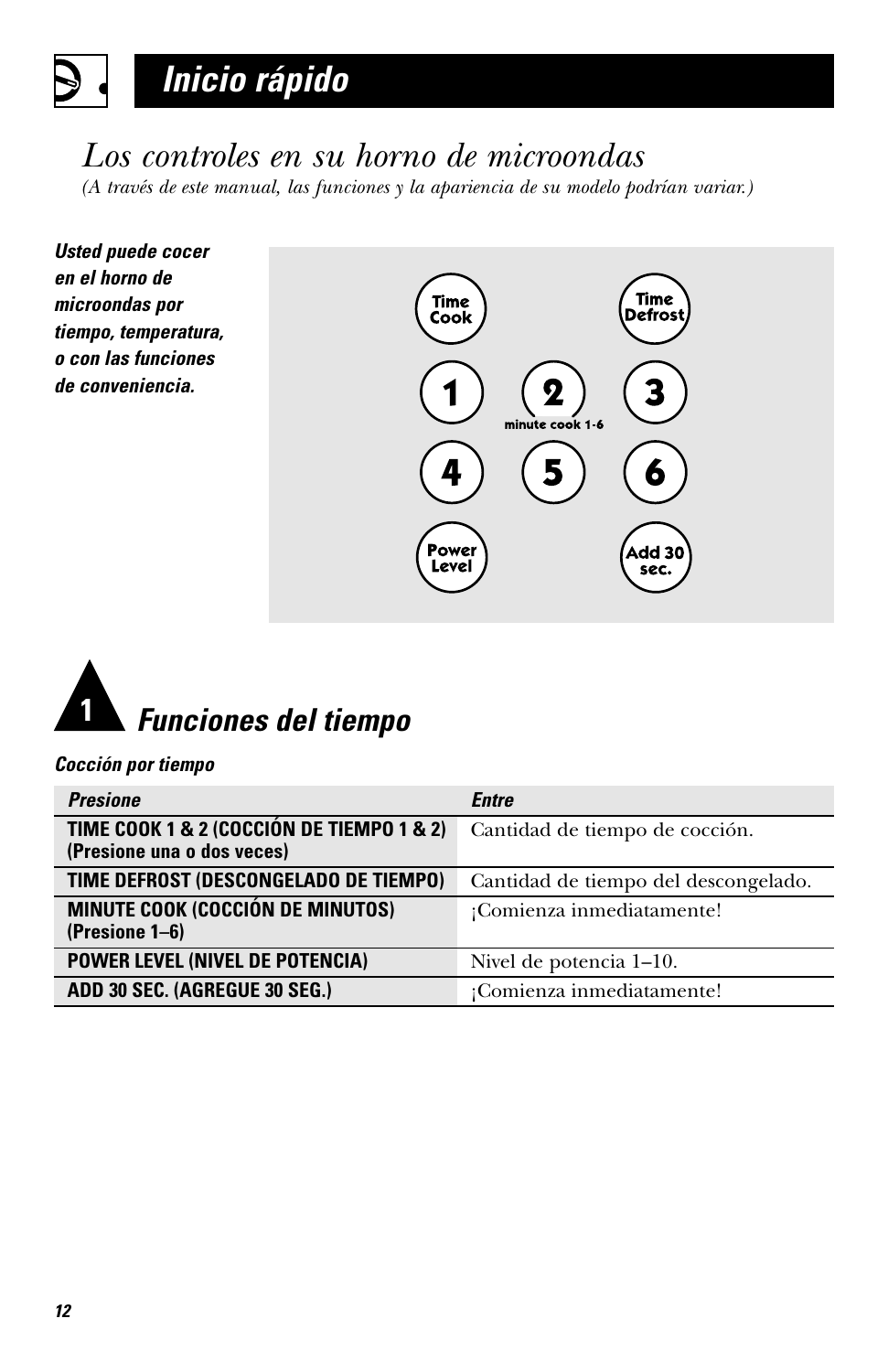# Inicio rápido

## *Los controles en su horno de microondas*

*(A través de este manual, las funciones y la apariencia de su modelo podrían variar.)*

***Usted puede cocer en el horno de microondas por tiempo, temperatura, o con las funciones de conveniencia.***

Time Cook | Time Defrost
1 | 2 (minute cook 1-6) | 3
4 | 5 | 6
Power Level | Add 30 sec.

## 1 Funciones del tiempo

***Cocción por tiempo***

| *Presione* | *Entre* |
|---|---|
| **TIME COOK 1 & 2 (COCCIÓN DE TIEMPO 1 & 2) (Presione una o dos veces)** | Cantidad de tiempo de cocción. |
| **TIME DEFROST (DESCONGELADO DE TIEMPO)** | Cantidad de tiempo del descongelado. |
| **MINUTE COOK (COCCIÓN DE MINUTOS) (Presione 1–6)** | ¡Comienza inmediatamente! |
| **POWER LEVEL (NIVEL DE POTENCIA)** | Nivel de potencia 1–10. |
| **ADD 30 SEC. (AGREGUE 30 SEG.)** | ¡Comienza inmediatamente! |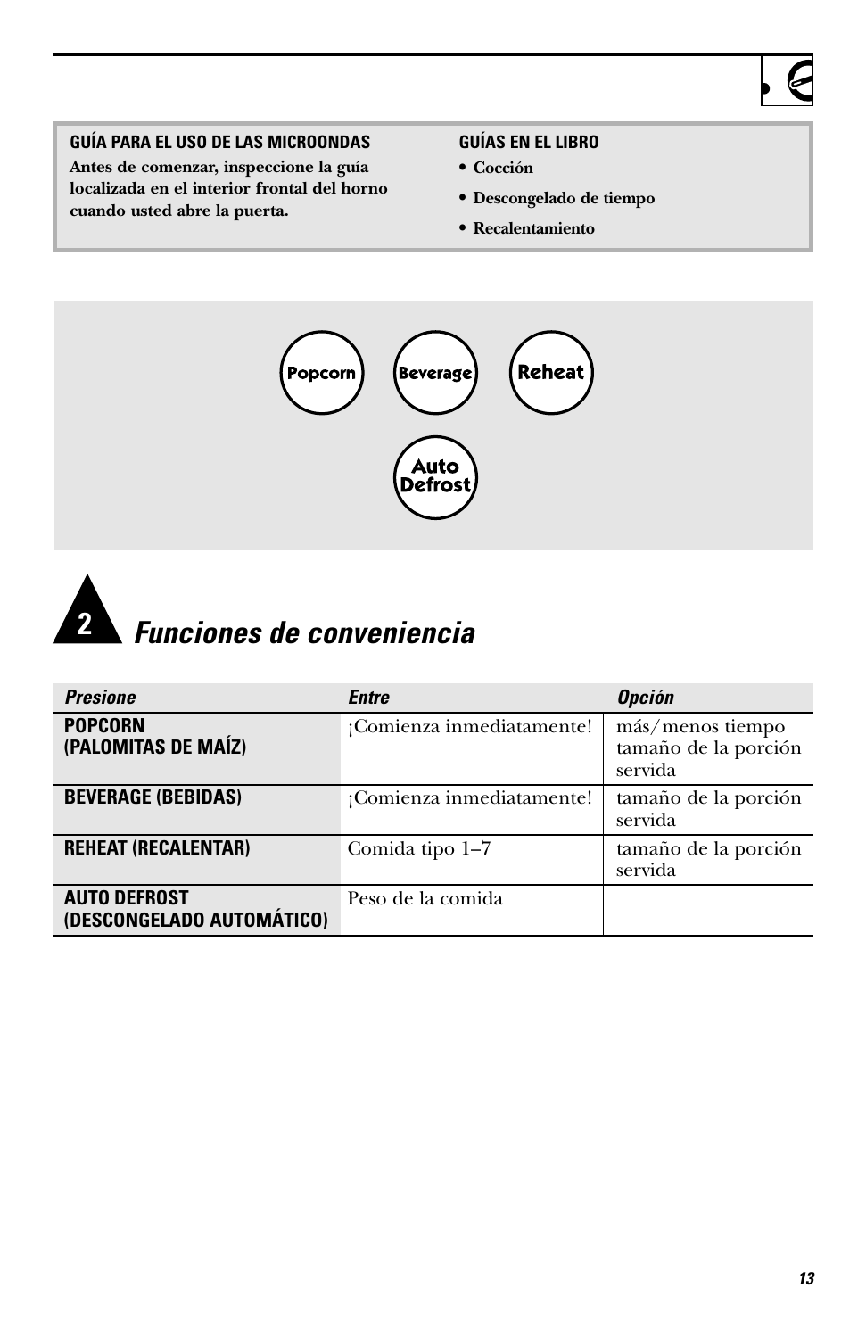**GUÍA PARA EL USO DE LAS MICROONDAS**

**Antes de comenzar, inspeccione la guía localizada en el interior frontal del horno cuando usted abre la puerta.**

**GUÍAS EN EL LIBRO**

- **Cocción**
- **Descongelado de tiempo**
- **Recalentamiento**

Popcorn Beverage Reheat

Auto Defrost

## 2 *Funciones de conveniencia*

| *Presione* | *Entre* | *Opción* |
|---|---|---|
| **POPCORN (PALOMITAS DE MAÍZ)** | ¡Comienza inmediatamente! | más/menos tiempo tamaño de la porción servida |
| **BEVERAGE (BEBIDAS)** | ¡Comienza inmediatamente! | tamaño de la porción servida |
| **REHEAT (RECALENTAR)** | Comida tipo 1–7 | tamaño de la porción servida |
| **AUTO DEFROST (DESCONGELADO AUTOMÁTICO)** | Peso de la comida | |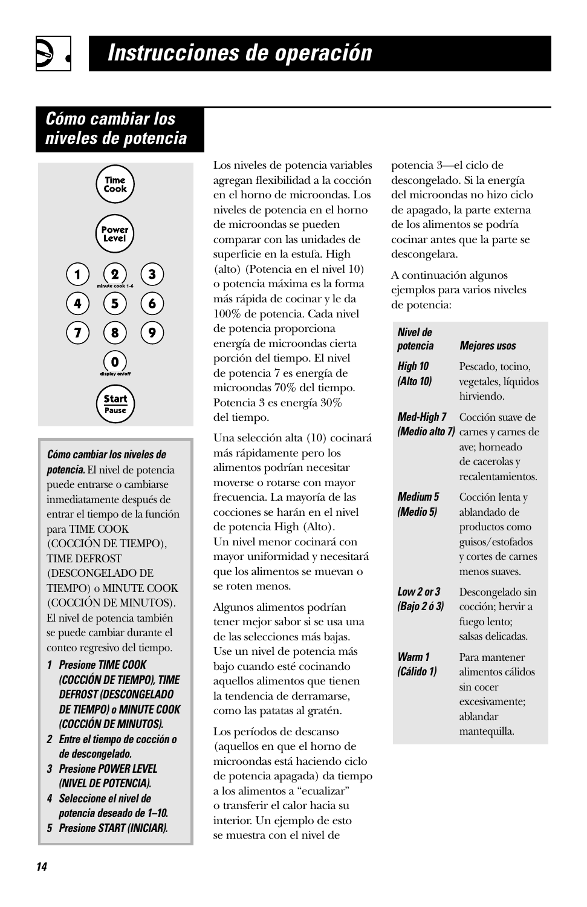# Instrucciones de operación

## Cómo cambiar los niveles de potencia

Time Cook

Power Level

1 2 3
minute cook 1-6
4 5 6
7 8 9
0
display on/off

Start
Pause

***Cómo cambiar los niveles de potencia.*** El nivel de potencia puede entrarse o cambiarse inmediatamente después de entrar el tiempo de la función para TIME COOK (COCCIÓN DE TIEMPO), TIME DEFROST (DESCONGELADO DE TIEMPO) o MINUTE COOK (COCCIÓN DE MINUTOS). El nivel de potencia también se puede cambiar durante el conteo regresivo del tiempo.

1. ***Presione TIME COOK (COCCIÓN DE TIEMPO), TIME DEFROST (DESCONGELADO DE TIEMPO) o MINUTE COOK (COCCIÓN DE MINUTOS).***
2. ***Entre el tiempo de cocción o de descongelado.***
3. ***Presione POWER LEVEL (NIVEL DE POTENCIA).***
4. ***Seleccione el nivel de potencia deseado de 1–10.***
5. ***Presione START (INICIAR).***

Los niveles de potencia variables agregan flexibilidad a la cocción en el horno de microondas. Los niveles de potencia en el horno de microondas se pueden comparar con las unidades de superficie en la estufa. High (alto) (Potencia en el nivel 10) o potencia máxima es la forma más rápida de cocinar y le da 100% de potencia. Cada nivel de potencia proporciona energía de microondas cierta porción del tiempo. El nivel de potencia 7 es energía de microondas 70% del tiempo. Potencia 3 es energía 30% del tiempo.

Una selección alta (10) cocinará más rápidamente pero los alimentos podrían necesitar moverse o rotarse con mayor frecuencia. La mayoría de las cocciones se harán en el nivel de potencia High (Alto). Un nivel menor cocinará con mayor uniformidad y necesitará que los alimentos se muevan o se roten menos.

Algunos alimentos podrían tener mejor sabor si se usa una de las selecciones más bajas. Use un nivel de potencia más bajo cuando esté cocinando aquellos alimentos que tienen la tendencia de derramarse, como las patatas al gratén.

Los períodos de descanso (aquellos en que el horno de microondas está haciendo ciclo de potencia apagada) da tiempo a los alimentos a "ecualizar" o transferir el calor hacia su interior. Un ejemplo de esto se muestra con el nivel de potencia 3—el ciclo de descongelado. Si la energía del microondas no hizo ciclo de apagado, la parte externa de los alimentos se podría cocinar antes que la parte se descongelara.

A continuación algunos ejemplos para varios niveles de potencia:

| *Nivel de potencia* | *Mejores usos* |
|---|---|
| ***High 10 (Alto 10)*** | Pescado, tocino, vegetales, líquidos hirviendo. |
| ***Med-High 7 (Medio alto 7)*** | Cocción suave de carnes y carnes de ave; horneado de cacerolas y recalentamientos. |
| ***Medium 5 (Medio 5)*** | Cocción lenta y ablandado de productos como guisos/estofados y cortes de carnes menos suaves. |
| ***Low 2 or 3 (Bajo 2 ó 3)*** | Descongelado sin cocción; hervir a fuego lento; salsas delicadas. |
| ***Warm 1 (Cálido 1)*** | Para mantener alimentos cálidos sin cocer excesivamente; ablandar mantequilla. |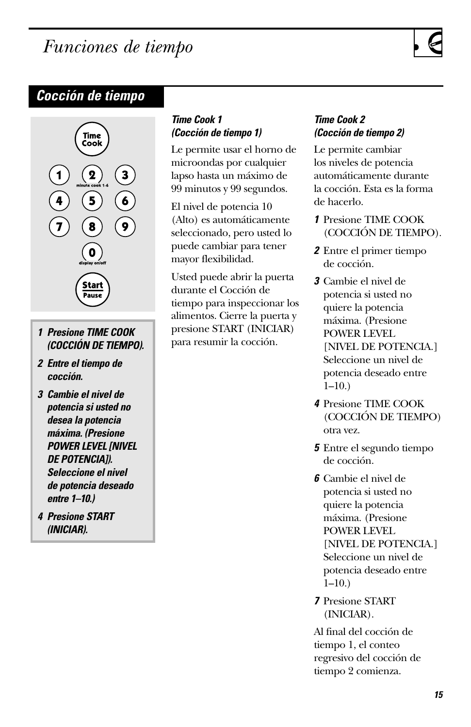# Funciones de tiempo

## Cocción de tiempo

Time Cook

1 2 3
minute cook 1-6
4 5 6
7 8 9
0
display on/off

Start
Pause

***1 Presione TIME COOK (COCCIÓN DE TIEMPO).***

***2 Entre el tiempo de cocción.***

***3 Cambie el nivel de potencia si usted no desea la potencia máxima. (Presione POWER LEVEL [NIVEL DE POTENCIA]). Seleccione el nivel de potencia deseado entre 1–10.)***

***4 Presione START (INICIAR).***

***Time Cook 1 (Cocción de tiempo 1)***

Le permite usar el horno de microondas por cualquier lapso hasta un máximo de 99 minutos y 99 segundos.

El nivel de potencia 10 (Alto) es automáticamente seleccionado, pero usted lo puede cambiar para tener mayor flexibilidad.

Usted puede abrir la puerta durante el Cocción de tiempo para inspeccionar los alimentos. Cierre la puerta y presione START (INICIAR) para resumir la cocción.

***Time Cook 2 (Cocción de tiempo 2)***

Le permite cambiar los niveles de potencia automáticamente durante la cocción. Esta es la forma de hacerlo.

***1*** Presione TIME COOK (COCCIÓN DE TIEMPO).

***2*** Entre el primer tiempo de cocción.

***3*** Cambie el nivel de potencia si usted no quiere la potencia máxima. (Presione POWER LEVEL [NIVEL DE POTENCIA.] Seleccione un nivel de potencia deseado entre 1–10.)

***4*** Presione TIME COOK (COCCIÓN DE TIEMPO) otra vez.

***5*** Entre el segundo tiempo de cocción.

***6*** Cambie el nivel de potencia si usted no quiere la potencia máxima. (Presione POWER LEVEL [NIVEL DE POTENCIA.] Seleccione un nivel de potencia deseado entre 1–10.)

***7*** Presione START (INICIAR).

Al final del cocción de tiempo 1, el conteo regresivo del cocción de tiempo 2 comienza.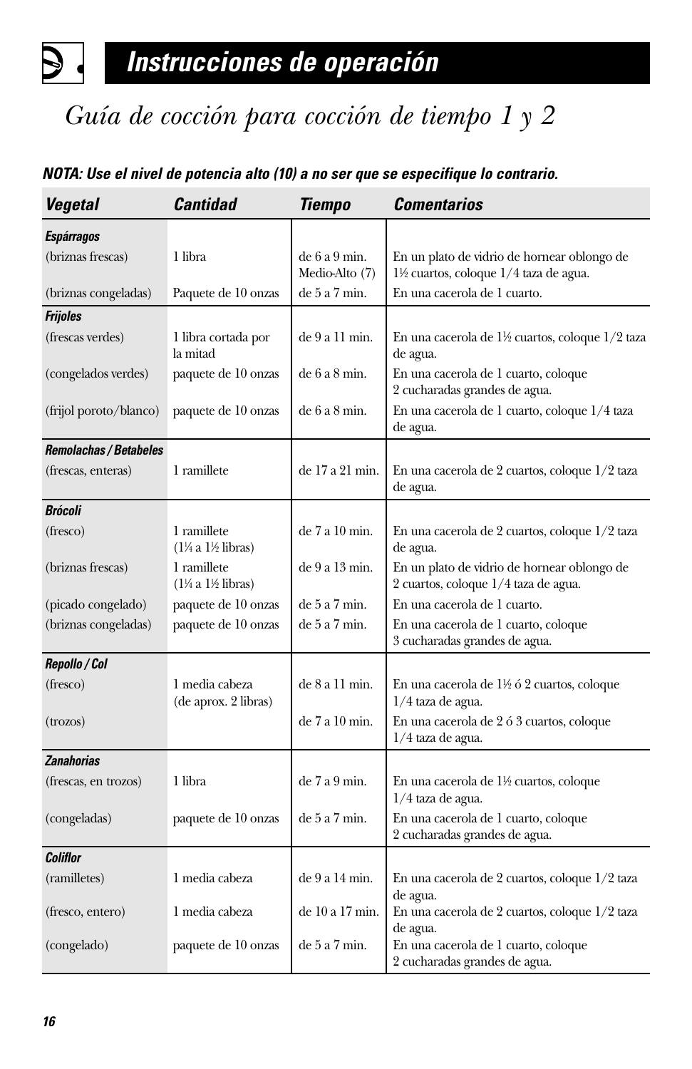# Instrucciones de operación

## *Guía de cocción para cocción de tiempo 1 y 2*

***NOTA: Use el nivel de potencia alto (10) a no ser que se especifique lo contrario.***

| *Vegetal* | *Cantidad* | *Tiempo* | *Comentarios* |
|---|---|---|---|
| ***Espárragos*** | | | |
| (briznas frescas) | 1 libra | de 6 a 9 min. Medio-Alto (7) | En un plato de vidrio de hornear oblongo de 1½ cuartos, coloque 1/4 taza de agua. |
| (briznas congeladas) | Paquete de 10 onzas | de 5 a 7 min. | En una cacerola de 1 cuarto. |
| ***Frijoles*** | | | |
| (frescas verdes) | 1 libra cortada por la mitad | de 9 a 11 min. | En una cacerola de 1½ cuartos, coloque 1/2 taza de agua. |
| (congelados verdes) | paquete de 10 onzas | de 6 a 8 min. | En una cacerola de 1 cuarto, coloque 2 cucharadas grandes de agua. |
| (frijol poroto/blanco) | paquete de 10 onzas | de 6 a 8 min. | En una cacerola de 1 cuarto, coloque 1/4 taza de agua. |
| ***Remolachas / Betabeles*** | | | |
| (frescas, enteras) | 1 ramillete | de 17 a 21 min. | En una cacerola de 2 cuartos, coloque 1/2 taza de agua. |
| ***Brócoli*** | | | |
| (fresco) | 1 ramillete (1¼ a 1½ libras) | de 7 a 10 min. | En una cacerola de 2 cuartos, coloque 1/2 taza de agua. |
| (briznas frescas) | 1 ramillete (1¼ a 1½ libras) | de 9 a 13 min. | En un plato de vidrio de hornear oblongo de 2 cuartos, coloque 1/4 taza de agua. |
| (picado congelado) | paquete de 10 onzas | de 5 a 7 min. | En una cacerola de 1 cuarto. |
| (briznas congeladas) | paquete de 10 onzas | de 5 a 7 min. | En una cacerola de 1 cuarto, coloque 3 cucharadas grandes de agua. |
| ***Repollo / Col*** | | | |
| (fresco) | 1 media cabeza (de aprox. 2 libras) | de 8 a 11 min. | En una cacerola de 1½ ó 2 cuartos, coloque 1/4 taza de agua. |
| (trozos) | | de 7 a 10 min. | En una cacerola de 2 ó 3 cuartos, coloque 1/4 taza de agua. |
| ***Zanahorias*** | | | |
| (frescas, en trozos) | 1 libra | de 7 a 9 min. | En una cacerola de 1½ cuartos, coloque 1/4 taza de agua. |
| (congeladas) | paquete de 10 onzas | de 5 a 7 min. | En una cacerola de 1 cuarto, coloque 2 cucharadas grandes de agua. |
| ***Coliflor*** | | | |
| (ramilletes) | 1 media cabeza | de 9 a 14 min. | En una cacerola de 2 cuartos, coloque 1/2 taza de agua. |
| (fresco, entero) | 1 media cabeza | de 10 a 17 min. | En una cacerola de 2 cuartos, coloque 1/2 taza de agua. |
| (congelado) | paquete de 10 onzas | de 5 a 7 min. | En una cacerola de 1 cuarto, coloque 2 cucharadas grandes de agua. |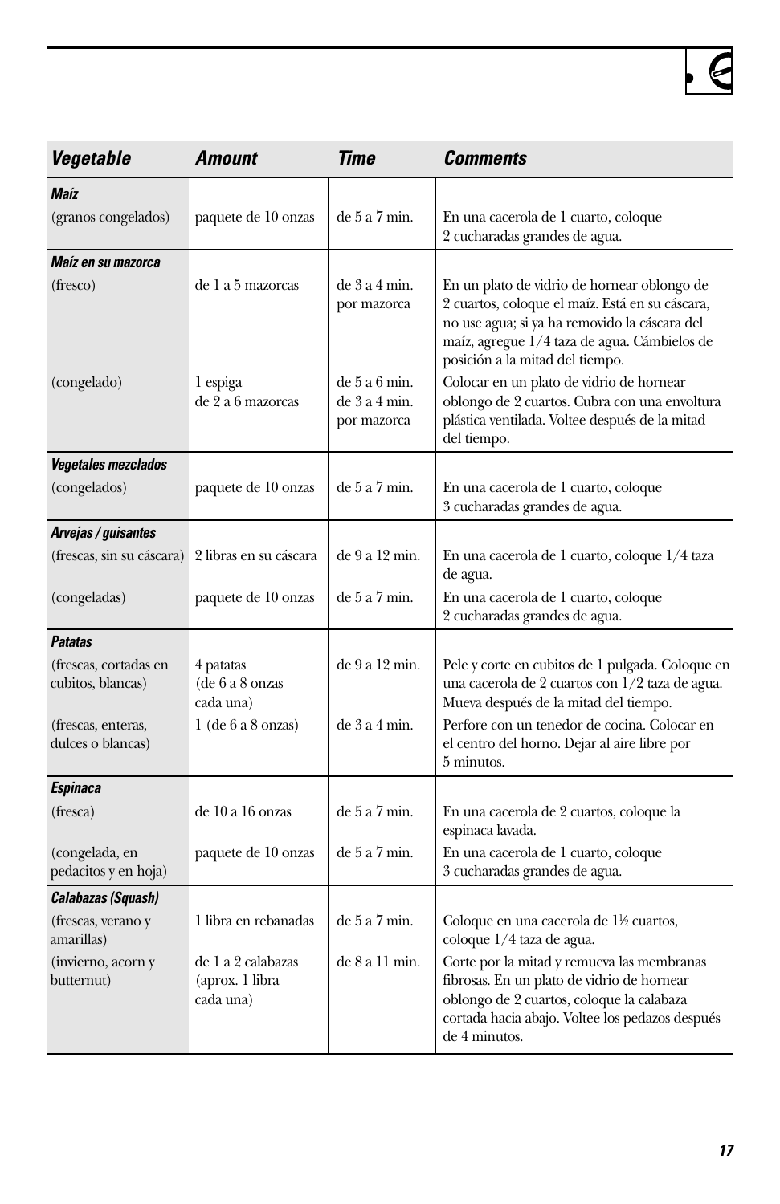| *Vegetable* | *Amount* | *Time* | *Comments* |
|---|---|---|---|
| ***Maíz*** | | | |
| (granos congelados) | paquete de 10 onzas | de 5 a 7 min. | En una cacerola de 1 cuarto, coloque 2 cucharadas grandes de agua. |
| ***Maíz en su mazorca*** | | | |
| (fresco) | de 1 a 5 mazorcas | de 3 a 4 min. por mazorca | En un plato de vidrio de hornear oblongo de 2 cuartos, coloque el maíz. Está en su cáscara, no use agua; si ya ha removido la cáscara del maíz, agregue 1/4 taza de agua. Cámbielos de posición a la mitad del tiempo. |
| (congelado) | 1 espiga<br>de 2 a 6 mazorcas | de 5 a 6 min.<br>de 3 a 4 min. por mazorca | Colocar en un plato de vidrio de hornear oblongo de 2 cuartos. Cubra con una envoltura plástica ventilada. Voltee después de la mitad del tiempo. |
| ***Vegetales mezclados*** | | | |
| (congelados) | paquete de 10 onzas | de 5 a 7 min. | En una cacerola de 1 cuarto, coloque 3 cucharadas grandes de agua. |
| ***Arvejas / guisantes*** | | | |
| (frescas, sin su cáscara) | 2 libras en su cáscara | de 9 a 12 min. | En una cacerola de 1 cuarto, coloque 1/4 taza de agua. |
| (congeladas) | paquete de 10 onzas | de 5 a 7 min. | En una cacerola de 1 cuarto, coloque 2 cucharadas grandes de agua. |
| ***Patatas*** | | | |
| (frescas, cortadas en cubitos, blancas) | 4 patatas (de 6 a 8 onzas cada una) | de 9 a 12 min. | Pele y corte en cubitos de 1 pulgada. Coloque en una cacerola de 2 cuartos con 1/2 taza de agua. Mueva después de la mitad del tiempo. |
| (frescas, enteras, dulces o blancas) | 1 (de 6 a 8 onzas) | de 3 a 4 min. | Perfore con un tenedor de cocina. Colocar en el centro del horno. Dejar al aire libre por 5 minutos. |
| ***Espinaca*** | | | |
| (fresca) | de 10 a 16 onzas | de 5 a 7 min. | En una cacerola de 2 cuartos, coloque la espinaca lavada. |
| (congelada, en pedacitos y en hoja) | paquete de 10 onzas | de 5 a 7 min. | En una cacerola de 1 cuarto, coloque 3 cucharadas grandes de agua. |
| ***Calabazas (Squash)*** | | | |
| (frescas, verano y amarillas) | 1 libra en rebanadas | de 5 a 7 min. | Coloque en una cacerola de 1½ cuartos, coloque 1/4 taza de agua. |
| (invierno, acorn y butternut) | de 1 a 2 calabazas (aprox. 1 libra cada una) | de 8 a 11 min. | Corte por la mitad y remueva las membranas fibrosas. En un plato de vidrio de hornear oblongo de 2 cuartos, coloque la calabaza cortada hacia abajo. Voltee los pedazos después de 4 minutos. |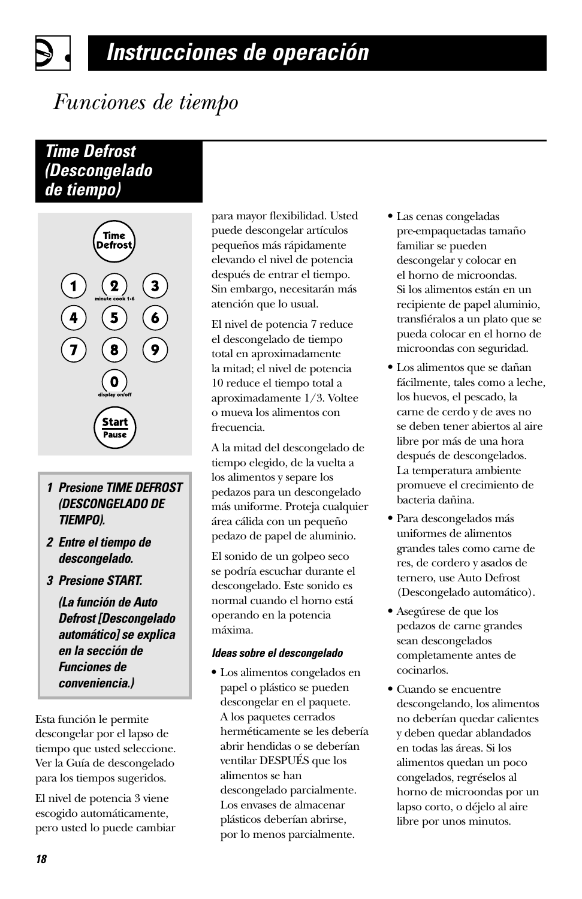# Instrucciones de operación

## *Funciones de tiempo*

### Time Defrost (Descongelado de tiempo)

Time Defrost

1 2 3
minute cook 1-6
4 5 6
7 8 9
0
display on/off

Start
Pause

***1 Presione TIME DEFROST (DESCONGELADO DE TIEMPO).***

***2 Entre el tiempo de descongelado.***

***3 Presione START.***

***(La función de Auto Defrost [Descongelado automático] se explica en la sección de Funciones de conveniencia.)***

Esta función le permite descongelar por el lapso de tiempo que usted seleccione. Ver la Guía de descongelado para los tiempos sugeridos.

El nivel de potencia 3 viene escogido automáticamente, pero usted lo puede cambiar para mayor flexibilidad. Usted puede descongelar artículos pequeños más rápidamente elevando el nivel de potencia después de entrar el tiempo. Sin embargo, necesitarán más atención que lo usual.

El nivel de potencia 7 reduce el descongelado de tiempo total en aproximadamente la mitad; el nivel de potencia 10 reduce el tiempo total a aproximadamente 1/3. Voltee o mueva los alimentos con frecuencia.

A la mitad del descongelado de tiempo elegido, de la vuelta a los alimentos y separe los pedazos para un descongelado más uniforme. Proteja cualquier área cálida con un pequeño pedazo de papel de aluminio.

El sonido de un golpeo seco se podría escuchar durante el descongelado. Este sonido es normal cuando el horno está operando en la potencia máxima.

***Ideas sobre el descongelado***

- Los alimentos congelados en papel o plástico se pueden descongelar en el paquete. A los paquetes cerrados herméticamente se les debería abrir hendidas o se deberían ventilar DESPUÉS que los alimentos se han descongelado parcialmente. Los envases de almacenar plásticos deberían abrirse, por lo menos parcialmente.
- Las cenas congeladas pre-empaquetadas tamaño familiar se pueden descongelar y colocar en el horno de microondas. Si los alimentos están en un recipiente de papel aluminio, transfiéralos a un plato que se pueda colocar en el horno de microondas con seguridad.
- Los alimentos que se dañan fácilmente, tales como a leche, los huevos, el pescado, la carne de cerdo y de aves no se deben tener abiertos al aire libre por más de una hora después de descongelados. La temperatura ambiente promueve el crecimiento de bacteria dañina.
- Para descongelados más uniformes de alimentos grandes tales como carne de res, de cordero y asados de ternero, use Auto Defrost (Descongelado automático).
- Asegúrese de que los pedazos de carne grandes sean descongelados completamente antes de cocinarlos.
- Cuando se encuentre descongelando, los alimentos no deberían quedar calientes y deben quedar ablandados en todas las áreas. Si los alimentos quedan un poco congelados, regréselos al horno de microondas por un lapso corto, o déjelo al aire libre por unos minutos.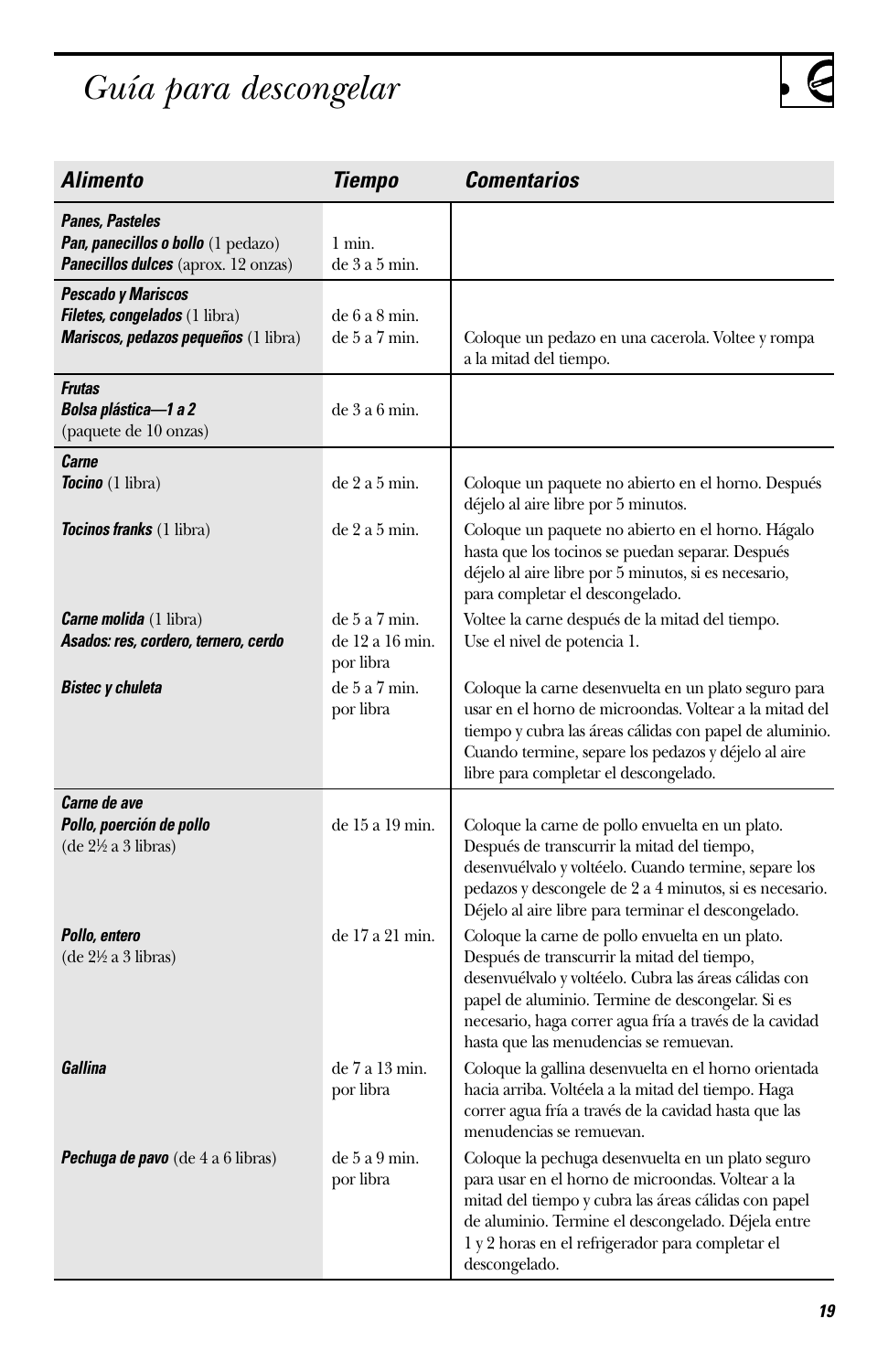# *Guía para descongelar*

| **Alimento** | **Tiempo** | **Comentarios** |
|---|---|---|
| ***Panes, Pasteles*** | | |
| ***Pan, panecillos o bollo*** (1 pedazo) | 1 min. | |
| ***Panecillos dulces*** (aprox. 12 onzas) | de 3 a 5 min. | |
| ***Pescado y Mariscos*** | | |
| ***Filetes, congelados*** (1 libra) | de 6 a 8 min. | |
| ***Mariscos, pedazos pequeños*** (1 libra) | de 5 a 7 min. | Coloque un pedazo en una cacerola. Voltee y rompa a la mitad del tiempo. |
| ***Frutas*** | | |
| ***Bolsa plástica—1 a 2*** (paquete de 10 onzas) | de 3 a 6 min. | |
| ***Carne*** | | |
| ***Tocino*** (1 libra) | de 2 a 5 min. | Coloque un paquete no abierto en el horno. Después déjelo al aire libre por 5 minutos. |
| ***Tocinos franks*** (1 libra) | de 2 a 5 min. | Coloque un paquete no abierto en el horno. Hágalo hasta que los tocinos se puedan separar. Después déjelo al aire libre por 5 minutos, si es necesario, para completar el descongelado. |
| ***Carne molida*** (1 libra) | de 5 a 7 min. | Voltee la carne después de la mitad del tiempo. |
| ***Asados: res, cordero, ternero, cerdo*** | de 12 a 16 min. por libra | Use el nivel de potencia 1. |
| ***Bistec y chuleta*** | de 5 a 7 min. por libra | Coloque la carne desenvuelta en un plato seguro para usar en el horno de microondas. Voltear a la mitad del tiempo y cubra las áreas cálidas con papel de aluminio. Cuando termine, separe los pedazos y déjelo al aire libre para completar el descongelado. |
| ***Carne de ave*** | | |
| ***Pollo, poerción de pollo*** (de 2½ a 3 libras) | de 15 a 19 min. | Coloque la carne de pollo envuelta en un plato. Después de transcurrir la mitad del tiempo, desenvuélvalo y voltéelo. Cuando termine, separe los pedazos y descongele de 2 a 4 minutos, si es necesario. Déjelo al aire libre para terminar el descongelado. |
| ***Pollo, entero*** (de 2½ a 3 libras) | de 17 a 21 min. | Coloque la carne de pollo envuelta en un plato. Después de transcurrir la mitad del tiempo, desenvuélvalo y voltéelo. Cubra las áreas cálidas con papel de aluminio. Termine de descongelar. Si es necesario, haga correr agua fría a través de la cavidad hasta que las menudencias se remuevan. |
| ***Gallina*** | de 7 a 13 min. por libra | Coloque la gallina desenvuelta en el horno orientada hacia arriba. Voltéela a la mitad del tiempo. Haga correr agua fría a través de la cavidad hasta que las menudencias se remuevan. |
| ***Pechuga de pavo*** (de 4 a 6 libras) | de 5 a 9 min. por libra | Coloque la pechuga desenvuelta en un plato seguro para usar en el horno de microondas. Voltear a la mitad del tiempo y cubra las áreas cálidas con papel de aluminio. Termine el descongelado. Déjela entre 1 y 2 horas en el refrigerador para completar el descongelado. |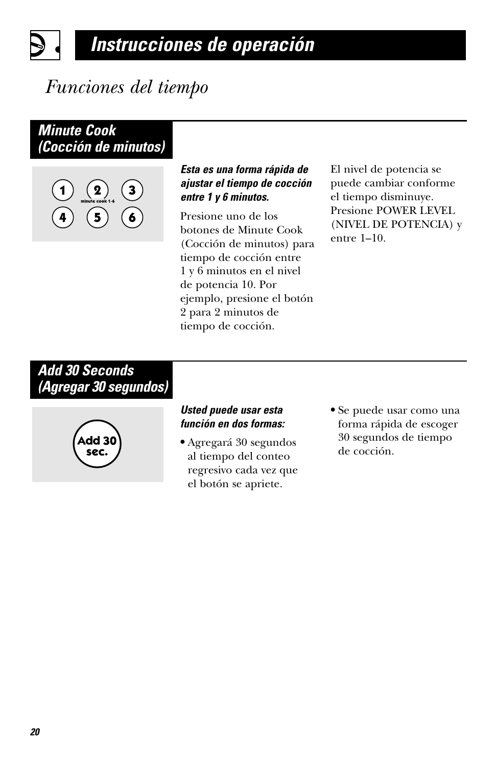# Instrucciones de operación

## *Funciones del tiempo*

### Minute Cook (Cocción de minutos)

1 2 3
4 5 6
minute cook 1-6

***Esta es una forma rápida de ajustar el tiempo de cocción entre 1 y 6 minutos.***

Presione uno de los botones de Minute Cook (Cocción de minutos) para tiempo de cocción entre 1 y 6 minutos en el nivel de potencia 10. Por ejemplo, presione el botón 2 para 2 minutos de tiempo de cocción.

El nivel de potencia se puede cambiar conforme el tiempo disminuye. Presione POWER LEVEL (NIVEL DE POTENCIA) y entre 1–10.

### Add 30 Seconds (Agregar 30 segundos)

Add 30 sec.

***Usted puede usar esta función en dos formas:***

- Agregará 30 segundos al tiempo del conteo regresivo cada vez que el botón se apriete.
- Se puede usar como una forma rápida de escoger 30 segundos de tiempo de cocción.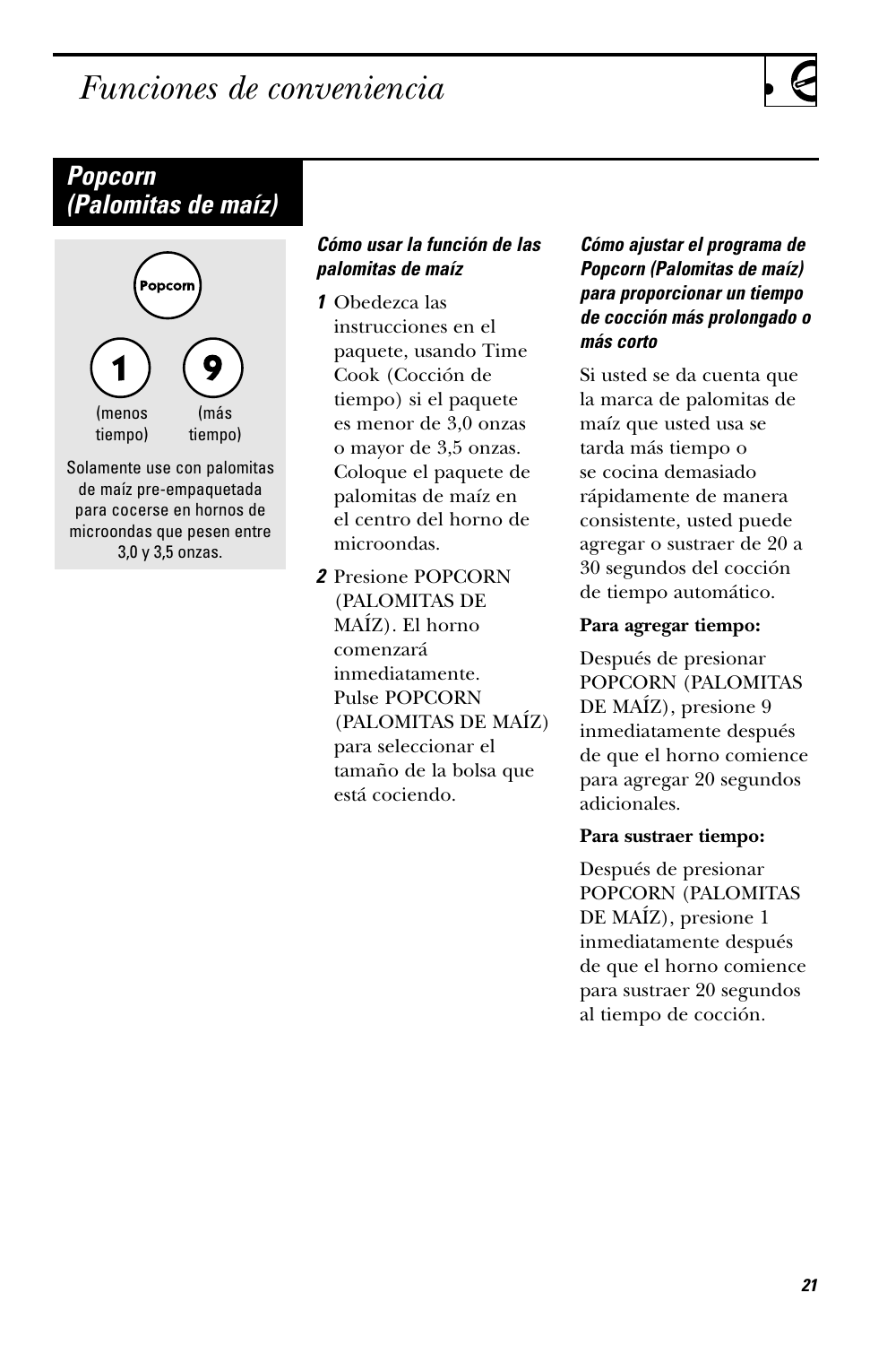# Funciones de conveniencia

## Popcorn (Palomitas de maíz)

Popcorn

1 (menos tiempo)

9 (más tiempo)

Solamente use con palomitas de maíz pre-empaquetada para cocerse en hornos de microondas que pesen entre 3,0 y 3,5 onzas.

***Cómo usar la función de las palomitas de maíz***

**1** Obedezca las instrucciones en el paquete, usando Time Cook (Cocción de tiempo) si el paquete es menor de 3,0 onzas o mayor de 3,5 onzas. Coloque el paquete de palomitas de maíz en el centro del horno de microondas.

**2** Presione POPCORN (PALOMITAS DE MAÍZ). El horno comenzará inmediatamente. Pulse POPCORN (PALOMITAS DE MAÍZ) para seleccionar el tamaño de la bolsa que está cociendo.

***Cómo ajustar el programa de Popcorn (Palomitas de maíz) para proporcionar un tiempo de cocción más prolongado o más corto***

Si usted se da cuenta que la marca de palomitas de maíz que usted usa se tarda más tiempo o se cocina demasiado rápidamente de manera consistente, usted puede agregar o sustraer de 20 a 30 segundos del cocción de tiempo automático.

**Para agregar tiempo:**

Después de presionar POPCORN (PALOMITAS DE MAÍZ), presione 9 inmediatamente después de que el horno comience para agregar 20 segundos adicionales.

**Para sustraer tiempo:**

Después de presionar POPCORN (PALOMITAS DE MAÍZ), presione 1 inmediatamente después de que el horno comience para sustraer 20 segundos al tiempo de cocción.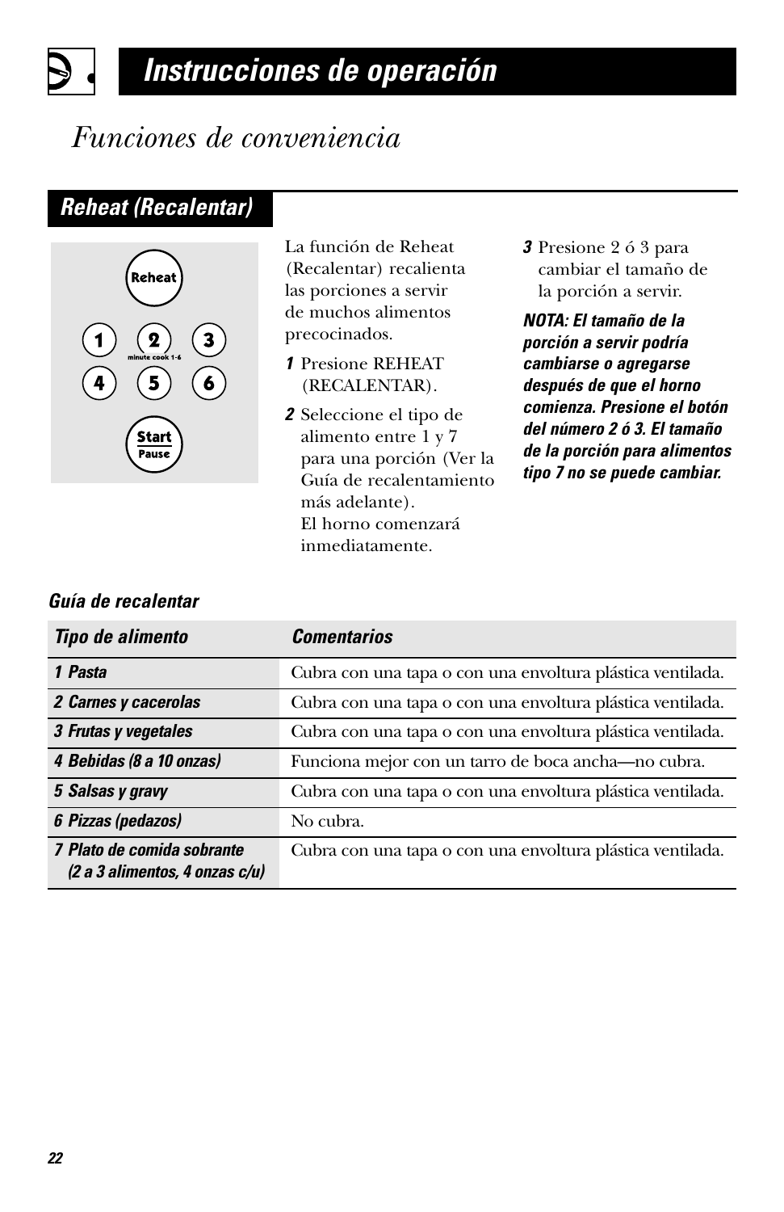# Instrucciones de operación

## *Funciones de conveniencia*

### Reheat (Recalentar)

La función de Reheat (Recalentar) recalienta las porciones a servir de muchos alimentos precocinados.

**1** Presione REHEAT (RECALENTAR).

**2** Seleccione el tipo de alimento entre 1 y 7 para una porción (Ver la Guía de recalentamiento más adelante). El horno comenzará inmediatamente.

**3** Presione 2 ó 3 para cambiar el tamaño de la porción a servir.

***NOTA: El tamaño de la porción a servir podría cambiarse o agregarse después de que el horno comienza. Presione el botón del número 2 ó 3. El tamaño de la porción para alimentos tipo 7 no se puede cambiar.***

***Guía de recalentar***

| *Tipo de alimento* | *Comentarios* |
|---|---|
| ***1 Pasta*** | Cubra con una tapa o con una envoltura plástica ventilada. |
| ***2 Carnes y cacerolas*** | Cubra con una tapa o con una envoltura plástica ventilada. |
| ***3 Frutas y vegetales*** | Cubra con una tapa o con una envoltura plástica ventilada. |
| ***4 Bebidas (8 a 10 onzas)*** | Funciona mejor con un tarro de boca ancha—no cubra. |
| ***5 Salsas y gravy*** | Cubra con una tapa o con una envoltura plástica ventilada. |
| ***6 Pizzas (pedazos)*** | No cubra. |
| ***7 Plato de comida sobrante (2 a 3 alimentos, 4 onzas c/u)*** | Cubra con una tapa o con una envoltura plástica ventilada. |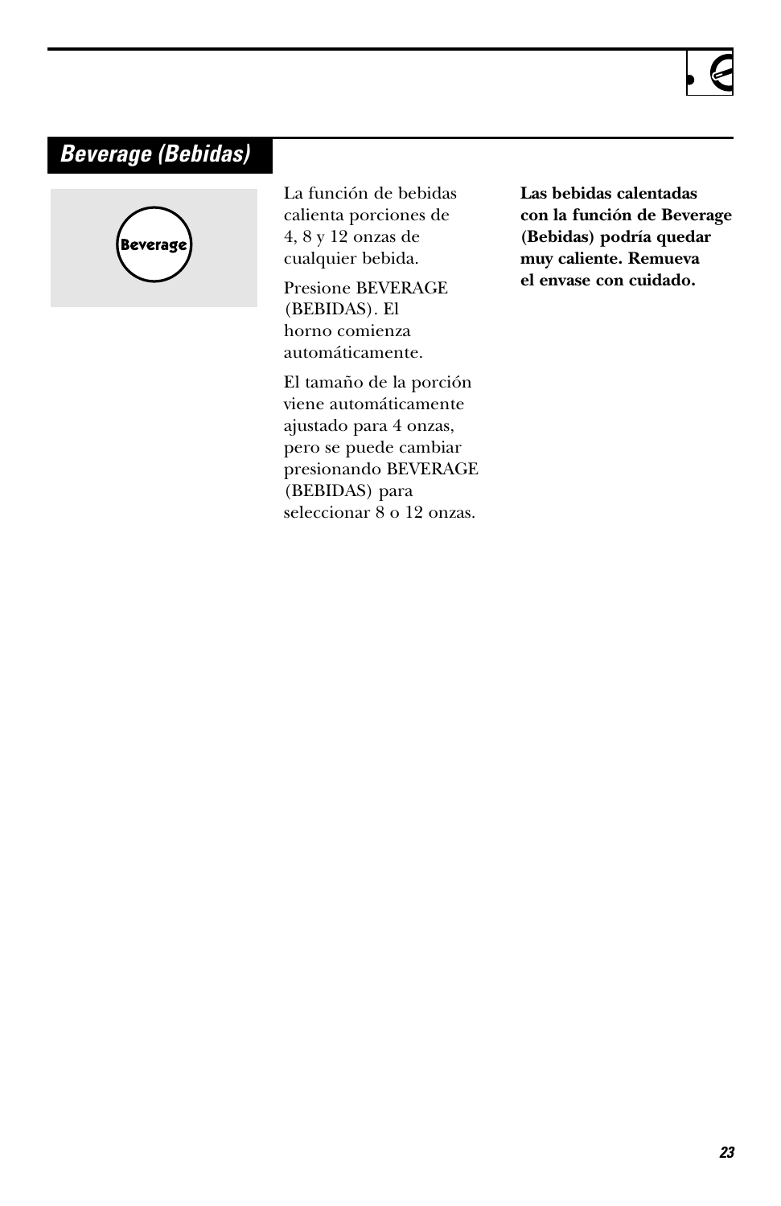## Beverage (Bebidas)

Beverage

La función de bebidas calienta porciones de 4, 8 y 12 onzas de cualquier bebida.

Presione BEVERAGE (BEBIDAS). El horno comienza automáticamente.

El tamaño de la porción viene automáticamente ajustado para 4 onzas, pero se puede cambiar presionando BEVERAGE (BEBIDAS) para seleccionar 8 o 12 onzas.

**Las bebidas calentadas con la función de Beverage (Bebidas) podría quedar muy caliente. Remueva el envase con cuidado.**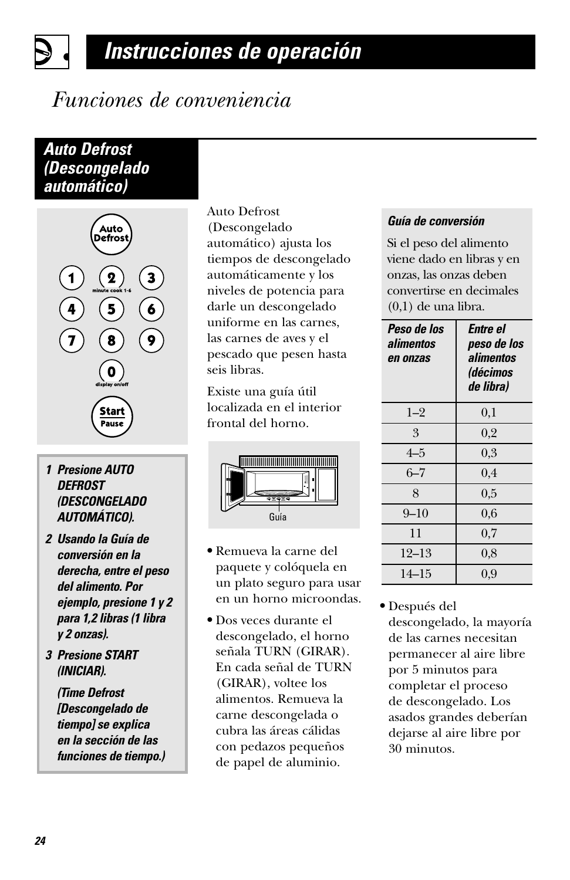# Instrucciones de operación

## *Funciones de conveniencia*

### Auto Defrost (Descongelado automático)

***1 Presione AUTO DEFROST (DESCONGELADO AUTOMÁTICO).***

***2 Usando la Guía de conversión en la derecha, entre el peso del alimento. Por ejemplo, presione 1 y 2 para 1,2 libras (1 libra y 2 onzas).***

***3 Presione START (INICIAR).***

***(Time Defrost [Descongelado de tiempo] se explica en la sección de las funciones de tiempo.)***

Auto Defrost (Descongelado automático) ajusta los tiempos de descongelado automáticamente y los niveles de potencia para darle un descongelado uniforme en las carnes, las carnes de aves y el pescado que pesen hasta seis libras.

Existe una guía útil localizada en el interior frontal del horno.

Guía

- Remueva la carne del paquete y colóquela en un plato seguro para usar en un horno microondas.
- Dos veces durante el descongelado, el horno señala TURN (GIRAR). En cada señal de TURN (GIRAR), voltee los alimentos. Remueva la carne descongelada o cubra las áreas cálidas con pedazos pequeños de papel de aluminio.

***Guía de conversión***

Si el peso del alimento viene dado en libras y en onzas, las onzas deben convertirse en decimales (0,1) de una libra.

| ***Peso de los alimentos en onzas*** | ***Entre el peso de los alimentos (décimos de libra)*** |
|---|---|
| 1–2 | 0,1 |
| 3 | 0,2 |
| 4–5 | 0,3 |
| 6–7 | 0,4 |
| 8 | 0,5 |
| 9–10 | 0,6 |
| 11 | 0,7 |
| 12–13 | 0,8 |
| 14–15 | 0,9 |

- Después del descongelado, la mayoría de las carnes necesitan permanecer al aire libre por 5 minutos para completar el proceso de descongelado. Los asados grandes deberían dejarse al aire libre por 30 minutos.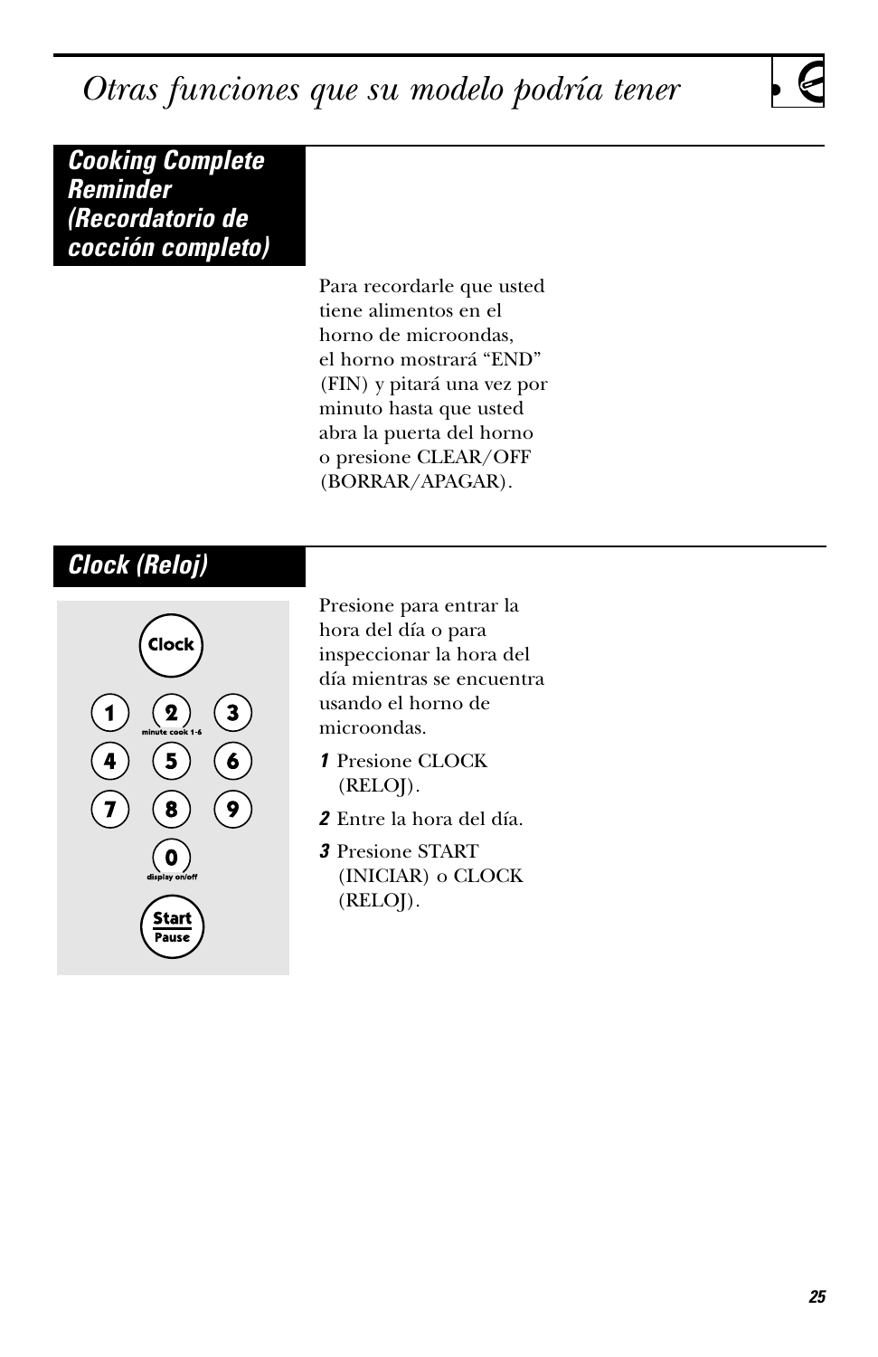# Otras funciones que su modelo podría tener

## Cooking Complete Reminder (Recordatorio de cocción completo)

Para recordarle que usted tiene alimentos en el horno de microondas, el horno mostrará "END" (FIN) y pitará una vez por minuto hasta que usted abra la puerta del horno o presione CLEAR/OFF (BORRAR/APAGAR).

## Clock (Reloj)

Presione para entrar la hora del día o para inspeccionar la hora del día mientras se encuentra usando el horno de microondas.

1. Presione CLOCK (RELOJ).
2. Entre la hora del día.
3. Presione START (INICIAR) o CLOCK (RELOJ).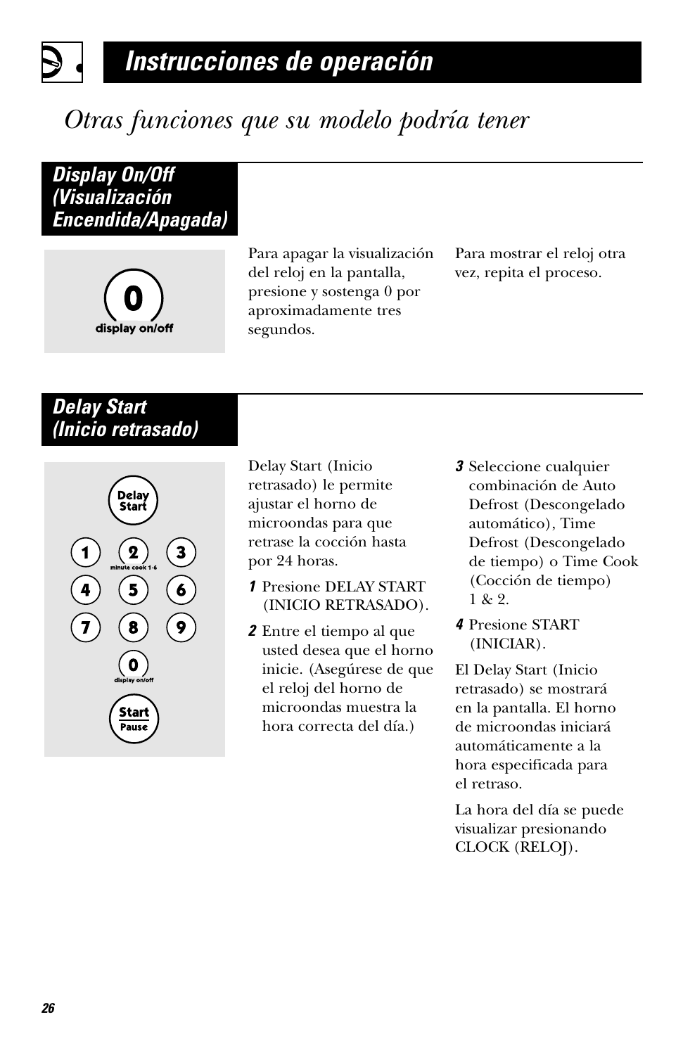# Instrucciones de operación

## *Otras funciones que su modelo podría tener*

### Display On/Off (Visualización Encendida/Apagada)

Para apagar la visualización del reloj en la pantalla, presione y sostenga 0 por aproximadamente tres segundos.

Para mostrar el reloj otra vez, repita el proceso.

### Delay Start (Inicio retrasado)

Delay Start (Inicio retrasado) le permite ajustar el horno de microondas para que retrase la cocción hasta por 24 horas.

1. Presione DELAY START (INICIO RETRASADO).
2. Entre el tiempo al que usted desea que el horno inicie. (Asegúrese de que el reloj del horno de microondas muestra la hora correcta del día.)
3. Seleccione cualquier combinación de Auto Defrost (Descongelado automático), Time Defrost (Descongelado de tiempo) o Time Cook (Cocción de tiempo) 1 & 2.
4. Presione START (INICIAR).

El Delay Start (Inicio retrasado) se mostrará en la pantalla. El horno de microondas iniciará automáticamente a la hora especificada para el retraso.

La hora del día se puede visualizar presionando CLOCK (RELOJ).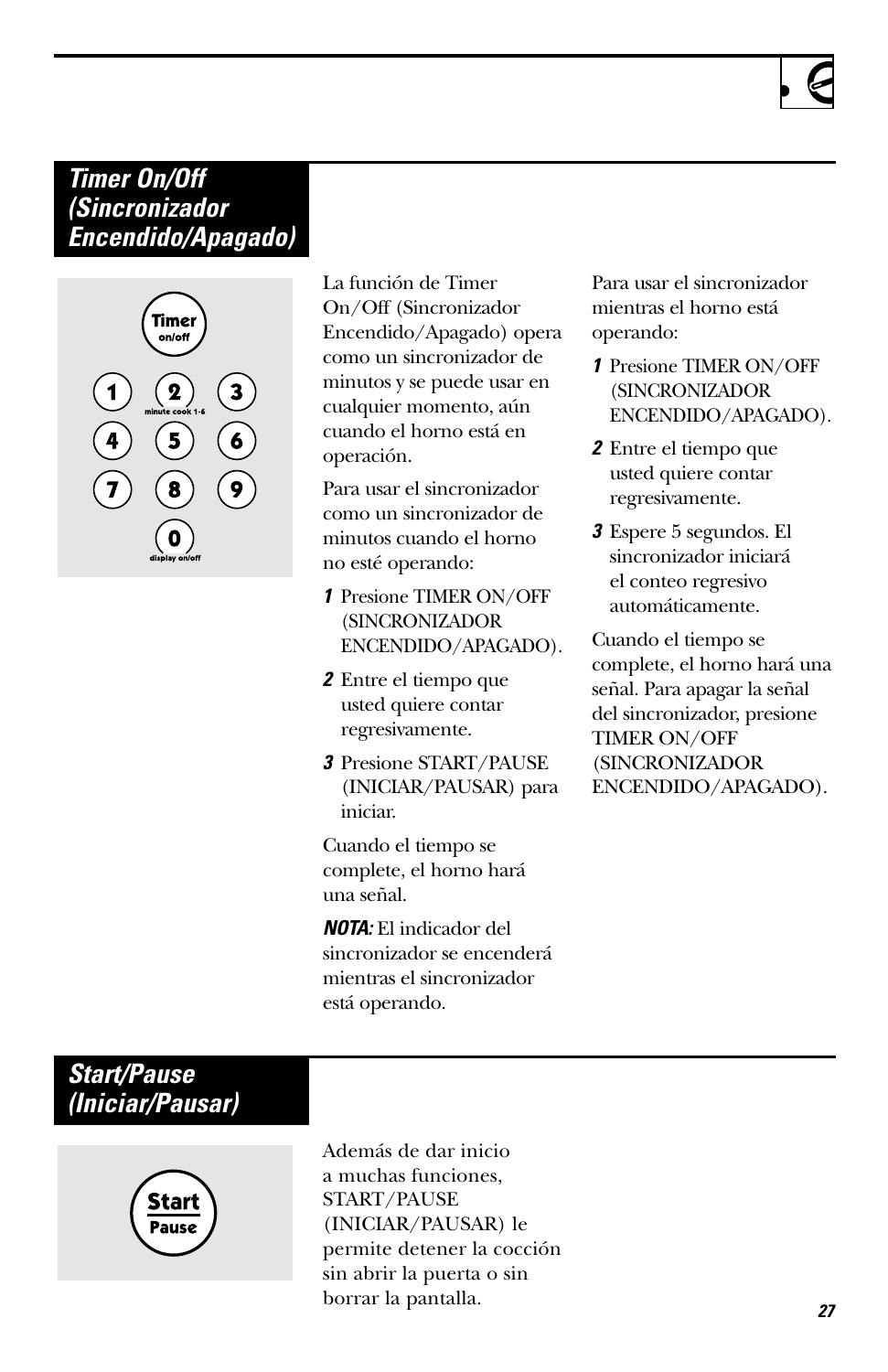## Timer On/Off (Sincronizador Encendido/Apagado)

La función de Timer On/Off (Sincronizador Encendido/Apagado) opera como un sincronizador de minutos y se puede usar en cualquier momento, aún cuando el horno está en operación.

Para usar el sincronizador como un sincronizador de minutos cuando el horno no esté operando:

1. Presione TIMER ON/OFF (SINCRONIZADOR ENCENDIDO/APAGADO).
2. Entre el tiempo que usted quiere contar regresivamente.
3. Presione START/PAUSE (INICIAR/PAUSAR) para iniciar.

Cuando el tiempo se complete, el horno hará una señal.

***NOTA:*** El indicador del sincronizador se encenderá mientras el sincronizador está operando.

Para usar el sincronizador mientras el horno está operando:

1. Presione TIMER ON/OFF (SINCRONIZADOR ENCENDIDO/APAGADO).
2. Entre el tiempo que usted quiere contar regresivamente.
3. Espere 5 segundos. El sincronizador iniciará el conteo regresivo automáticamente.

Cuando el tiempo se complete, el horno hará una señal. Para apagar la señal del sincronizador, presione TIMER ON/OFF (SINCRONIZADOR ENCENDIDO/APAGADO).

## Start/Pause (Iniciar/Pausar)

Además de dar inicio a muchas funciones, START/PAUSE (INICIAR/PAUSAR) le permite detener la cocción sin abrir la puerta o sin borrar la pantalla.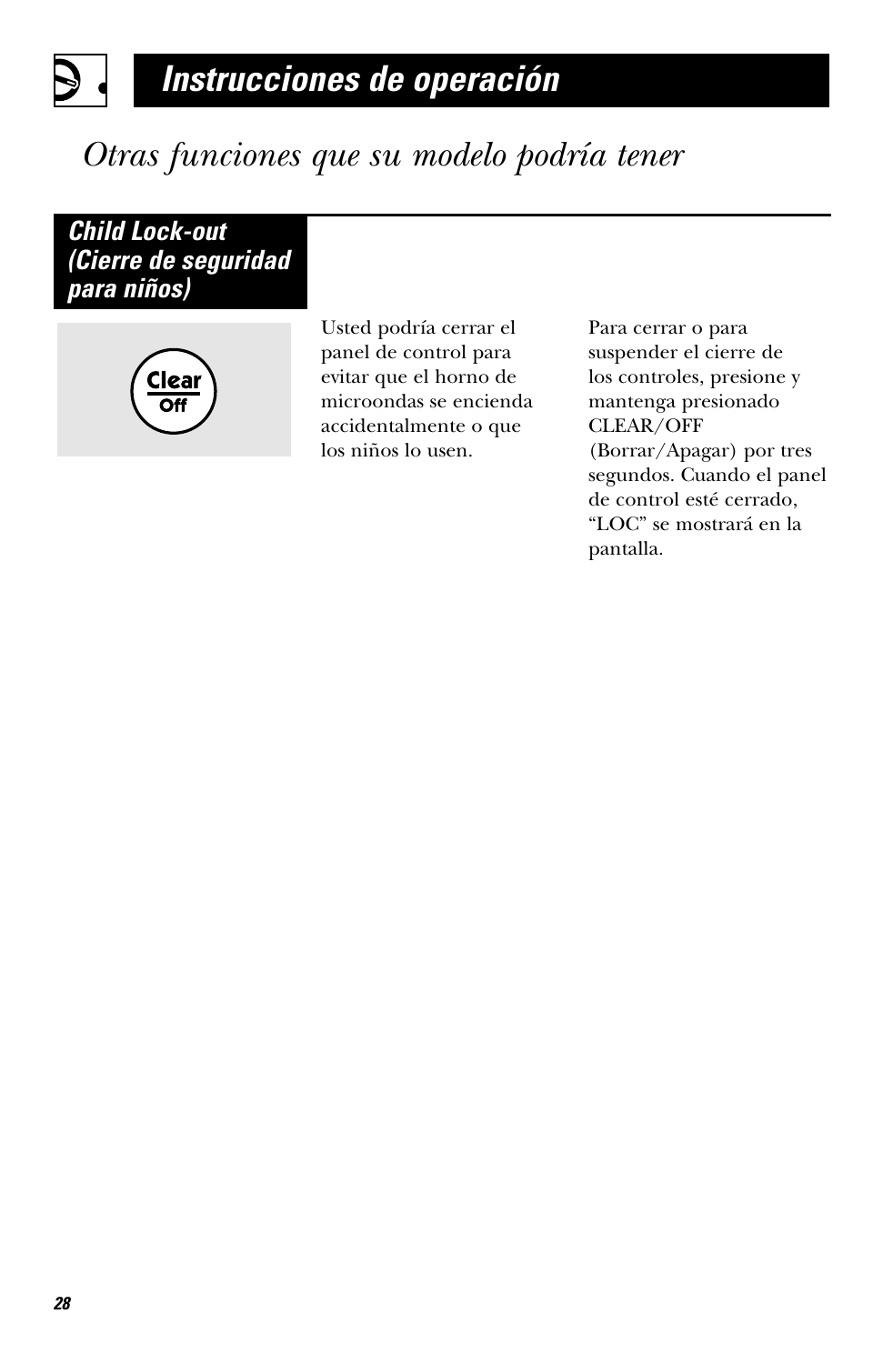# Instrucciones de operación

## *Otras funciones que su modelo podría tener*

### Child Lock-out (Cierre de seguridad para niños)

Clear
Off

Usted podría cerrar el panel de control para evitar que el horno de microondas se encienda accidentalmente o que los niños lo usen.

Para cerrar o para suspender el cierre de los controles, presione y mantenga presionado CLEAR/OFF (Borrar/Apagar) por tres segundos. Cuando el panel de control esté cerrado, "LOC" se mostrará en la pantalla.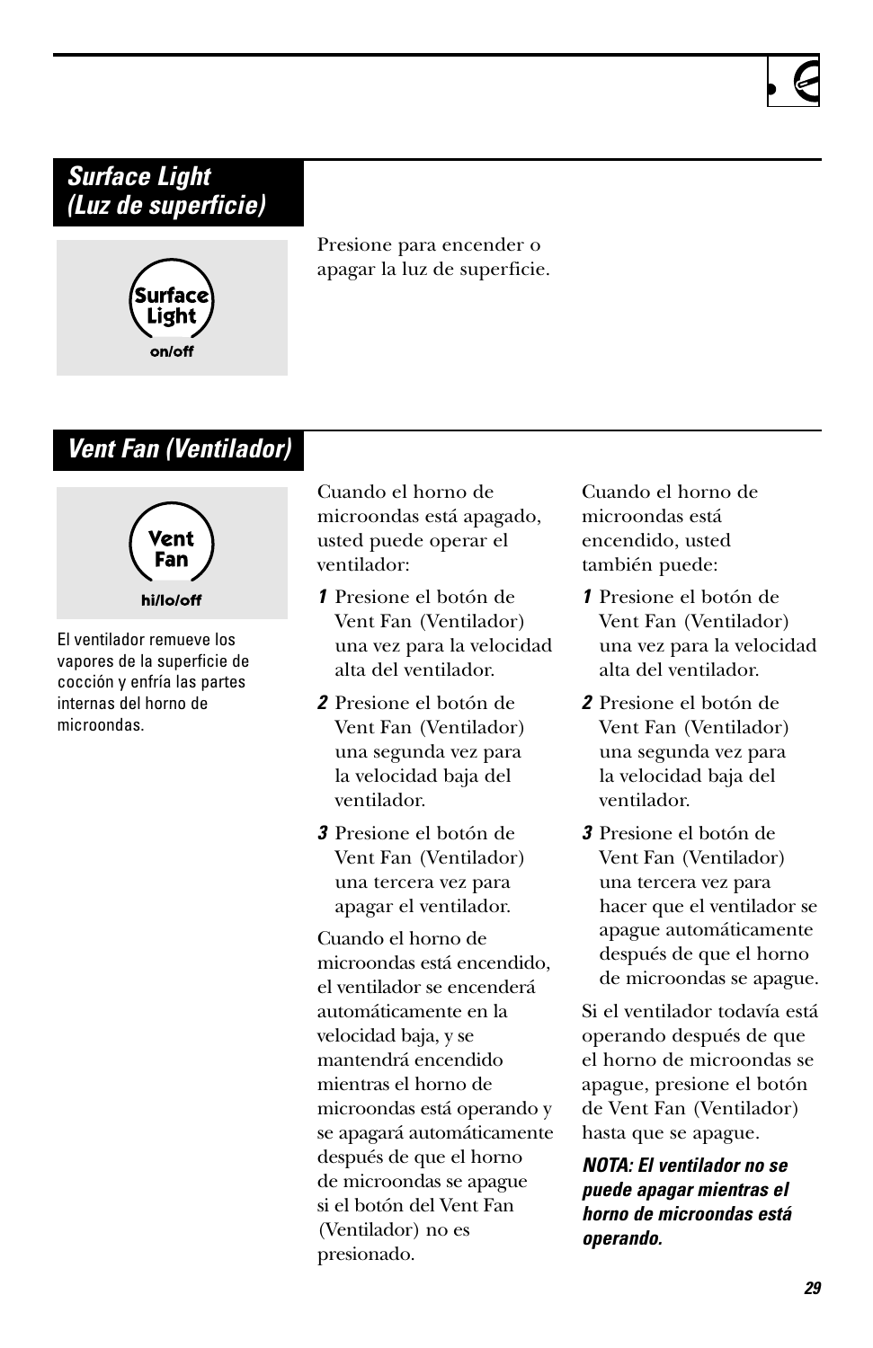## *Surface Light (Luz de superficie)*

Surface Light
on/off

Presione para encender o apagar la luz de superficie.

## *Vent Fan (Ventilador)*

Vent Fan
hi/lo/off

El ventilador remueve los vapores de la superficie de cocción y enfría las partes internas del horno de microondas.

Cuando el horno de microondas está apagado, usted puede operar el ventilador:

1. Presione el botón de Vent Fan (Ventilador) una vez para la velocidad alta del ventilador.
2. Presione el botón de Vent Fan (Ventilador) una segunda vez para la velocidad baja del ventilador.
3. Presione el botón de Vent Fan (Ventilador) una tercera vez para apagar el ventilador.

Cuando el horno de microondas está encendido, el ventilador se encenderá automáticamente en la velocidad baja, y se mantendrá encendido mientras el horno de microondas está operando y se apagará automáticamente después de que el horno de microondas se apague si el botón del Vent Fan (Ventilador) no es presionado.

Cuando el horno de microondas está encendido, usted también puede:

1. Presione el botón de Vent Fan (Ventilador) una vez para la velocidad alta del ventilador.
2. Presione el botón de Vent Fan (Ventilador) una segunda vez para la velocidad baja del ventilador.
3. Presione el botón de Vent Fan (Ventilador) una tercera vez para hacer que el ventilador se apague automáticamente después de que el horno de microondas se apague.

Si el ventilador todavía está operando después de que el horno de microondas se apague, presione el botón de Vent Fan (Ventilador) hasta que se apague.

***NOTA: El ventilador no se puede apagar mientras el horno de microondas está operando.***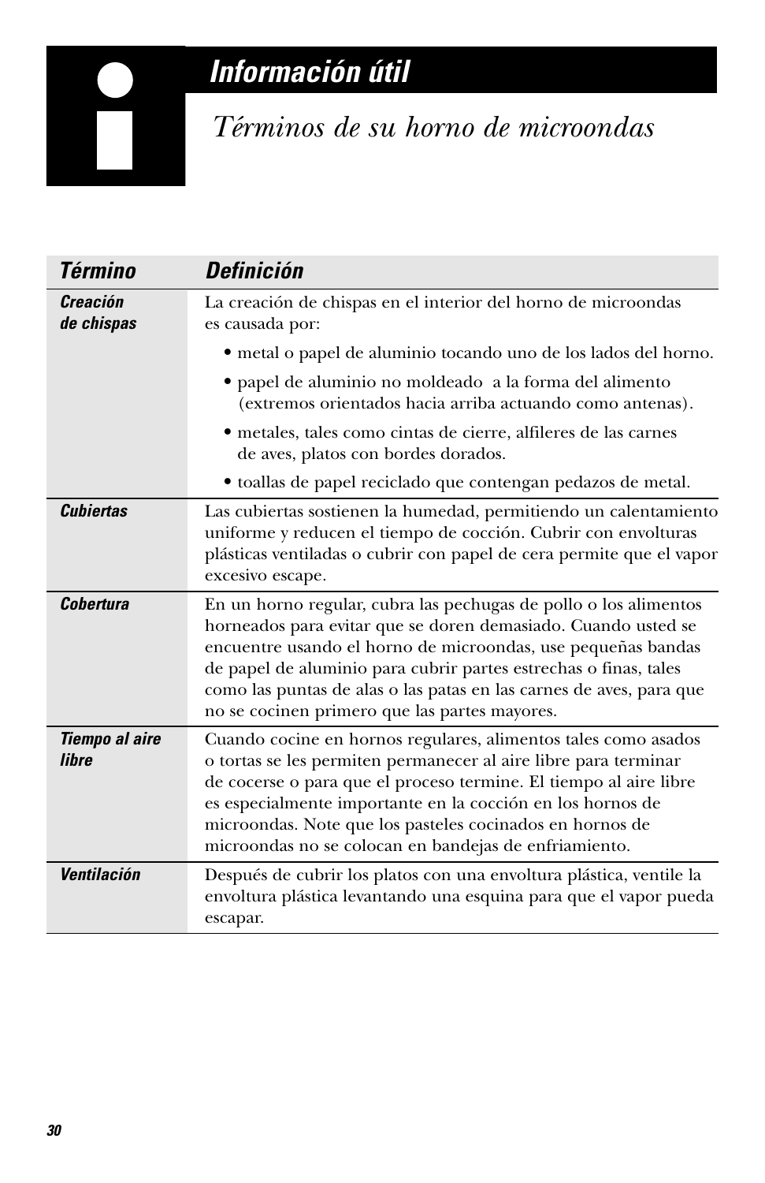# Información útil

## Términos de su horno de microondas

| Término | Definición |
|---|---|
| ***Creación de chispas*** | La creación de chispas en el interior del horno de microondas es causada por: <br>• metal o papel de aluminio tocando uno de los lados del horno. <br>• papel de aluminio no moldeado a la forma del alimento (extremos orientados hacia arriba actuando como antenas). <br>• metales, tales como cintas de cierre, alfileres de las carnes de aves, platos con bordes dorados. <br>• toallas de papel reciclado que contengan pedazos de metal. |
| ***Cubiertas*** | Las cubiertas sostienen la humedad, permitiendo un calentamiento uniforme y reducen el tiempo de cocción. Cubrir con envolturas plásticas ventiladas o cubrir con papel de cera permite que el vapor excesivo escape. |
| ***Cobertura*** | En un horno regular, cubra las pechugas de pollo o los alimentos horneados para evitar que se doren demasiado. Cuando usted se encuentre usando el horno de microondas, use pequeñas bandas de papel de aluminio para cubrir partes estrechas o finas, tales como las puntas de alas o las patas en las carnes de aves, para que no se cocinen primero que las partes mayores. |
| ***Tiempo al aire libre*** | Cuando cocine en hornos regulares, alimentos tales como asados o tortas se les permiten permanecer al aire libre para terminar de cocerse o para que el proceso termine. El tiempo al aire libre es especialmente importante en la cocción en los hornos de microondas. Note que los pasteles cocinados en hornos de microondas no se colocan en bandejas de enfriamiento. |
| ***Ventilación*** | Después de cubrir los platos con una envoltura plástica, ventile la envoltura plástica levantando una esquina para que el vapor pueda escapar. |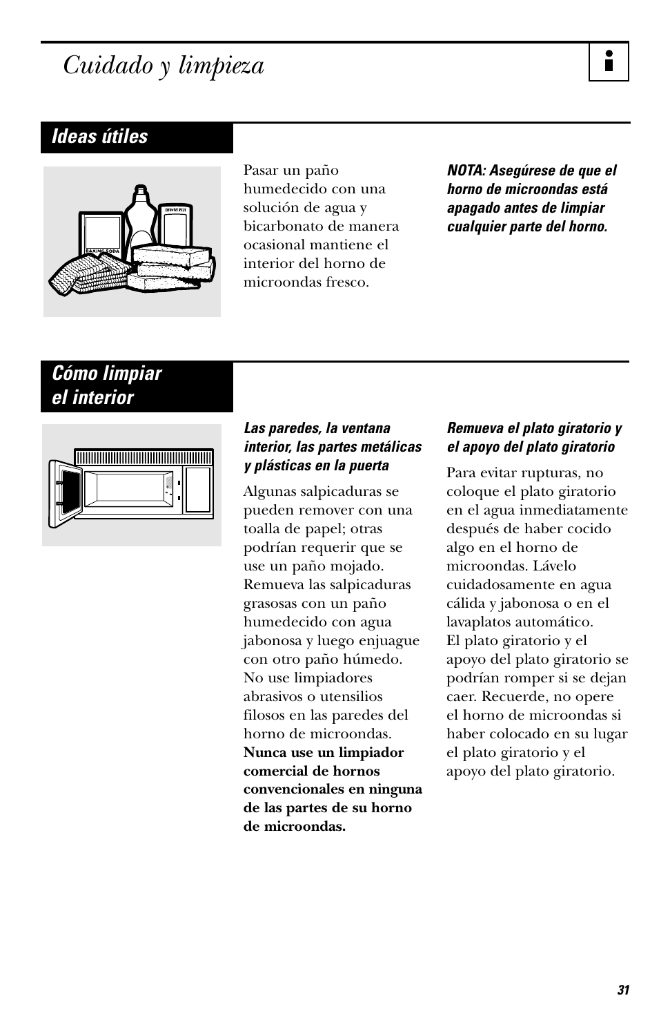# Cuidado y limpieza

## Ideas útiles

Pasar un paño humedecido con una solución de agua y bicarbonato de manera ocasional mantiene el interior del horno de microondas fresco.

***NOTA: Asegúrese de que el horno de microondas está apagado antes de limpiar cualquier parte del horno.***

## Cómo limpiar el interior

***Las paredes, la ventana interior, las partes metálicas y plásticas en la puerta***

Algunas salpicaduras se pueden remover con una toalla de papel; otras podrían requerir que se use un paño mojado. Remueva las salpicaduras grasosas con un paño humedecido con agua jabonosa y luego enjuague con otro paño húmedo. No use limpiadores abrasivos o utensilios filosos en las paredes del horno de microondas. **Nunca use un limpiador comercial de hornos convencionales en ninguna de las partes de su horno de microondas.**

***Remueva el plato giratorio y el apoyo del plato giratorio***

Para evitar rupturas, no coloque el plato giratorio en el agua inmediatamente después de haber cocido algo en el horno de microondas. Lávelo cuidadosamente en agua cálida y jabonosa o en el lavaplatos automático. El plato giratorio y el apoyo del plato giratorio se podrían romper si se dejan caer. Recuerde, no opere el horno de microondas si haber colocado en su lugar el plato giratorio y el apoyo del plato giratorio.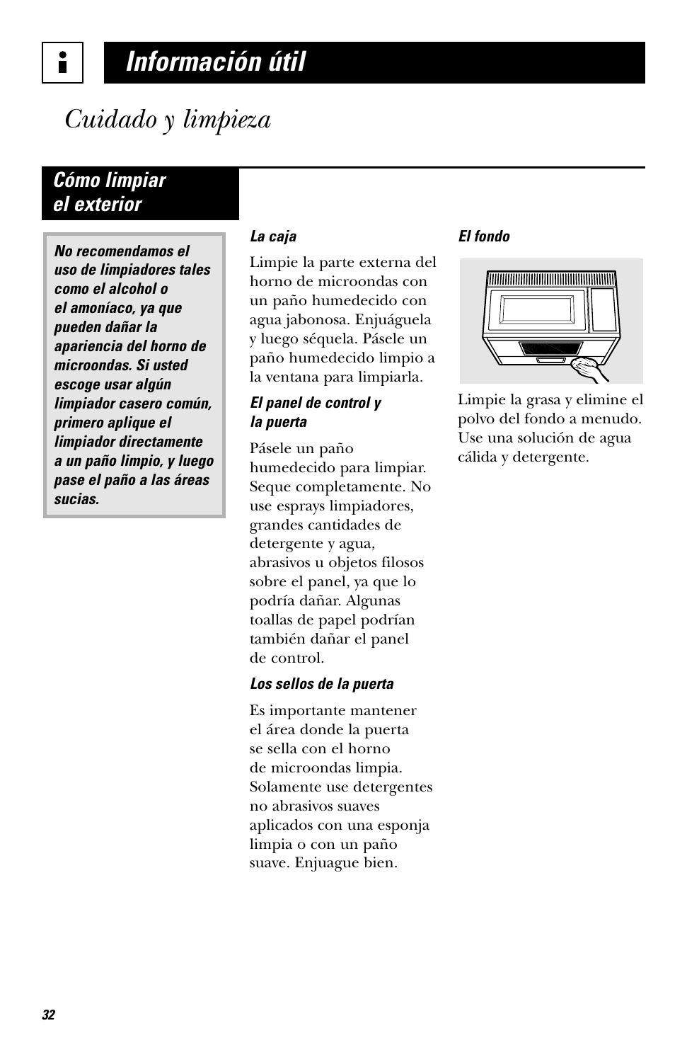# Información útil

## *Cuidado y limpieza*

### Cómo limpiar el exterior

***No recomendamos el uso de limpiadores tales como el alcohol o el amoníaco, ya que pueden dañar la apariencia del horno de microondas. Si usted escoge usar algún limpiador casero común, primero aplique el limpiador directamente a un paño limpio, y luego pase el paño a las áreas sucias.***

***La caja***

Limpie la parte externa del horno de microondas con un paño humedecido con agua jabonosa. Enjuáguela y luego séquela. Pásele un paño humedecido limpio a la ventana para limpiarla.

***El panel de control y la puerta***

Pásele un paño humedecido para limpiar. Seque completamente. No use esprays limpiadores, grandes cantidades de detergente y agua, abrasivos u objetos filosos sobre el panel, ya que lo podría dañar. Algunas toallas de papel podrían también dañar el panel de control.

***Los sellos de la puerta***

Es importante mantener el área donde la puerta se sella con el horno de microondas limpia. Solamente use detergentes no abrasivos suaves aplicados con una esponja limpia o con un paño suave. Enjuague bien.

***El fondo***

Limpie la grasa y elimine el polvo del fondo a menudo. Use una solución de agua cálida y detergente.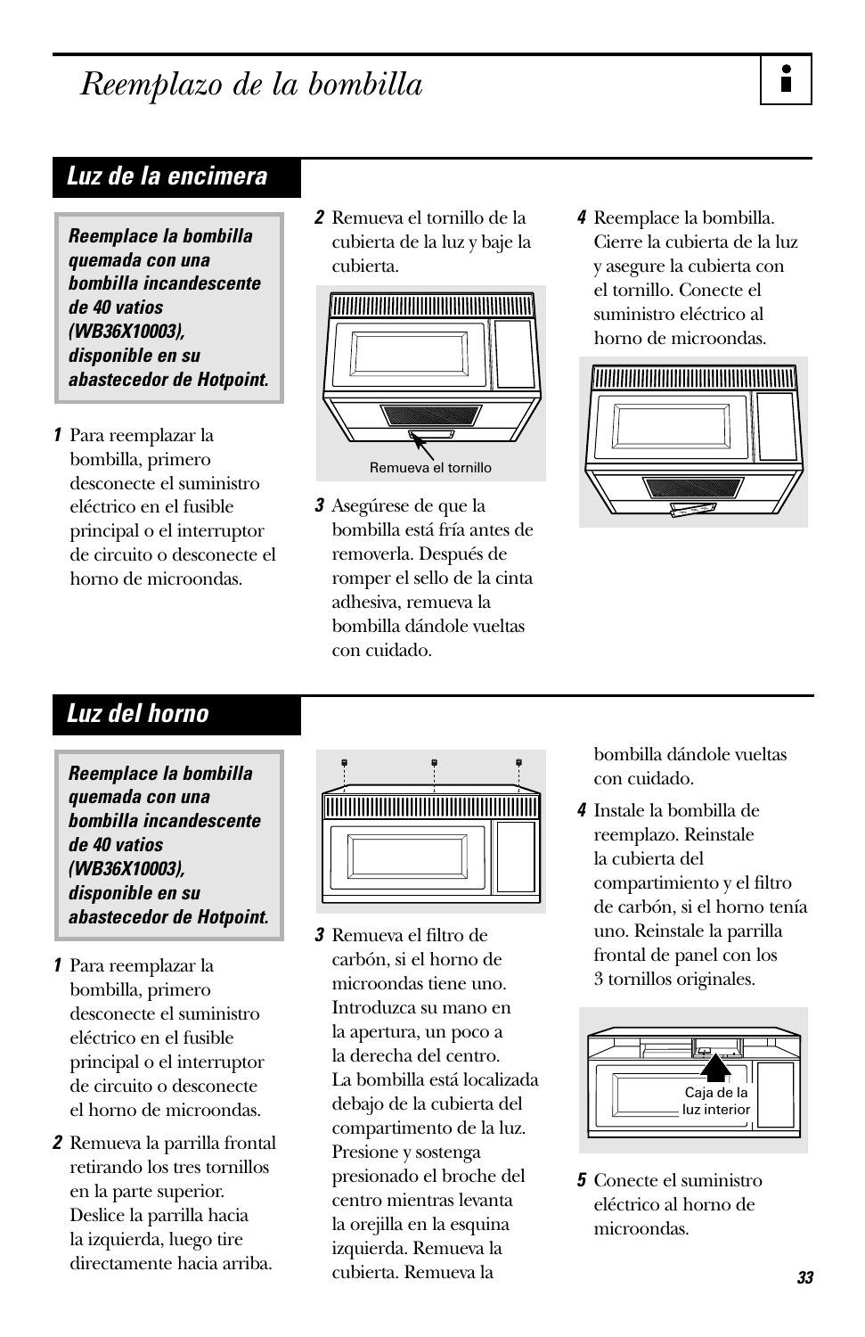# Reemplazo de la bombilla

## Luz de la encimera

***Reemplace la bombilla quemada con una bombilla incandescente de 40 vatios (WB36X10003), disponible en su abastecedor de Hotpoint.***

1. Para reemplazar la bombilla, primero desconecte el suministro eléctrico en el fusible principal o el interruptor de circuito o desconecte el horno de microondas.
2. Remueva el tornillo de la cubierta de la luz y baje la cubierta.

Remueva el tornillo

3. Asegúrese de que la bombilla está fría antes de removerla. Después de romper el sello de la cinta adhesiva, remueva la bombilla dándole vueltas con cuidado.
4. Reemplace la bombilla. Cierre la cubierta de la luz y asegure la cubierta con el tornillo. Conecte el suministro eléctrico al horno de microondas.

## Luz del horno

***Reemplace la bombilla quemada con una bombilla incandescente de 40 vatios (WB36X10003), disponible en su abastecedor de Hotpoint.***

1. Para reemplazar la bombilla, primero desconecte el suministro eléctrico en el fusible principal o el interruptor de circuito o desconecte el horno de microondas.
2. Remueva la parrilla frontal retirando los tres tornillos en la parte superior. Deslice la parrilla hacia la izquierda, luego tire directamente hacia arriba.
3. Remueva el filtro de carbón, si el horno de microondas tiene uno. Introduzca su mano en la apertura, un poco a la derecha del centro. La bombilla está localizada debajo de la cubierta del compartimento de la luz. Presione y sostenga presionado el broche del centro mientras levanta la orejilla en la esquina izquierda. Remueva la cubierta. Remueva la bombilla dándole vueltas con cuidado.
4. Instale la bombilla de reemplazo. Reinstale la cubierta del compartimiento y el filtro de carbón, si el horno tenía uno. Reinstale la parrilla frontal de panel con los 3 tornillos originales.

Caja de la luz interior

5. Conecte el suministro eléctrico al horno de microondas.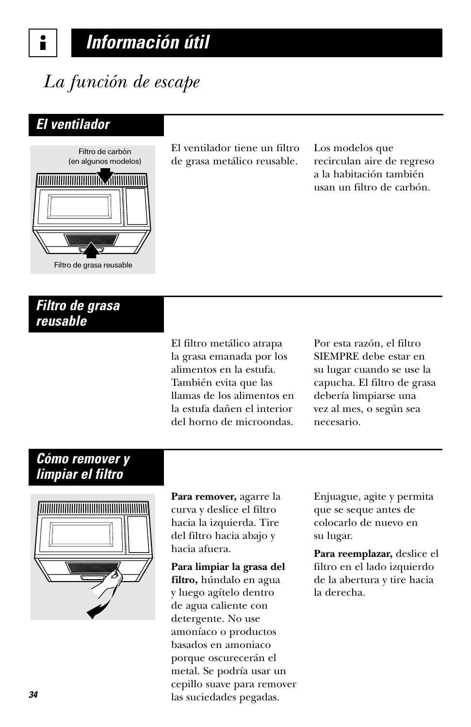# Información útil

## La función de escape

### El ventilador

Filtro de carbón (en algunos modelos)

Filtro de grasa reusable

El ventilador tiene un filtro de grasa metálico reusable.

Los modelos que recirculan aire de regreso a la habitación también usan un filtro de carbón.

### Filtro de grasa reusable

El filtro metálico atrapa la grasa emanada por los alimentos en la estufa. También evita que las llamas de los alimentos en la estufa dañen el interior del horno de microondas.

Por esta razón, el filtro SIEMPRE debe estar en su lugar cuando se use la capucha. El filtro de grasa debería limpiarse una vez al mes, o según sea necesario.

### Cómo remover y limpiar el filtro

**Para remover,** agarre la curva y deslice el filtro hacia la izquierda. Tire del filtro hacia abajo y hacia afuera.

**Para limpiar la grasa del filtro,** húndalo en agua y luego agítelo dentro de agua caliente con detergente. No use amoníaco o productos basados en amoniaco porque oscurecerán el metal. Se podría usar un cepillo suave para remover las suciedades pegadas.

Enjuague, agite y permita que se seque antes de colocarlo de nuevo en su lugar.

**Para reemplazar,** deslice el filtro en el lado izquierdo de la abertura y tire hacia la derecha.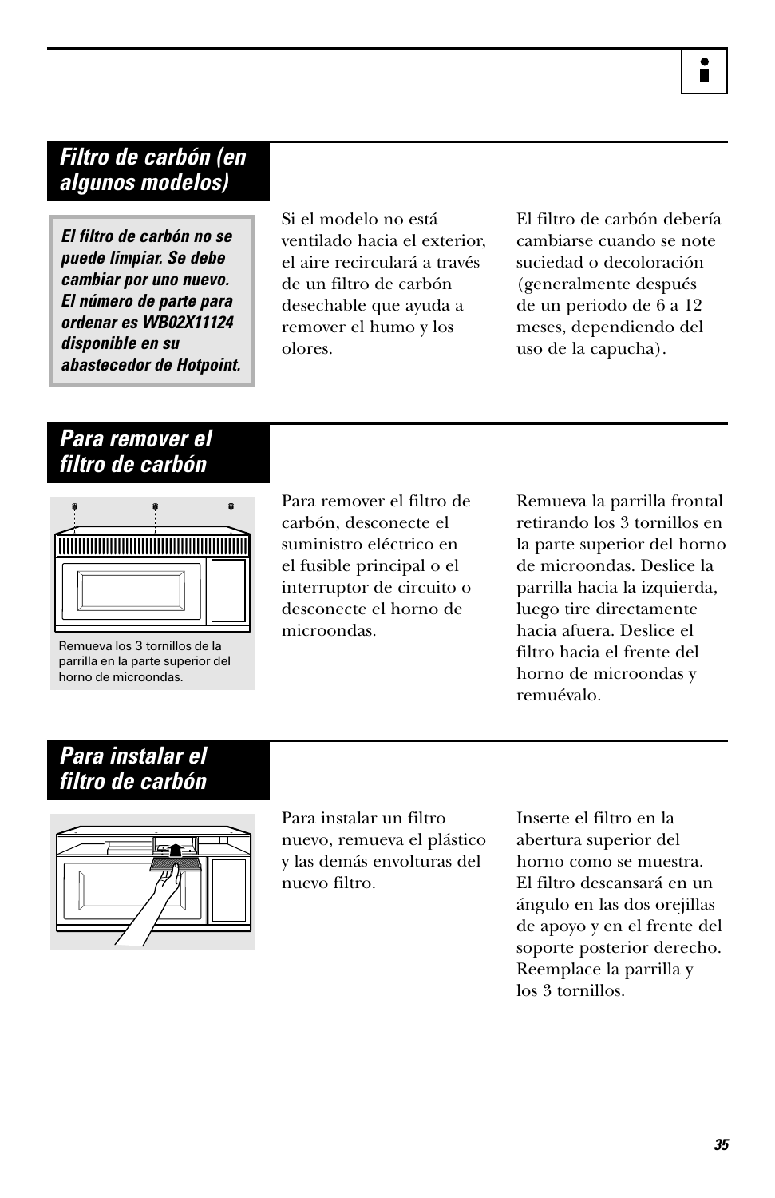## Filtro de carbón (en algunos modelos)

***El filtro de carbón no se puede limpiar. Se debe cambiar por uno nuevo. El número de parte para ordenar es WB02X11124 disponible en su abastecedor de Hotpoint.***

Si el modelo no está ventilado hacia el exterior, el aire recirculará a través de un filtro de carbón desechable que ayuda a remover el humo y los olores.

El filtro de carbón debería cambiarse cuando se note suciedad o decoloración (generalmente después de un periodo de 6 a 12 meses, dependiendo del uso de la capucha).

## Para remover el filtro de carbón

Remueva los 3 tornillos de la parrilla en la parte superior del horno de microondas.

Para remover el filtro de carbón, desconecte el suministro eléctrico en el fusible principal o el interruptor de circuito o desconecte el horno de microondas.

Remueva la parrilla frontal retirando los 3 tornillos en la parte superior del horno de microondas. Deslice la parrilla hacia la izquierda, luego tire directamente hacia afuera. Deslice el filtro hacia el frente del horno de microondas y remuévalo.

## Para instalar el filtro de carbón

Para instalar un filtro nuevo, remueva el plástico y las demás envolturas del nuevo filtro.

Inserte el filtro en la abertura superior del horno como se muestra. El filtro descansará en un ángulo en las dos orejillas de apoyo y en el frente del soporte posterior derecho. Reemplace la parrilla y los 3 tornillos.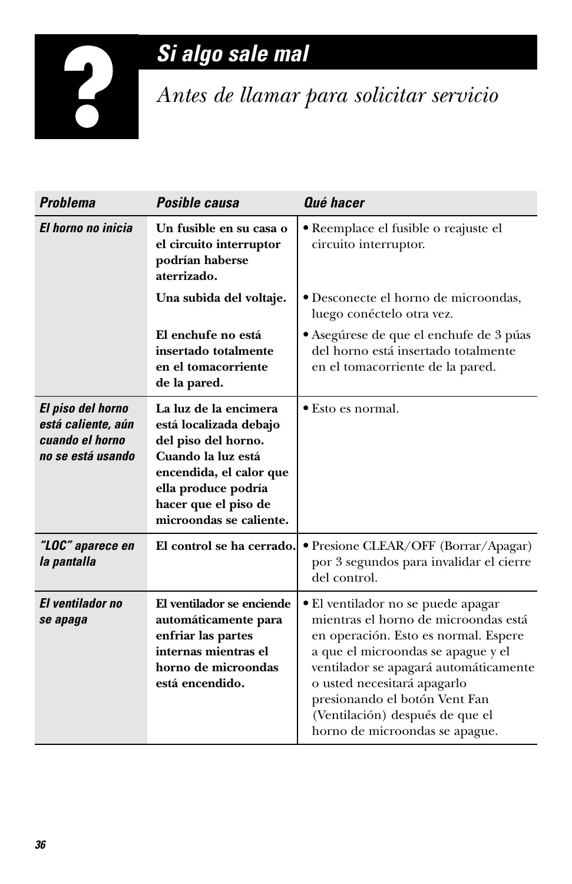# *Si algo sale mal*

## *Antes de llamar para solicitar servicio*

| *Problema* | *Posible causa* | *Qué hacer* |
|---|---|---|
| ***El horno no inicia*** | **Un fusible en su casa o el circuito interruptor podrían haberse aterrizado.** | • Reemplace el fusible o reajuste el circuito interruptor. |
| | **Una subida del voltaje.** | • Desconecte el horno de microondas, luego conéctelo otra vez. |
| | **El enchufe no está insertado totalmente en el tomacorriente de la pared.** | • Asegúrese de que el enchufe de 3 púas del horno está insertado totalmente en el tomacorriente de la pared. |
| ***El piso del horno está caliente, aún cuando el horno no se está usando*** | **La luz de la encimera está localizada debajo del piso del horno. Cuando la luz está encendida, el calor que ella produce podría hacer que el piso de microondas se caliente.** | • Esto es normal. |
| ***"LOC" aparece en la pantalla*** | **El control se ha cerrado.** | • Presione CLEAR/OFF (Borrar/Apagar) por 3 segundos para invalidar el cierre del control. |
| ***El ventilador no se apaga*** | **El ventilador se enciende automáticamente para enfriar las partes internas mientras el horno de microondas está encendido.** | • El ventilador no se puede apagar mientras el horno de microondas está en operación. Esto es normal. Espere a que el microondas se apague y el ventilador se apagará automáticamente o usted necesitará apagarlo presionando el botón Vent Fan (Ventilación) después de que el horno de microondas se apague. |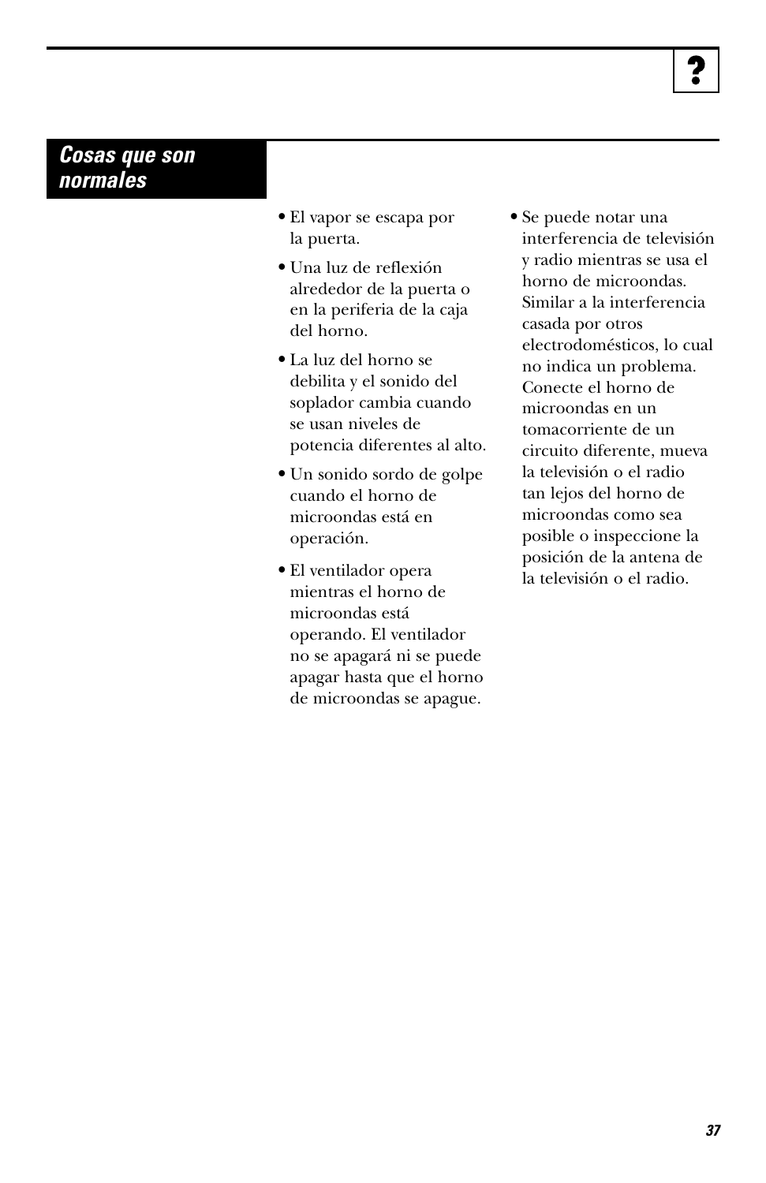## Cosas que son normales

- El vapor se escapa por la puerta.
- Una luz de reflexión alrededor de la puerta o en la periferia de la caja del horno.
- La luz del horno se debilita y el sonido del soplador cambia cuando se usan niveles de potencia diferentes al alto.
- Un sonido sordo de golpe cuando el horno de microondas está en operación.
- El ventilador opera mientras el horno de microondas está operando. El ventilador no se apagará ni se puede apagar hasta que el horno de microondas se apague.
- Se puede notar una interferencia de televisión y radio mientras se usa el horno de microondas. Similar a la interferencia casada por otros electrodomésticos, lo cual no indica un problema. Conecte el horno de microondas en un tomacorriente de un circuito diferente, mueva la televisión o el radio tan lejos del horno de microondas como sea posible o inspeccione la posición de la antena de la televisión o el radio.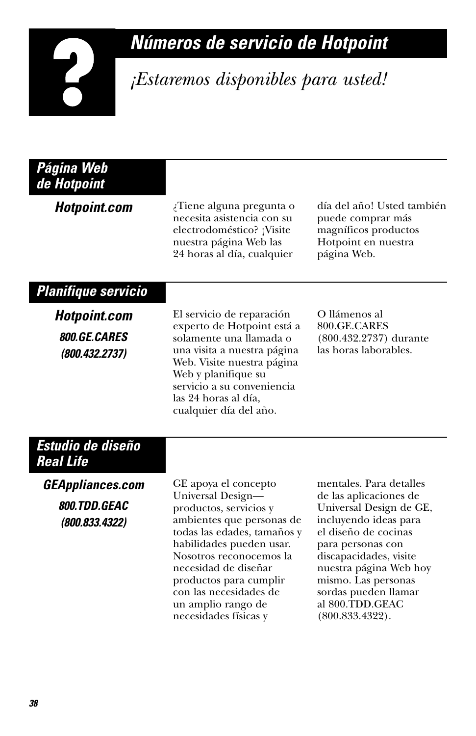# Números de servicio de Hotpoint

*¡Estaremos disponibles para usted!*

## Página Web de Hotpoint

**Hotpoint.com**

¿Tiene alguna pregunta o necesita asistencia con su electrodoméstico? ¡Visite nuestra página Web las 24 horas al día, cualquier día del año! Usted también puede comprar más magníficos productos Hotpoint en nuestra página Web.

## Planifique servicio

**Hotpoint.com**

**800.GE.CARES**
**(800.432.2737)**

El servicio de reparación experto de Hotpoint está a solamente una llamada o una visita a nuestra página Web. Visite nuestra página Web y planifique su servicio a su conveniencia las 24 horas al día, cualquier día del año. O llámenos al 800.GE.CARES (800.432.2737) durante las horas laborables.

## Estudio de diseño Real Life

**GEAppliances.com**

**800.TDD.GEAC**
**(800.833.4322)**

GE apoya el concepto Universal Design—productos, servicios y ambientes que personas de todas las edades, tamaños y habilidades pueden usar. Nosotros reconocemos la necesidad de diseñar productos para cumplir con las necesidades de un amplio rango de necesidades físicas y mentales. Para detalles de las aplicaciones de Universal Design de GE, incluyendo ideas para el diseño de cocinas para personas con discapacidades, visite nuestra página Web hoy mismo. Las personas sordas pueden llamar al 800.TDD.GEAC (800.833.4322).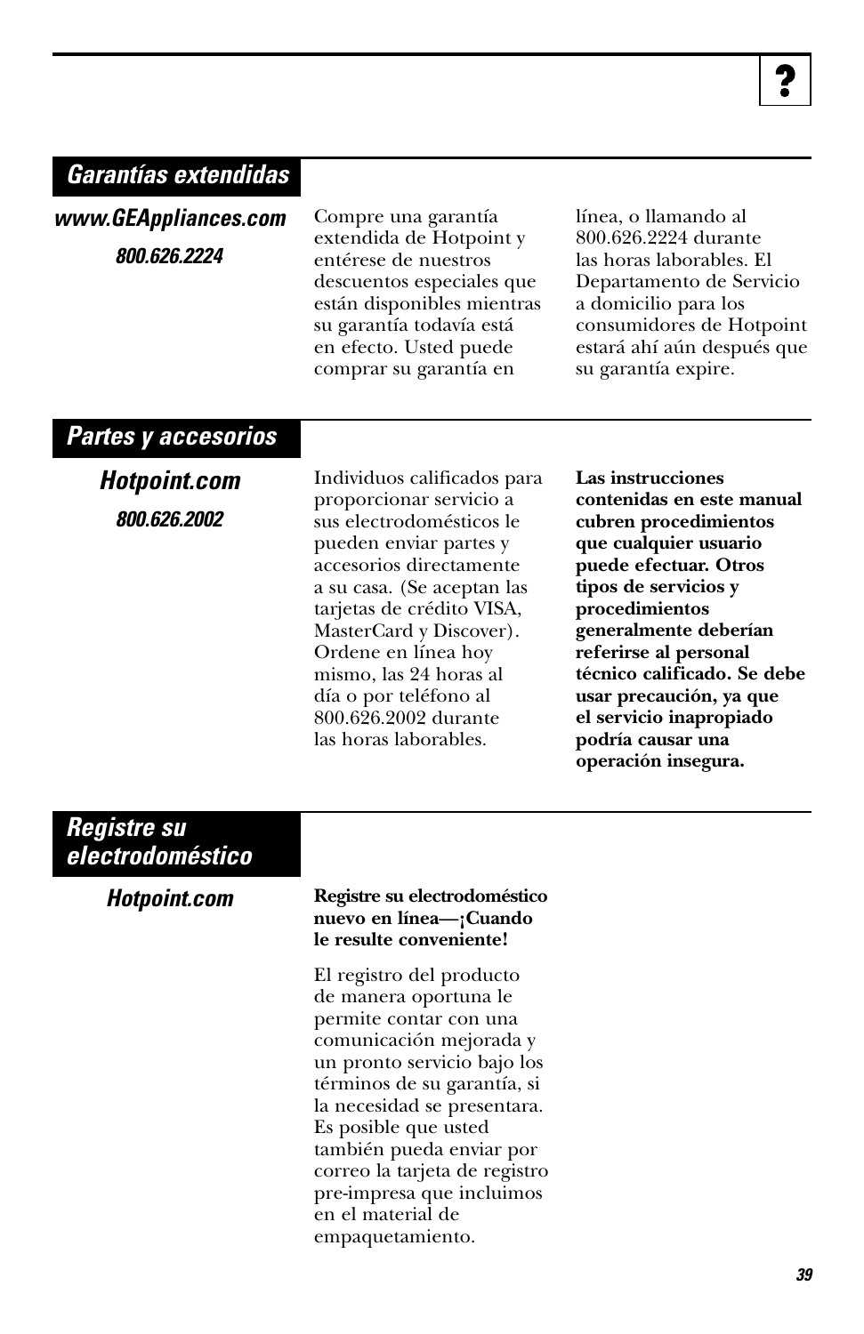## Garantías extendidas

***www.GEAppliances.com***

***800.626.2224***

Compre una garantía extendida de Hotpoint y entérese de nuestros descuentos especiales que están disponibles mientras su garantía todavía está en efecto. Usted puede comprar su garantía en línea, o llamando al 800.626.2224 durante las horas laborables. El Departamento de Servicio a domicilio para los consumidores de Hotpoint estará ahí aún después que su garantía expire.

## Partes y accesorios

***Hotpoint.com***

***800.626.2002***

Individuos calificados para proporcionar servicio a sus electrodomésticos le pueden enviar partes y accesorios directamente a su casa. (Se aceptan las tarjetas de crédito VISA, MasterCard y Discover). Ordene en línea hoy mismo, las 24 horas al día o por teléfono al 800.626.2002 durante las horas laborables.

**Las instrucciones contenidas en este manual cubren procedimientos que cualquier usuario puede efectuar. Otros tipos de servicios y procedimientos generalmente deberían referirse al personal técnico calificado. Se debe usar precaución, ya que el servicio inapropiado podría causar una operación insegura.**

## Registre su electrodoméstico

***Hotpoint.com***

**Registre su electrodoméstico nuevo en línea—¡Cuando le resulte conveniente!**

El registro del producto de manera oportuna le permite contar con una comunicación mejorada y un pronto servicio bajo los términos de su garantía, si la necesidad se presentara. Es posible que usted también pueda enviar por correo la tarjeta de registro pre-impresa que incluimos en el material de empaquetamiento.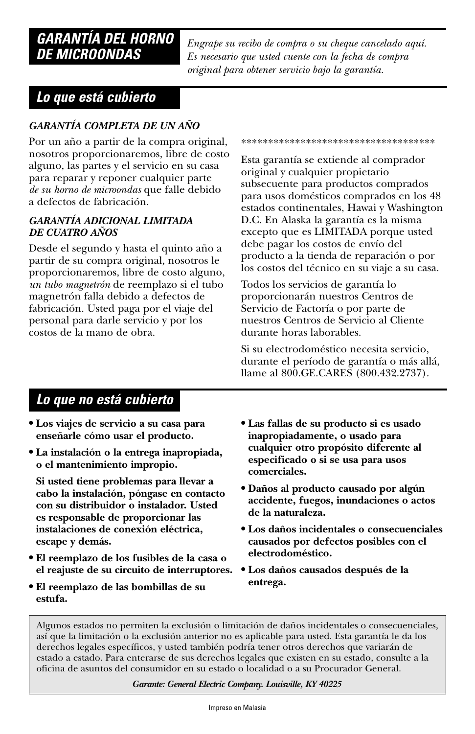## GARANTÍA DEL HORNO DE MICROONDAS

*Engrape su recibo de compra o su cheque cancelado aquí. Es necesario que usted cuente con la fecha de compra original para obtener servicio bajo la garantía.*

## Lo que está cubierto

***GARANTÍA COMPLETA DE UN AÑO***

Por un año a partir de la compra original, nosotros proporcionaremos, libre de costo alguno, las partes y el servicio en su casa para reparar y reponer cualquier parte *de su horno de microondas* que falle debido a defectos de fabricación.

***GARANTÍA ADICIONAL LIMITADA DE CUATRO AÑOS***

Desde el segundo y hasta el quinto año a partir de su compra original, nosotros le proporcionaremos, libre de costo alguno, *un tubo magnetrón* de reemplazo si el tubo magnetrón falla debido a defectos de fabricación. Usted paga por el viaje del personal para darle servicio y por los costos de la mano de obra.

************************************

Esta garantía se extiende al comprador original y cualquier propietario subsecuente para productos comprados para usos domésticos comprados en los 48 estados continentales, Hawai y Washington D.C. En Alaska la garantía es la misma excepto que es LIMITADA porque usted debe pagar los costos de envío del producto a la tienda de reparación o por los costos del técnico en su viaje a su casa.

Todos los servicios de garantía lo proporcionarán nuestros Centros de Servicio de Factoría o por parte de nuestros Centros de Servicio al Cliente durante horas laborables.

Si su electrodoméstico necesita servicio, durante el período de garantía o más allá, llame al 800.GE.CARES (800.432.2737).

## Lo que no está cubierto

- **Los viajes de servicio a su casa para enseñarle cómo usar el producto.**
- **La instalación o la entrega inapropiada, o el mantenimiento impropio.**

  **Si usted tiene problemas para llevar a cabo la instalación, póngase en contacto con su distribuidor o instalador. Usted es responsable de proporcionar las instalaciones de conexión eléctrica, escape y demás.**
- **El reemplazo de los fusibles de la casa o el reajuste de su circuito de interruptores.**
- **El reemplazo de las bombillas de su estufa.**
- **Las fallas de su producto si es usado inapropiadamente, o usado para cualquier otro propósito diferente al especificado o si se usa para usos comerciales.**
- **Daños al producto causado por algún accidente, fuegos, inundaciones o actos de la naturaleza.**
- **Los daños incidentales o consecuenciales causados por defectos posibles con el electrodoméstico.**
- **Los daños causados después de la entrega.**

Algunos estados no permiten la exclusión o limitación de daños incidentales o consecuenciales, así que la limitación o la exclusión anterior no es aplicable para usted. Esta garantía le da los derechos legales específicos, y usted también podría tener otros derechos que variarán de estado a estado. Para enterarse de sus derechos legales que existen en su estado, consulte a la oficina de asuntos del consumidor en su estado o localidad o a su Procurador General.

***Garante: General Electric Company. Louisville, KY 40225***

Impreso en Malasia